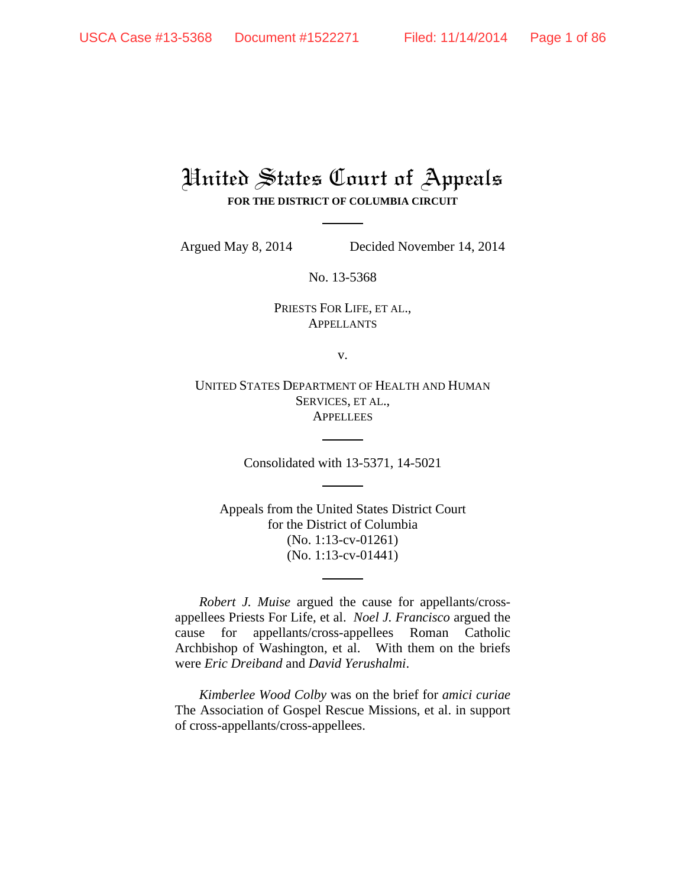# United States Court of Appeals
**FOR THE DISTRICT OF COLUMBIA CIRCUIT**

Argued May 8, 2014 Decided November 14, 2014

No. 13-5368

PRIESTS FOR LIFE, ET AL.,
APPELLANTS

v.

UNITED STATES DEPARTMENT OF HEALTH AND HUMAN SERVICES, ET AL.,
APPELLEES

Consolidated with 13-5371, 14-5021

Appeals from the United States District Court
for the District of Columbia
(No. 1:13-cv-01261)
(No. 1:13-cv-01441)

*Robert J. Muise* argued the cause for appellants/cross-appellees Priests For Life, et al. *Noel J. Francisco* argued the cause for appellants/cross-appellees Roman Catholic Archbishop of Washington, et al. With them on the briefs were *Eric Dreiband* and *David Yerushalmi*.

*Kimberlee Wood Colby* was on the brief for *amici curiae* The Association of Gospel Rescue Missions, et al. in support of cross-appellants/cross-appellees.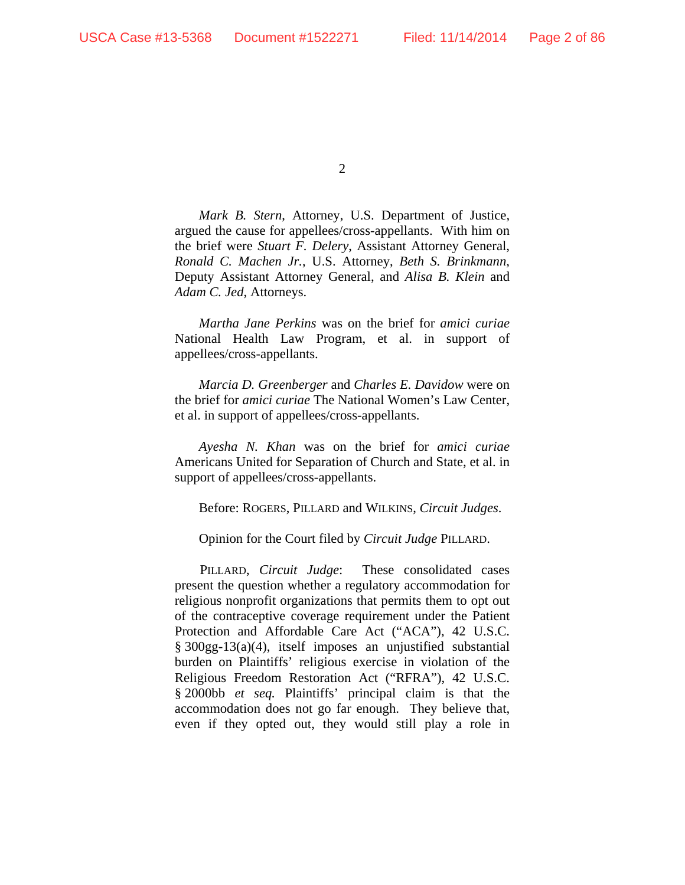*Mark B. Stern*, Attorney, U.S. Department of Justice, argued the cause for appellees/cross-appellants. With him on the brief were *Stuart F. Delery*, Assistant Attorney General, *Ronald C. Machen Jr.*, U.S. Attorney, *Beth S. Brinkmann*, Deputy Assistant Attorney General, and *Alisa B. Klein* and *Adam C. Jed*, Attorneys.

*Martha Jane Perkins* was on the brief for *amici curiae* National Health Law Program, et al. in support of appellees/cross-appellants.

*Marcia D. Greenberger* and *Charles E. Davidow* were on the brief for *amici curiae* The National Women's Law Center, et al. in support of appellees/cross-appellants.

*Ayesha N. Khan* was on the brief for *amici curiae* Americans United for Separation of Church and State, et al. in support of appellees/cross-appellants.

Before: ROGERS, PILLARD and WILKINS, *Circuit Judges*.

Opinion for the Court filed by *Circuit Judge* PILLARD.

PILLARD, *Circuit Judge*: These consolidated cases present the question whether a regulatory accommodation for religious nonprofit organizations that permits them to opt out of the contraceptive coverage requirement under the Patient Protection and Affordable Care Act ("ACA"), 42 U.S.C. § 300gg-13(a)(4), itself imposes an unjustified substantial burden on Plaintiffs' religious exercise in violation of the Religious Freedom Restoration Act ("RFRA"), 42 U.S.C. § 2000bb *et seq.* Plaintiffs' principal claim is that the accommodation does not go far enough. They believe that, even if they opted out, they would still play a role in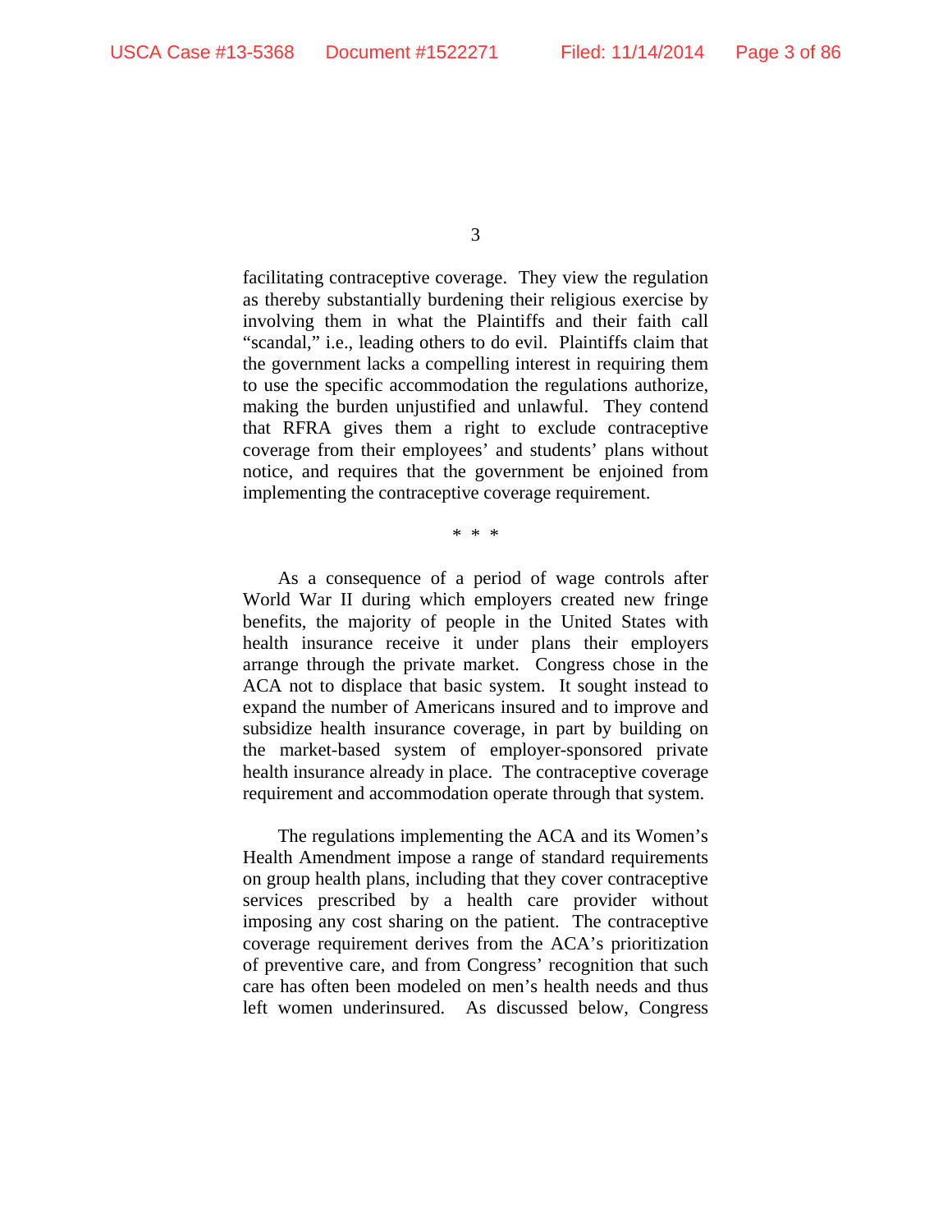facilitating contraceptive coverage. They view the regulation as thereby substantially burdening their religious exercise by involving them in what the Plaintiffs and their faith call "scandal," i.e., leading others to do evil. Plaintiffs claim that the government lacks a compelling interest in requiring them to use the specific accommodation the regulations authorize, making the burden unjustified and unlawful. They contend that RFRA gives them a right to exclude contraceptive coverage from their employees' and students' plans without notice, and requires that the government be enjoined from implementing the contraceptive coverage requirement.

\* \* \*

As a consequence of a period of wage controls after World War II during which employers created new fringe benefits, the majority of people in the United States with health insurance receive it under plans their employers arrange through the private market. Congress chose in the ACA not to displace that basic system. It sought instead to expand the number of Americans insured and to improve and subsidize health insurance coverage, in part by building on the market-based system of employer-sponsored private health insurance already in place. The contraceptive coverage requirement and accommodation operate through that system.

The regulations implementing the ACA and its Women's Health Amendment impose a range of standard requirements on group health plans, including that they cover contraceptive services prescribed by a health care provider without imposing any cost sharing on the patient. The contraceptive coverage requirement derives from the ACA's prioritization of preventive care, and from Congress' recognition that such care has often been modeled on men's health needs and thus left women underinsured. As discussed below, Congress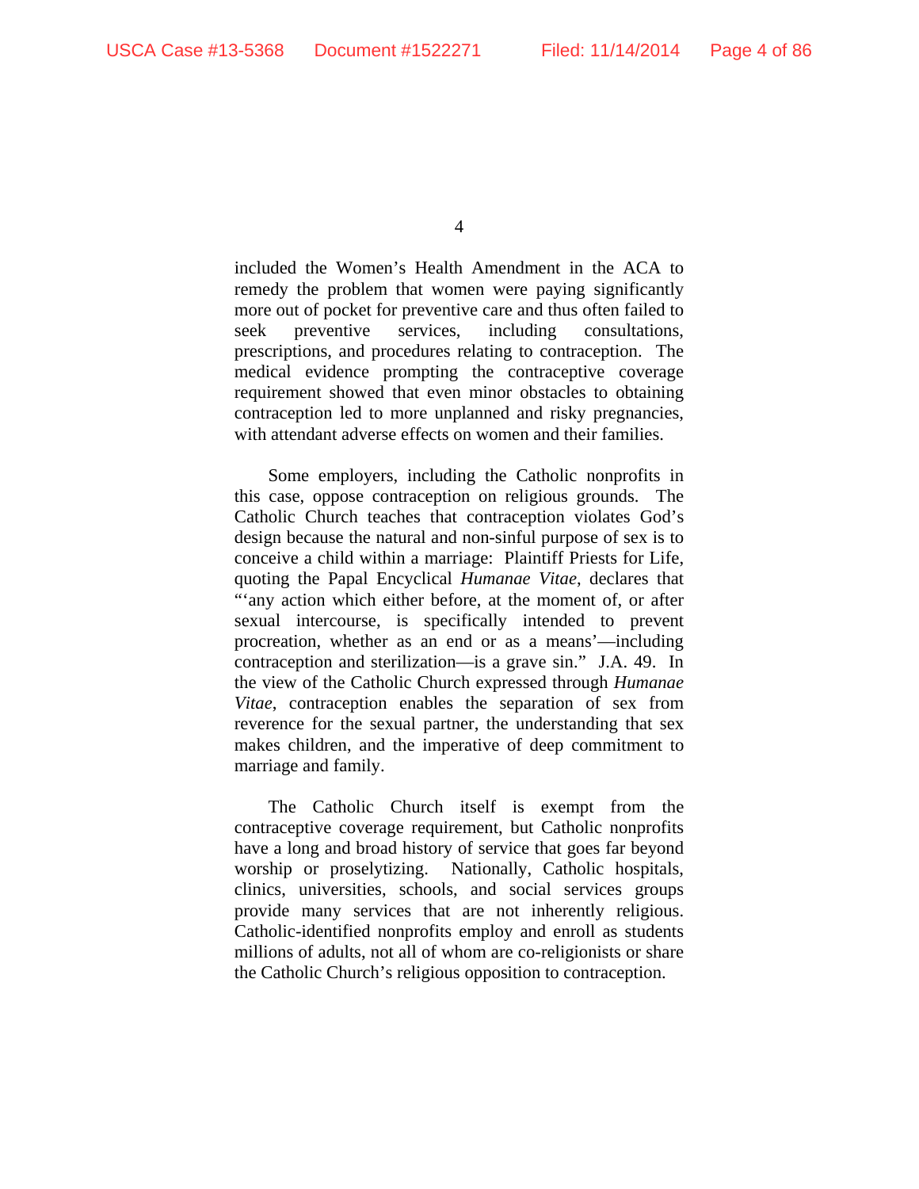included the Women's Health Amendment in the ACA to remedy the problem that women were paying significantly more out of pocket for preventive care and thus often failed to seek preventive services, including consultations, prescriptions, and procedures relating to contraception. The medical evidence prompting the contraceptive coverage requirement showed that even minor obstacles to obtaining contraception led to more unplanned and risky pregnancies, with attendant adverse effects on women and their families.

Some employers, including the Catholic nonprofits in this case, oppose contraception on religious grounds. The Catholic Church teaches that contraception violates God's design because the natural and non-sinful purpose of sex is to conceive a child within a marriage: Plaintiff Priests for Life, quoting the Papal Encyclical *Humanae Vitae*, declares that "'any action which either before, at the moment of, or after sexual intercourse, is specifically intended to prevent procreation, whether as an end or as a means'—including contraception and sterilization—is a grave sin." J.A. 49. In the view of the Catholic Church expressed through *Humanae Vitae*, contraception enables the separation of sex from reverence for the sexual partner, the understanding that sex makes children, and the imperative of deep commitment to marriage and family.

The Catholic Church itself is exempt from the contraceptive coverage requirement, but Catholic nonprofits have a long and broad history of service that goes far beyond worship or proselytizing. Nationally, Catholic hospitals, clinics, universities, schools, and social services groups provide many services that are not inherently religious. Catholic-identified nonprofits employ and enroll as students millions of adults, not all of whom are co-religionists or share the Catholic Church's religious opposition to contraception.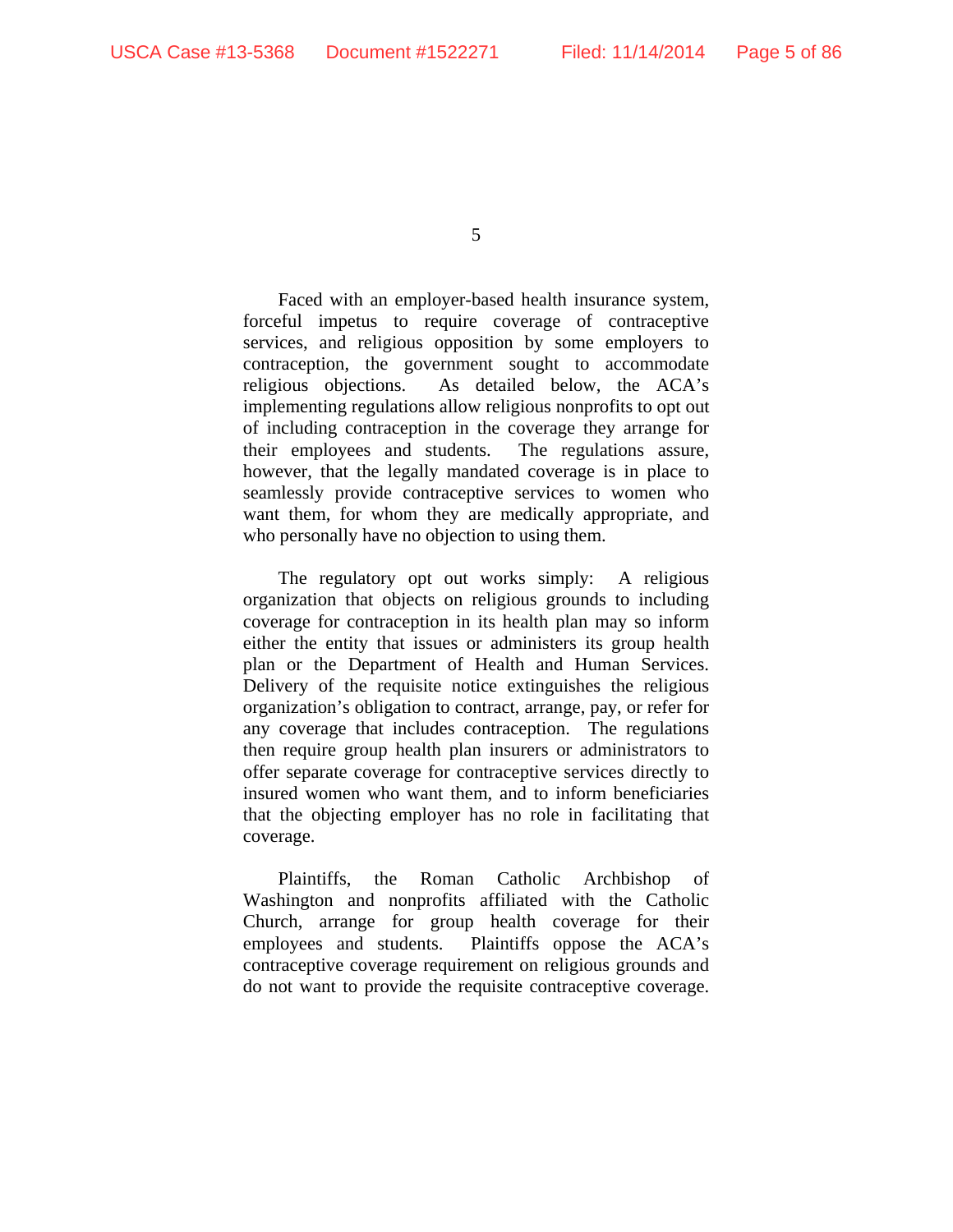Faced with an employer-based health insurance system, forceful impetus to require coverage of contraceptive services, and religious opposition by some employers to contraception, the government sought to accommodate religious objections. As detailed below, the ACA's implementing regulations allow religious nonprofits to opt out of including contraception in the coverage they arrange for their employees and students. The regulations assure, however, that the legally mandated coverage is in place to seamlessly provide contraceptive services to women who want them, for whom they are medically appropriate, and who personally have no objection to using them.

The regulatory opt out works simply: A religious organization that objects on religious grounds to including coverage for contraception in its health plan may so inform either the entity that issues or administers its group health plan or the Department of Health and Human Services. Delivery of the requisite notice extinguishes the religious organization's obligation to contract, arrange, pay, or refer for any coverage that includes contraception. The regulations then require group health plan insurers or administrators to offer separate coverage for contraceptive services directly to insured women who want them, and to inform beneficiaries that the objecting employer has no role in facilitating that coverage.

Plaintiffs, the Roman Catholic Archbishop of Washington and nonprofits affiliated with the Catholic Church, arrange for group health coverage for their employees and students. Plaintiffs oppose the ACA's contraceptive coverage requirement on religious grounds and do not want to provide the requisite contraceptive coverage.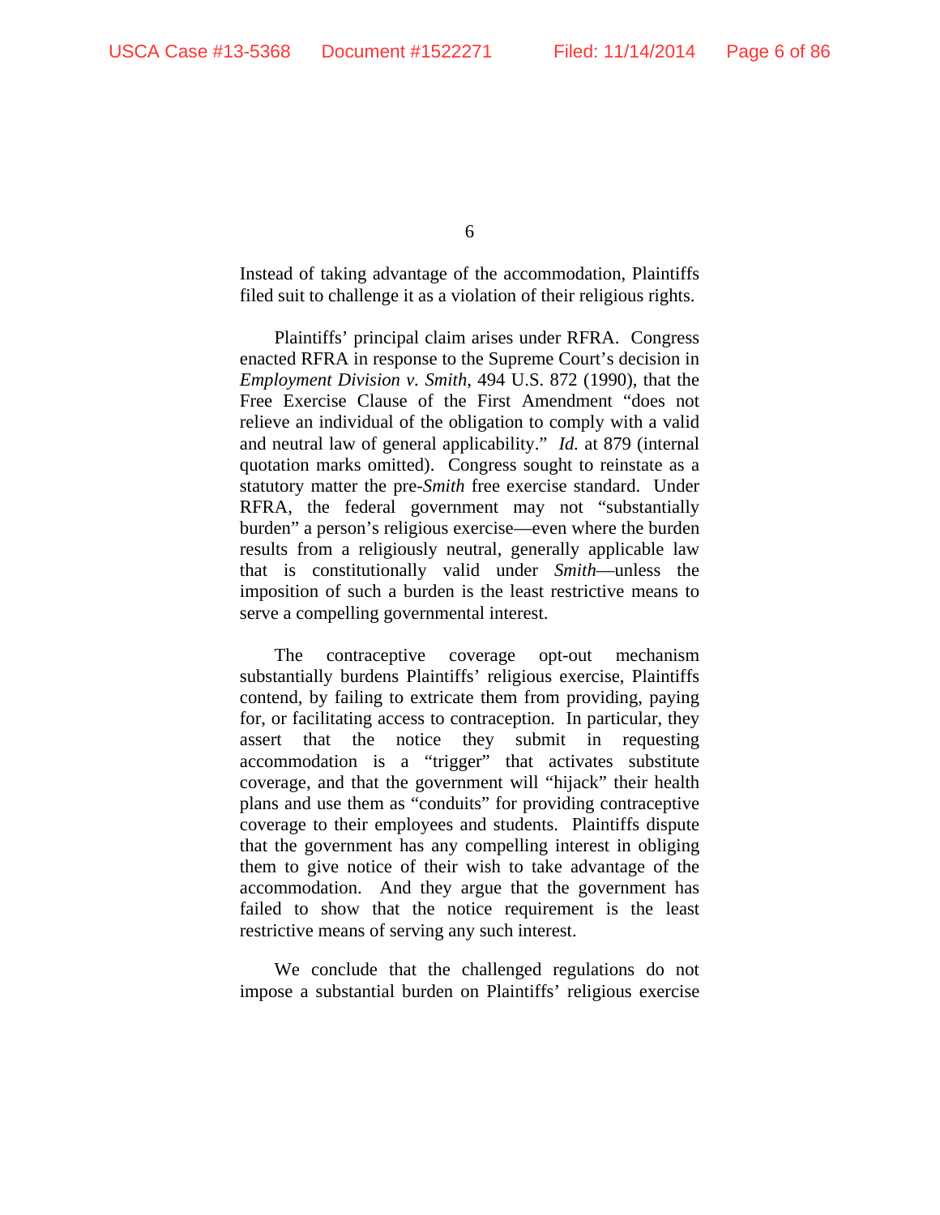Instead of taking advantage of the accommodation, Plaintiffs filed suit to challenge it as a violation of their religious rights.

Plaintiffs' principal claim arises under RFRA. Congress enacted RFRA in response to the Supreme Court's decision in *Employment Division v. Smith*, 494 U.S. 872 (1990), that the Free Exercise Clause of the First Amendment "does not relieve an individual of the obligation to comply with a valid and neutral law of general applicability." *Id.* at 879 (internal quotation marks omitted). Congress sought to reinstate as a statutory matter the pre-*Smith* free exercise standard. Under RFRA, the federal government may not "substantially burden" a person's religious exercise—even where the burden results from a religiously neutral, generally applicable law that is constitutionally valid under *Smith*—unless the imposition of such a burden is the least restrictive means to serve a compelling governmental interest.

The contraceptive coverage opt-out mechanism substantially burdens Plaintiffs' religious exercise, Plaintiffs contend, by failing to extricate them from providing, paying for, or facilitating access to contraception. In particular, they assert that the notice they submit in requesting accommodation is a "trigger" that activates substitute coverage, and that the government will "hijack" their health plans and use them as "conduits" for providing contraceptive coverage to their employees and students. Plaintiffs dispute that the government has any compelling interest in obliging them to give notice of their wish to take advantage of the accommodation. And they argue that the government has failed to show that the notice requirement is the least restrictive means of serving any such interest.

We conclude that the challenged regulations do not impose a substantial burden on Plaintiffs' religious exercise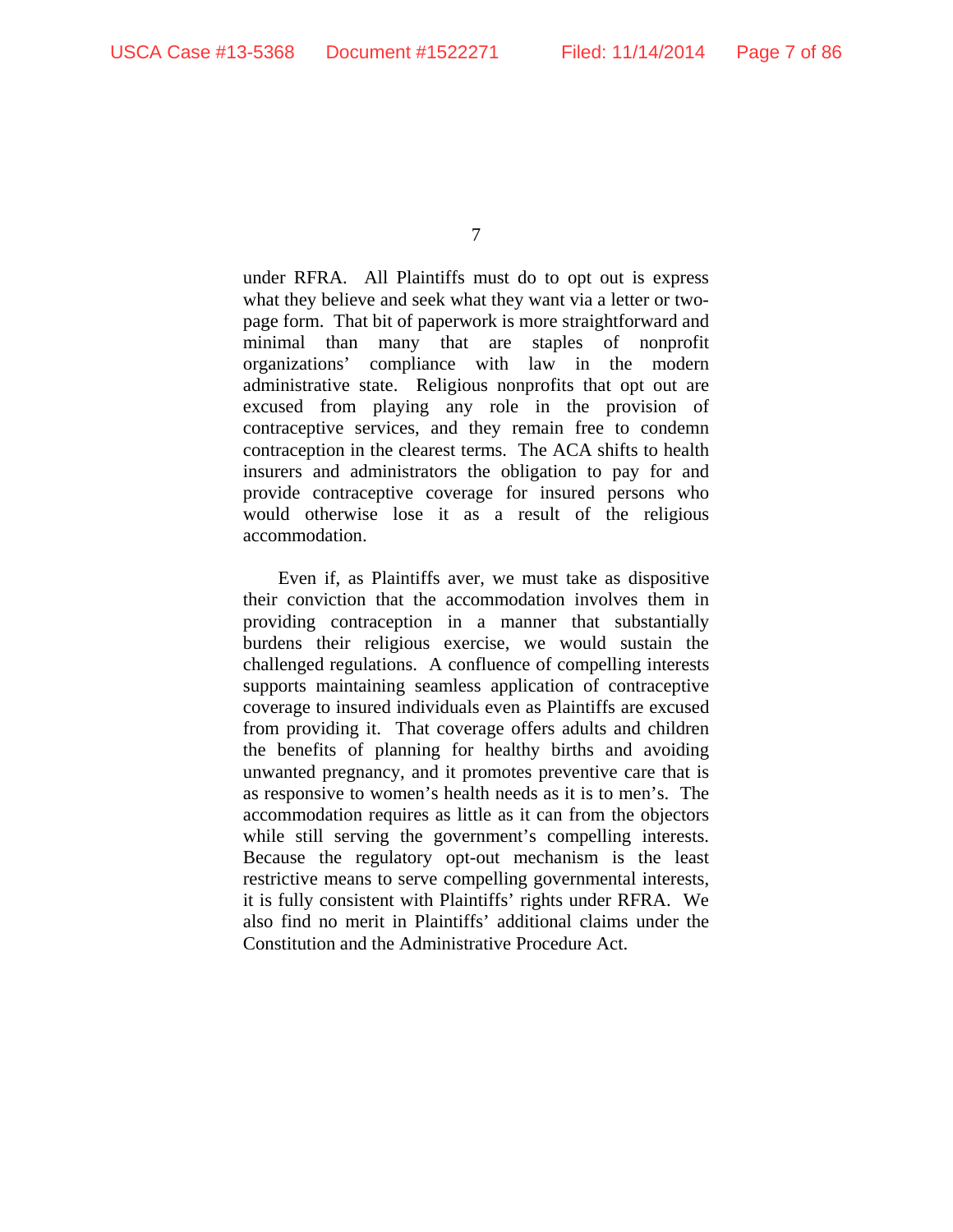under RFRA. All Plaintiffs must do to opt out is express what they believe and seek what they want via a letter or two-page form. That bit of paperwork is more straightforward and minimal than many that are staples of nonprofit organizations' compliance with law in the modern administrative state. Religious nonprofits that opt out are excused from playing any role in the provision of contraceptive services, and they remain free to condemn contraception in the clearest terms. The ACA shifts to health insurers and administrators the obligation to pay for and provide contraceptive coverage for insured persons who would otherwise lose it as a result of the religious accommodation.

Even if, as Plaintiffs aver, we must take as dispositive their conviction that the accommodation involves them in providing contraception in a manner that substantially burdens their religious exercise, we would sustain the challenged regulations. A confluence of compelling interests supports maintaining seamless application of contraceptive coverage to insured individuals even as Plaintiffs are excused from providing it. That coverage offers adults and children the benefits of planning for healthy births and avoiding unwanted pregnancy, and it promotes preventive care that is as responsive to women's health needs as it is to men's. The accommodation requires as little as it can from the objectors while still serving the government's compelling interests. Because the regulatory opt-out mechanism is the least restrictive means to serve compelling governmental interests, it is fully consistent with Plaintiffs' rights under RFRA. We also find no merit in Plaintiffs' additional claims under the Constitution and the Administrative Procedure Act.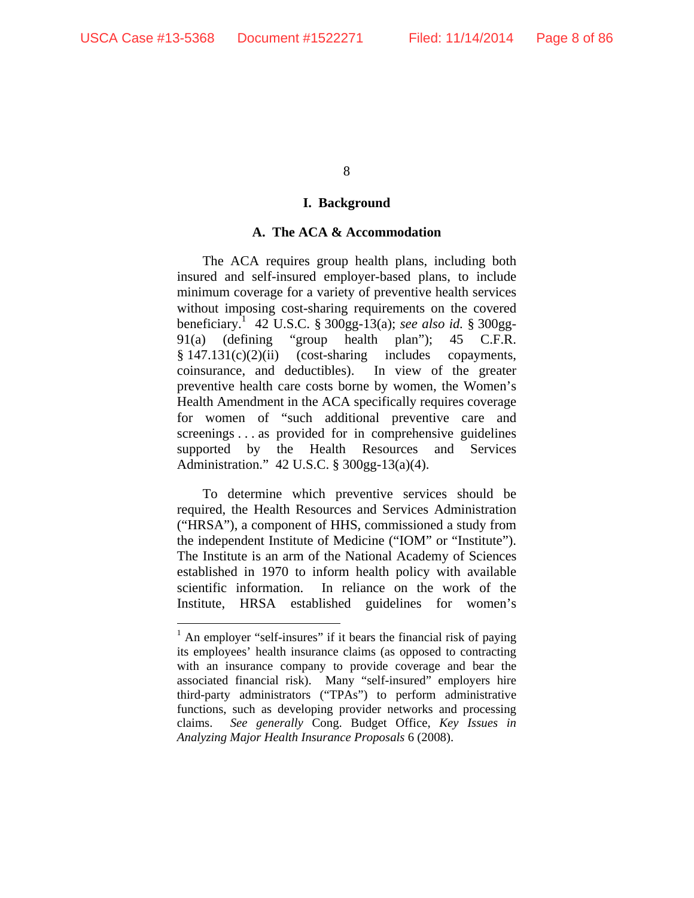## I. Background

### A. The ACA & Accommodation

The ACA requires group health plans, including both insured and self-insured employer-based plans, to include minimum coverage for a variety of preventive health services without imposing cost-sharing requirements on the covered beneficiary.[1] 42 U.S.C. § 300gg-13(a); *see also id.* § 300gg-91(a) (defining "group health plan"); 45 C.F.R. § 147.131(c)(2)(ii) (cost-sharing includes copayments, coinsurance, and deductibles). In view of the greater preventive health care costs borne by women, the Women's Health Amendment in the ACA specifically requires coverage for women of "such additional preventive care and screenings . . . as provided for in comprehensive guidelines supported by the Health Resources and Services Administration." 42 U.S.C. § 300gg-13(a)(4).

To determine which preventive services should be required, the Health Resources and Services Administration ("HRSA"), a component of HHS, commissioned a study from the independent Institute of Medicine ("IOM" or "Institute"). The Institute is an arm of the National Academy of Sciences established in 1970 to inform health policy with available scientific information. In reliance on the work of the Institute, HRSA established guidelines for women's

---

[1] An employer "self-insures" if it bears the financial risk of paying its employees' health insurance claims (as opposed to contracting with an insurance company to provide coverage and bear the associated financial risk). Many "self-insured" employers hire third-party administrators ("TPAs") to perform administrative functions, such as developing provider networks and processing claims. *See generally* Cong. Budget Office, *Key Issues in Analyzing Major Health Insurance Proposals* 6 (2008).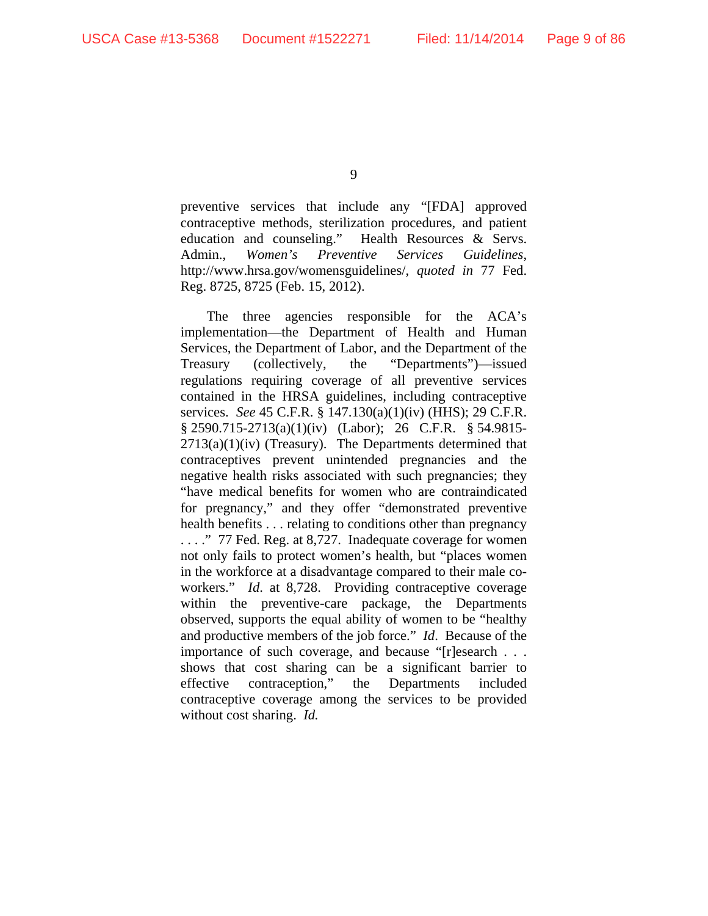preventive services that include any "[FDA] approved contraceptive methods, sterilization procedures, and patient education and counseling." Health Resources & Servs. Admin., *Women's Preventive Services Guidelines*, http://www.hrsa.gov/womensguidelines/, *quoted in* 77 Fed. Reg. 8725, 8725 (Feb. 15, 2012).

The three agencies responsible for the ACA's implementation—the Department of Health and Human Services, the Department of Labor, and the Department of the Treasury (collectively, the "Departments")—issued regulations requiring coverage of all preventive services contained in the HRSA guidelines, including contraceptive services. *See* 45 C.F.R. § 147.130(a)(1)(iv) (HHS); 29 C.F.R. § 2590.715-2713(a)(1)(iv) (Labor); 26 C.F.R. § 54.9815-2713(a)(1)(iv) (Treasury). The Departments determined that contraceptives prevent unintended pregnancies and the negative health risks associated with such pregnancies; they "have medical benefits for women who are contraindicated for pregnancy," and they offer "demonstrated preventive health benefits . . . relating to conditions other than pregnancy . . . ." 77 Fed. Reg. at 8,727. Inadequate coverage for women not only fails to protect women's health, but "places women in the workforce at a disadvantage compared to their male co-workers." *Id*. at 8,728. Providing contraceptive coverage within the preventive-care package, the Departments observed, supports the equal ability of women to be "healthy and productive members of the job force." *Id*. Because of the importance of such coverage, and because "[r]esearch . . . shows that cost sharing can be a significant barrier to effective contraception," the Departments included contraceptive coverage among the services to be provided without cost sharing. *Id.*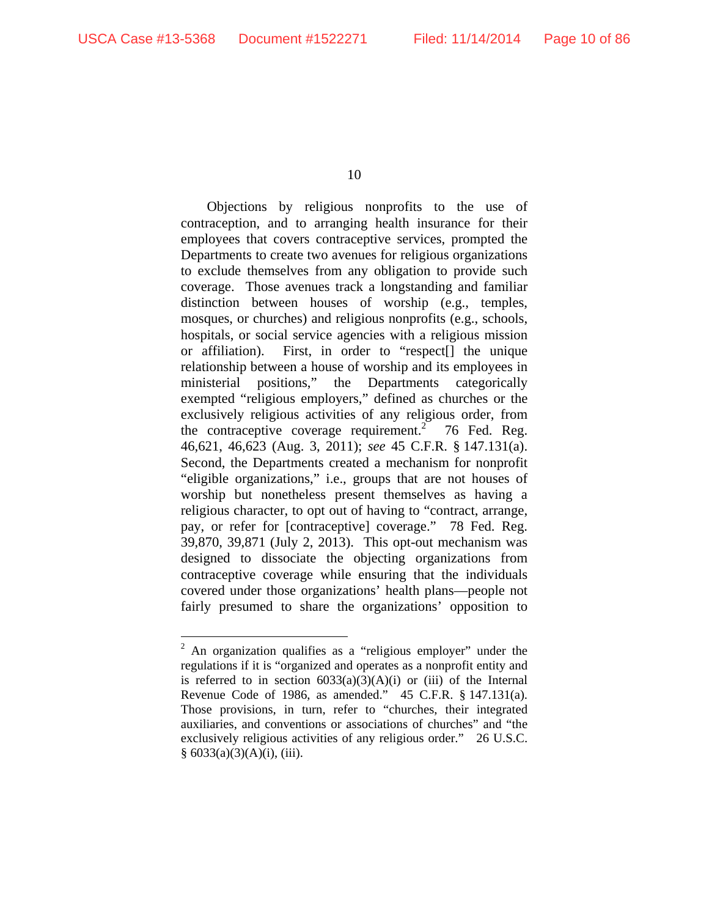Objections by religious nonprofits to the use of contraception, and to arranging health insurance for their employees that covers contraceptive services, prompted the Departments to create two avenues for religious organizations to exclude themselves from any obligation to provide such coverage. Those avenues track a longstanding and familiar distinction between houses of worship (e.g., temples, mosques, or churches) and religious nonprofits (e.g., schools, hospitals, or social service agencies with a religious mission or affiliation). First, in order to "respect[] the unique relationship between a house of worship and its employees in ministerial positions," the Departments categorically exempted "religious employers," defined as churches or the exclusively religious activities of any religious order, from the contraceptive coverage requirement.[2] 76 Fed. Reg. 46,621, 46,623 (Aug. 3, 2011); *see* 45 C.F.R. § 147.131(a). Second, the Departments created a mechanism for nonprofit "eligible organizations," i.e., groups that are not houses of worship but nonetheless present themselves as having a religious character, to opt out of having to "contract, arrange, pay, or refer for [contraceptive] coverage." 78 Fed. Reg. 39,870, 39,871 (July 2, 2013). This opt-out mechanism was designed to dissociate the objecting organizations from contraceptive coverage while ensuring that the individuals covered under those organizations' health plans—people not fairly presumed to share the organizations' opposition to

---

[2] An organization qualifies as a "religious employer" under the regulations if it is "organized and operates as a nonprofit entity and is referred to in section 6033(a)(3)(A)(i) or (iii) of the Internal Revenue Code of 1986, as amended." 45 C.F.R. § 147.131(a). Those provisions, in turn, refer to "churches, their integrated auxiliaries, and conventions or associations of churches" and "the exclusively religious activities of any religious order." 26 U.S.C. § 6033(a)(3)(A)(i), (iii).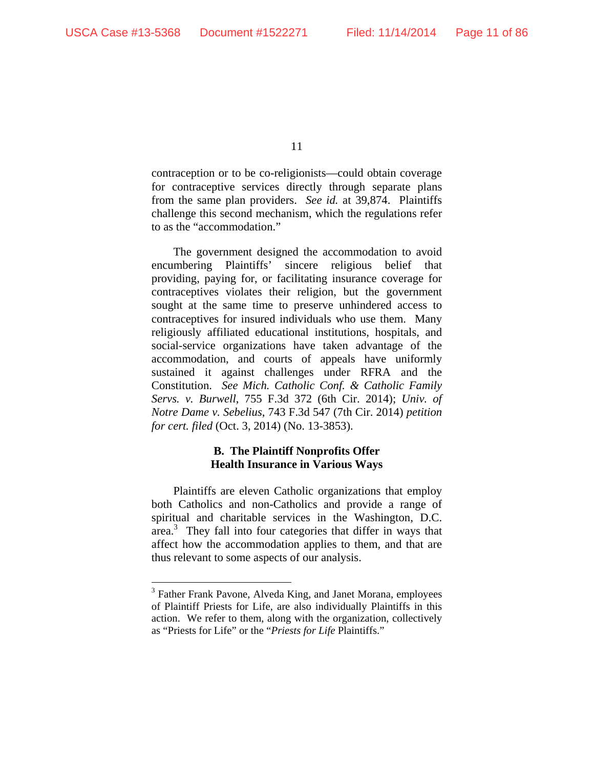contraception or to be co-religionists—could obtain coverage for contraceptive services directly through separate plans from the same plan providers. *See id.* at 39,874. Plaintiffs challenge this second mechanism, which the regulations refer to as the "accommodation."

The government designed the accommodation to avoid encumbering Plaintiffs' sincere religious belief that providing, paying for, or facilitating insurance coverage for contraceptives violates their religion, but the government sought at the same time to preserve unhindered access to contraceptives for insured individuals who use them. Many religiously affiliated educational institutions, hospitals, and social-service organizations have taken advantage of the accommodation, and courts of appeals have uniformly sustained it against challenges under RFRA and the Constitution. *See Mich. Catholic Conf. & Catholic Family Servs. v. Burwell*, 755 F.3d 372 (6th Cir. 2014); *Univ. of Notre Dame v. Sebelius*, 743 F.3d 547 (7th Cir. 2014) *petition for cert. filed* (Oct. 3, 2014) (No. 13-3853).

### B. The Plaintiff Nonprofits Offer Health Insurance in Various Ways

Plaintiffs are eleven Catholic organizations that employ both Catholics and non-Catholics and provide a range of spiritual and charitable services in the Washington, D.C. area.[3] They fall into four categories that differ in ways that affect how the accommodation applies to them, and that are thus relevant to some aspects of our analysis.

---

[3] Father Frank Pavone, Alveda King, and Janet Morana, employees of Plaintiff Priests for Life, are also individually Plaintiffs in this action. We refer to them, along with the organization, collectively as "Priests for Life" or the "*Priests for Life* Plaintiffs."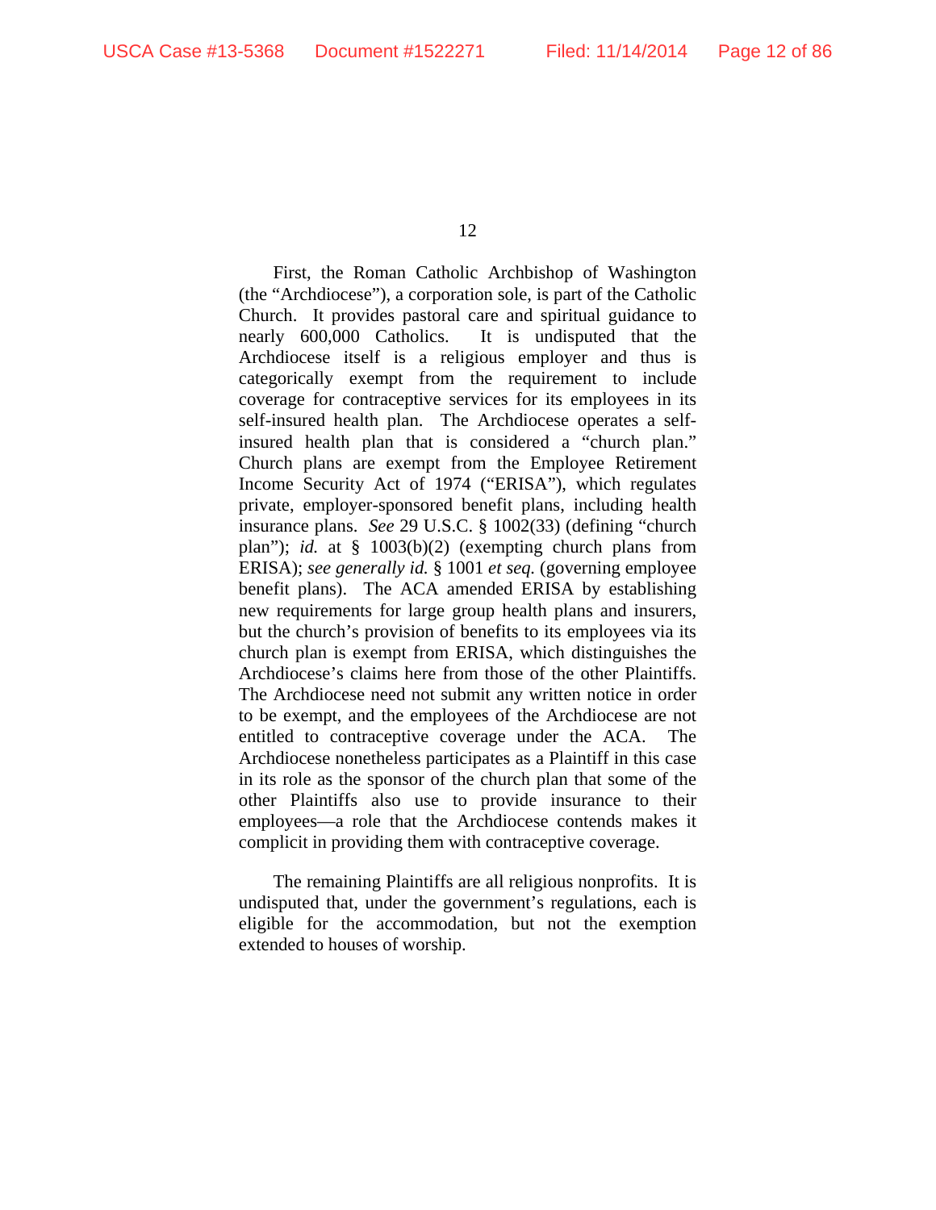First, the Roman Catholic Archbishop of Washington (the "Archdiocese"), a corporation sole, is part of the Catholic Church. It provides pastoral care and spiritual guidance to nearly 600,000 Catholics. It is undisputed that the Archdiocese itself is a religious employer and thus is categorically exempt from the requirement to include coverage for contraceptive services for its employees in its self-insured health plan. The Archdiocese operates a self-insured health plan that is considered a "church plan." Church plans are exempt from the Employee Retirement Income Security Act of 1974 ("ERISA"), which regulates private, employer-sponsored benefit plans, including health insurance plans. *See* 29 U.S.C. § 1002(33) (defining "church plan"); *id.* at § 1003(b)(2) (exempting church plans from ERISA); *see generally id.* § 1001 *et seq.* (governing employee benefit plans). The ACA amended ERISA by establishing new requirements for large group health plans and insurers, but the church's provision of benefits to its employees via its church plan is exempt from ERISA, which distinguishes the Archdiocese's claims here from those of the other Plaintiffs. The Archdiocese need not submit any written notice in order to be exempt, and the employees of the Archdiocese are not entitled to contraceptive coverage under the ACA. The Archdiocese nonetheless participates as a Plaintiff in this case in its role as the sponsor of the church plan that some of the other Plaintiffs also use to provide insurance to their employees—a role that the Archdiocese contends makes it complicit in providing them with contraceptive coverage.

The remaining Plaintiffs are all religious nonprofits. It is undisputed that, under the government's regulations, each is eligible for the accommodation, but not the exemption extended to houses of worship.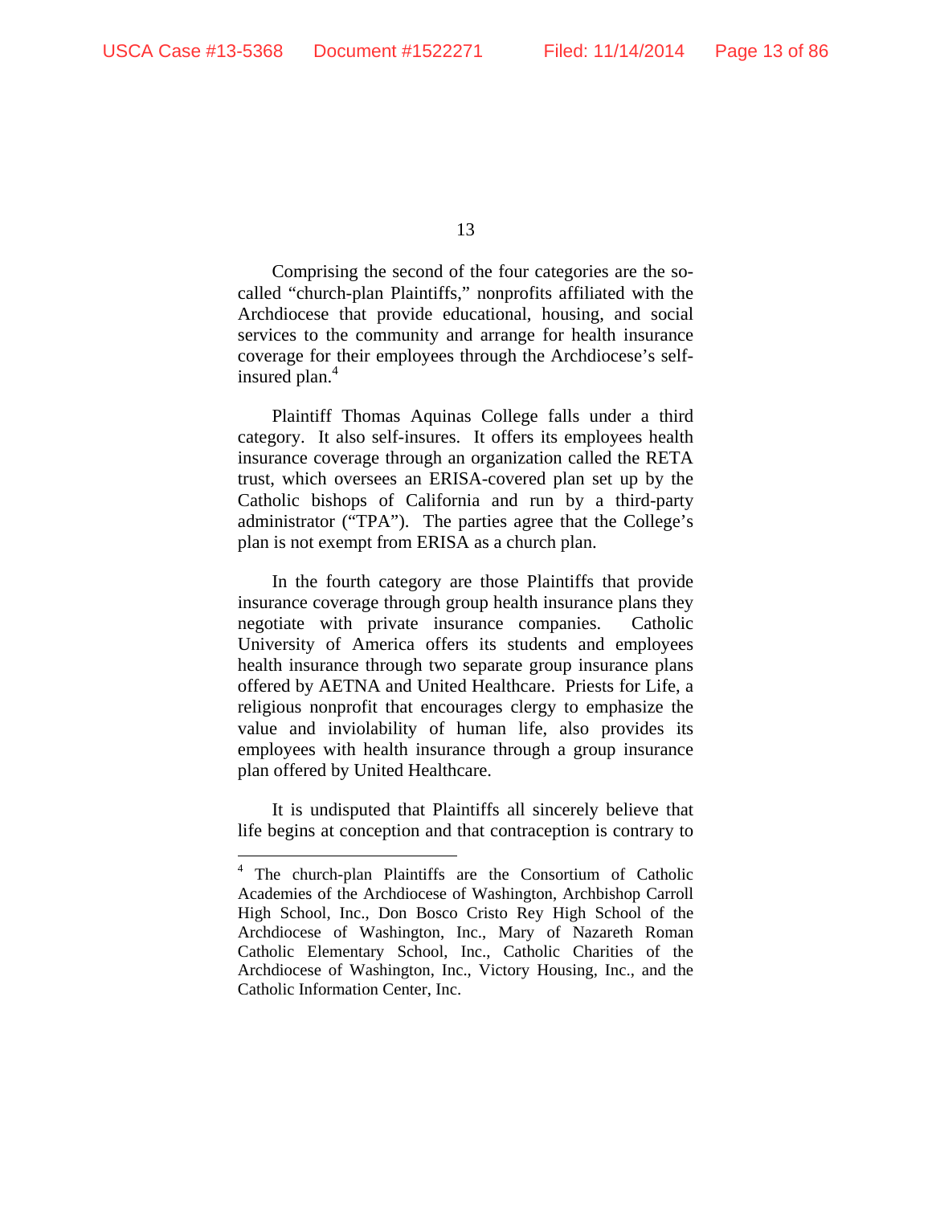Comprising the second of the four categories are the so-called "church-plan Plaintiffs," nonprofits affiliated with the Archdiocese that provide educational, housing, and social services to the community and arrange for health insurance coverage for their employees through the Archdiocese's self-insured plan.[4]

Plaintiff Thomas Aquinas College falls under a third category. It also self-insures. It offers its employees health insurance coverage through an organization called the RETA trust, which oversees an ERISA-covered plan set up by the Catholic bishops of California and run by a third-party administrator ("TPA"). The parties agree that the College's plan is not exempt from ERISA as a church plan.

In the fourth category are those Plaintiffs that provide insurance coverage through group health insurance plans they negotiate with private insurance companies. Catholic University of America offers its students and employees health insurance through two separate group insurance plans offered by AETNA and United Healthcare. Priests for Life, a religious nonprofit that encourages clergy to emphasize the value and inviolability of human life, also provides its employees with health insurance through a group insurance plan offered by United Healthcare.

It is undisputed that Plaintiffs all sincerely believe that life begins at conception and that contraception is contrary to

---

[4] The church-plan Plaintiffs are the Consortium of Catholic Academies of the Archdiocese of Washington, Archbishop Carroll High School, Inc., Don Bosco Cristo Rey High School of the Archdiocese of Washington, Inc., Mary of Nazareth Roman Catholic Elementary School, Inc., Catholic Charities of the Archdiocese of Washington, Inc., Victory Housing, Inc., and the Catholic Information Center, Inc.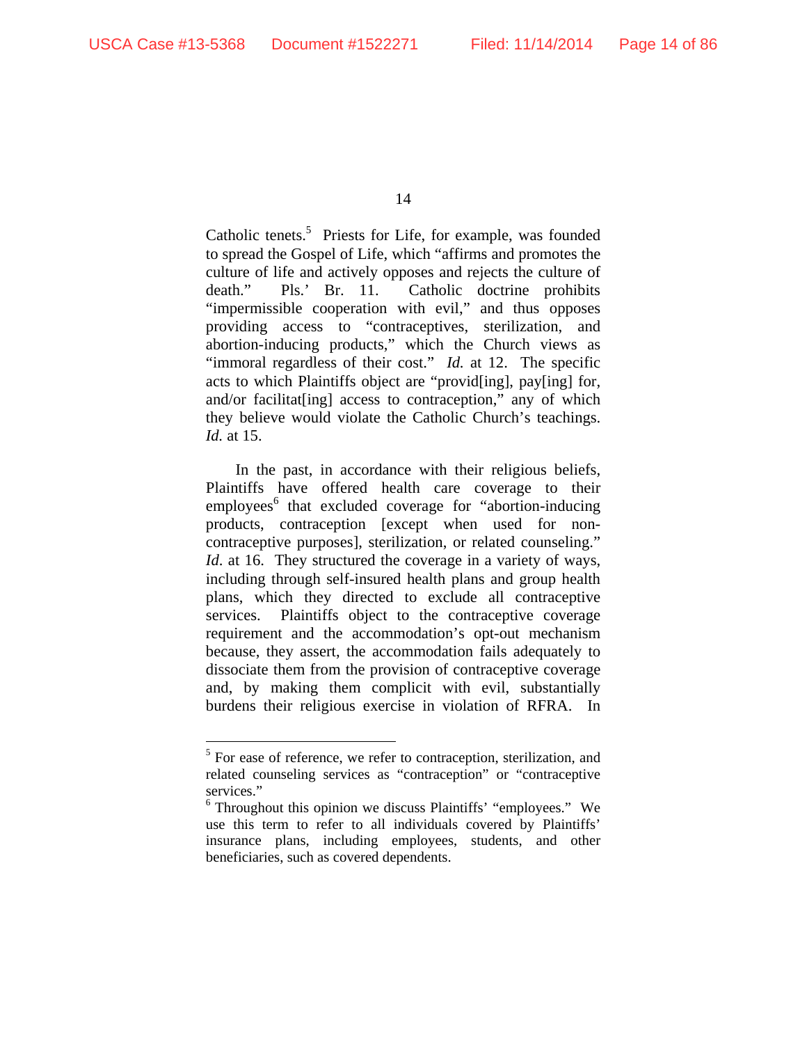Catholic tenets.[5] Priests for Life, for example, was founded to spread the Gospel of Life, which "affirms and promotes the culture of life and actively opposes and rejects the culture of death." Pls.' Br. 11. Catholic doctrine prohibits "impermissible cooperation with evil," and thus opposes providing access to "contraceptives, sterilization, and abortion-inducing products," which the Church views as "immoral regardless of their cost." *Id.* at 12. The specific acts to which Plaintiffs object are "provid[ing], pay[ing] for, and/or facilitat[ing] access to contraception," any of which they believe would violate the Catholic Church's teachings. *Id.* at 15.

In the past, in accordance with their religious beliefs, Plaintiffs have offered health care coverage to their employees[6] that excluded coverage for "abortion-inducing products, contraception [except when used for non-contraceptive purposes], sterilization, or related counseling." *Id*. at 16. They structured the coverage in a variety of ways, including through self-insured health plans and group health plans, which they directed to exclude all contraceptive services. Plaintiffs object to the contraceptive coverage requirement and the accommodation's opt-out mechanism because, they assert, the accommodation fails adequately to dissociate them from the provision of contraceptive coverage and, by making them complicit with evil, substantially burdens their religious exercise in violation of RFRA. In

---

[5] For ease of reference, we refer to contraception, sterilization, and related counseling services as "contraception" or "contraceptive services."

[6] Throughout this opinion we discuss Plaintiffs' "employees." We use this term to refer to all individuals covered by Plaintiffs' insurance plans, including employees, students, and other beneficiaries, such as covered dependents.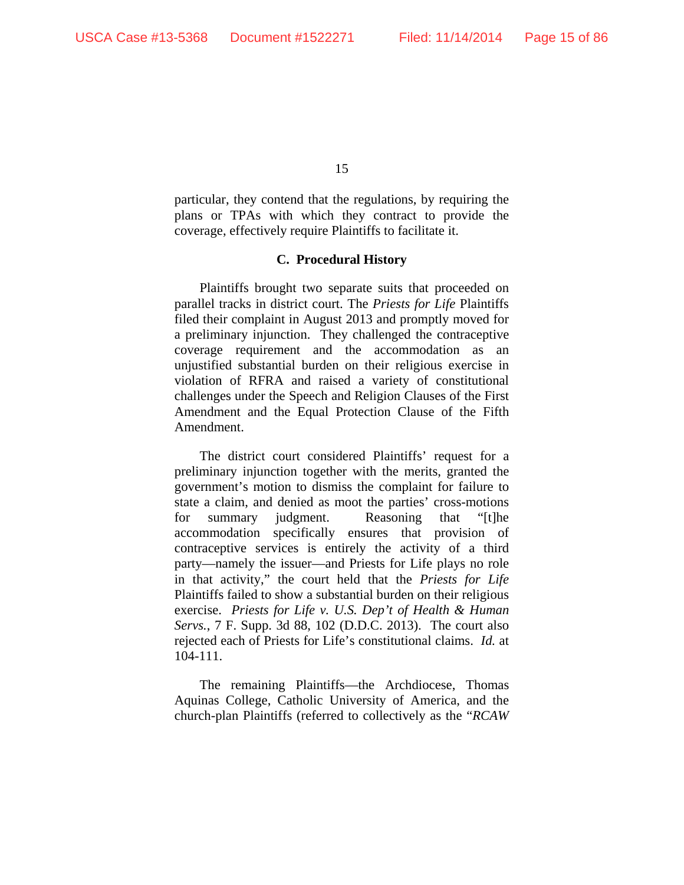particular, they contend that the regulations, by requiring the plans or TPAs with which they contract to provide the coverage, effectively require Plaintiffs to facilitate it.

### C. Procedural History

Plaintiffs brought two separate suits that proceeded on parallel tracks in district court. The *Priests for Life* Plaintiffs filed their complaint in August 2013 and promptly moved for a preliminary injunction. They challenged the contraceptive coverage requirement and the accommodation as an unjustified substantial burden on their religious exercise in violation of RFRA and raised a variety of constitutional challenges under the Speech and Religion Clauses of the First Amendment and the Equal Protection Clause of the Fifth Amendment.

The district court considered Plaintiffs' request for a preliminary injunction together with the merits, granted the government's motion to dismiss the complaint for failure to state a claim, and denied as moot the parties' cross-motions for summary judgment. Reasoning that "[t]he accommodation specifically ensures that provision of contraceptive services is entirely the activity of a third party—namely the issuer—and Priests for Life plays no role in that activity," the court held that the *Priests for Life* Plaintiffs failed to show a substantial burden on their religious exercise. *Priests for Life v. U.S. Dep't of Health & Human Servs.*, 7 F. Supp. 3d 88, 102 (D.D.C. 2013). The court also rejected each of Priests for Life's constitutional claims. *Id.* at 104-111.

The remaining Plaintiffs—the Archdiocese, Thomas Aquinas College, Catholic University of America, and the church-plan Plaintiffs (referred to collectively as the "*RCAW*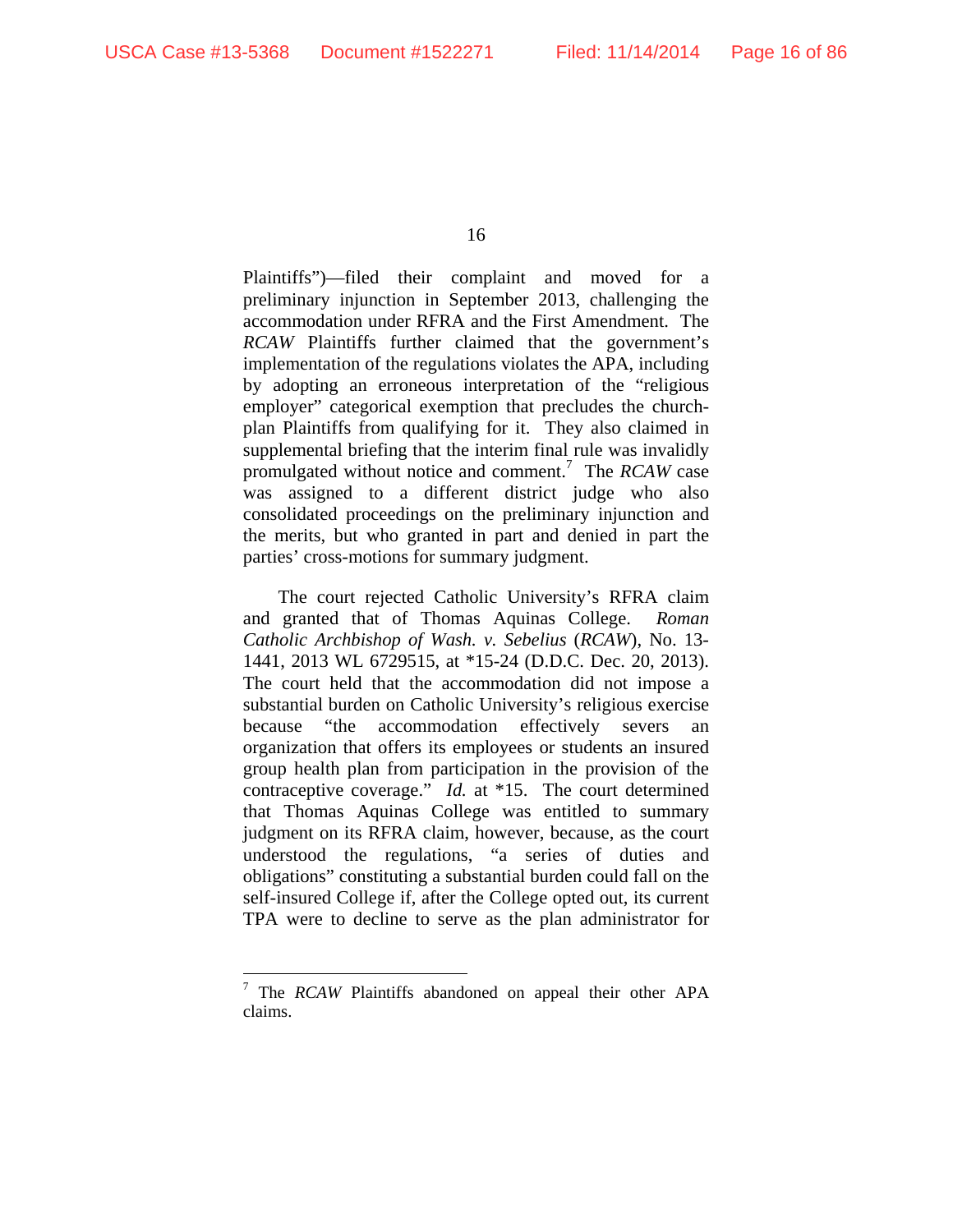Plaintiffs")—filed their complaint and moved for a preliminary injunction in September 2013, challenging the accommodation under RFRA and the First Amendment. The *RCAW* Plaintiffs further claimed that the government's implementation of the regulations violates the APA, including by adopting an erroneous interpretation of the "religious employer" categorical exemption that precludes the church-plan Plaintiffs from qualifying for it. They also claimed in supplemental briefing that the interim final rule was invalidly promulgated without notice and comment.[7] The *RCAW* case was assigned to a different district judge who also consolidated proceedings on the preliminary injunction and the merits, but who granted in part and denied in part the parties' cross-motions for summary judgment.

The court rejected Catholic University's RFRA claim and granted that of Thomas Aquinas College. *Roman Catholic Archbishop of Wash. v. Sebelius* (*RCAW*), No. 13-1441, 2013 WL 6729515, at *15-24 (D.D.C. Dec. 20, 2013). The court held that the accommodation did not impose a substantial burden on Catholic University's religious exercise because "the accommodation effectively severs an organization that offers its employees or students an insured group health plan from participation in the provision of the contraceptive coverage." *Id.* at *15. The court determined that Thomas Aquinas College was entitled to summary judgment on its RFRA claim, however, because, as the court understood the regulations, "a series of duties and obligations" constituting a substantial burden could fall on the self-insured College if, after the College opted out, its current TPA were to decline to serve as the plan administrator for

---

[7] The *RCAW* Plaintiffs abandoned on appeal their other APA claims.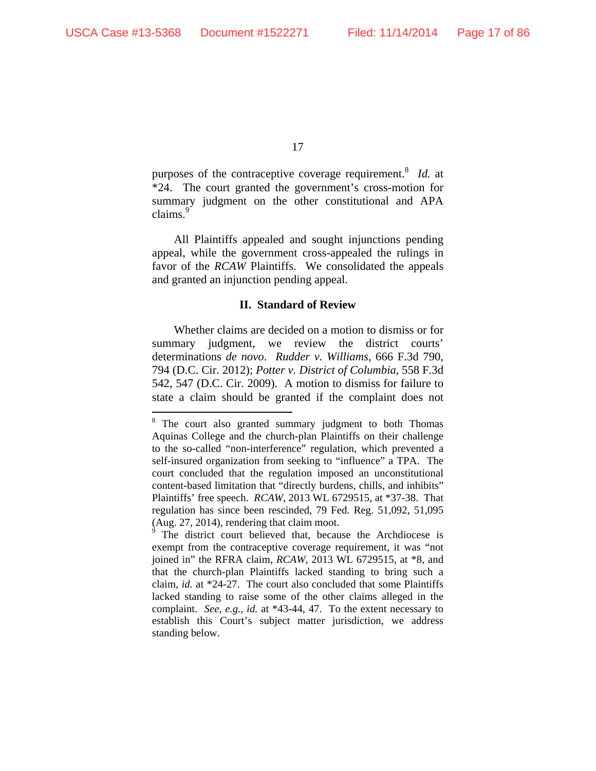purposes of the contraceptive coverage requirement.[8] *Id.* at *24. The court granted the government's cross-motion for summary judgment on the other constitutional and APA claims.[9]

All Plaintiffs appealed and sought injunctions pending appeal, while the government cross-appealed the rulings in favor of the *RCAW* Plaintiffs. We consolidated the appeals and granted an injunction pending appeal.

## II. Standard of Review

Whether claims are decided on a motion to dismiss or for summary judgment, we review the district courts' determinations *de novo*. *Rudder v. Williams*, 666 F.3d 790, 794 (D.C. Cir. 2012); *Potter v. District of Columbia*, 558 F.3d 542, 547 (D.C. Cir. 2009). A motion to dismiss for failure to state a claim should be granted if the complaint does not

---

[8] The court also granted summary judgment to both Thomas Aquinas College and the church-plan Plaintiffs on their challenge to the so-called "non-interference" regulation, which prevented a self-insured organization from seeking to "influence" a TPA. The court concluded that the regulation imposed an unconstitutional content-based limitation that "directly burdens, chills, and inhibits" Plaintiffs' free speech. *RCAW*, 2013 WL 6729515, at *37-38. That regulation has since been rescinded, 79 Fed. Reg. 51,092, 51,095 (Aug. 27, 2014), rendering that claim moot.

[9] The district court believed that, because the Archdiocese is exempt from the contraceptive coverage requirement, it was "not joined in" the RFRA claim, *RCAW*, 2013 WL 6729515, at *8, and that the church-plan Plaintiffs lacked standing to bring such a claim, *id.* at *24-27. The court also concluded that some Plaintiffs lacked standing to raise some of the other claims alleged in the complaint. *See, e.g.*, *id.* at *43-44, 47. To the extent necessary to establish this Court's subject matter jurisdiction, we address standing below.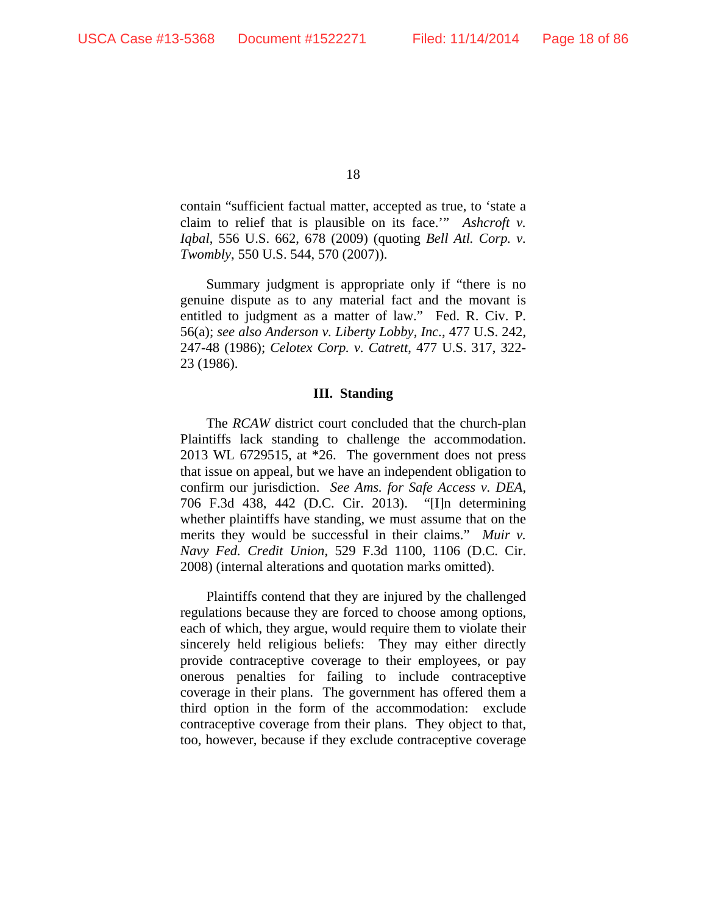contain "sufficient factual matter, accepted as true, to 'state a claim to relief that is plausible on its face.'" *Ashcroft v. Iqbal*, 556 U.S. 662, 678 (2009) (quoting *Bell Atl. Corp. v. Twombly*, 550 U.S. 544, 570 (2007)).

Summary judgment is appropriate only if "there is no genuine dispute as to any material fact and the movant is entitled to judgment as a matter of law." Fed. R. Civ. P. 56(a); *see also Anderson v. Liberty Lobby, Inc.*, 477 U.S. 242, 247-48 (1986); *Celotex Corp. v. Catrett*, 477 U.S. 317, 322-23 (1986).

### III. Standing

The *RCAW* district court concluded that the church-plan Plaintiffs lack standing to challenge the accommodation. 2013 WL 6729515, at *26. The government does not press that issue on appeal, but we have an independent obligation to confirm our jurisdiction. *See Ams. for Safe Access v. DEA*, 706 F.3d 438, 442 (D.C. Cir. 2013). "[I]n determining whether plaintiffs have standing, we must assume that on the merits they would be successful in their claims." *Muir v. Navy Fed. Credit Union*, 529 F.3d 1100, 1106 (D.C. Cir. 2008) (internal alterations and quotation marks omitted).

Plaintiffs contend that they are injured by the challenged regulations because they are forced to choose among options, each of which, they argue, would require them to violate their sincerely held religious beliefs: They may either directly provide contraceptive coverage to their employees, or pay onerous penalties for failing to include contraceptive coverage in their plans. The government has offered them a third option in the form of the accommodation: exclude contraceptive coverage from their plans. They object to that, too, however, because if they exclude contraceptive coverage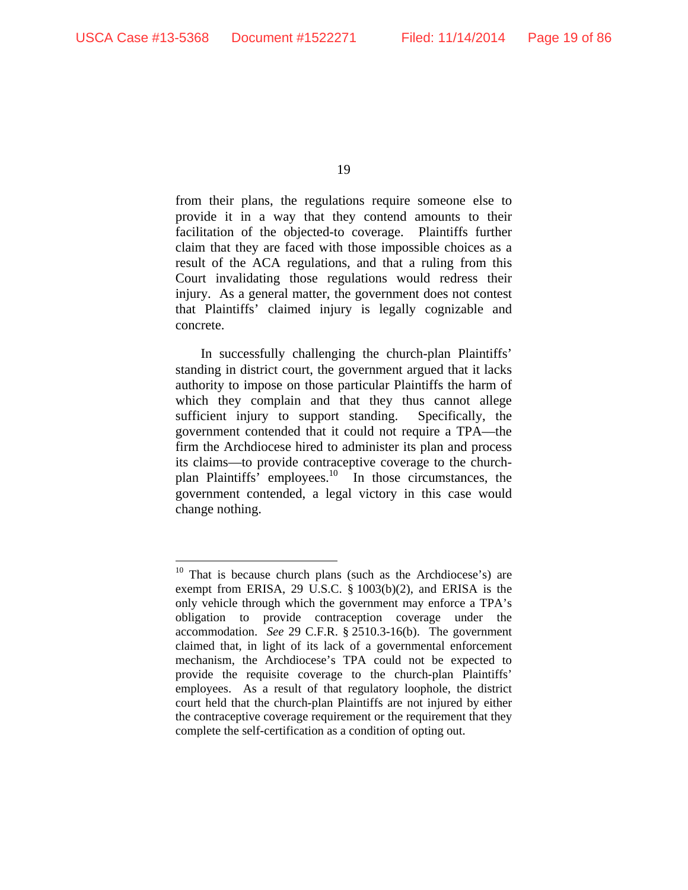from their plans, the regulations require someone else to provide it in a way that they contend amounts to their facilitation of the objected-to coverage. Plaintiffs further claim that they are faced with those impossible choices as a result of the ACA regulations, and that a ruling from this Court invalidating those regulations would redress their injury. As a general matter, the government does not contest that Plaintiffs' claimed injury is legally cognizable and concrete.

In successfully challenging the church-plan Plaintiffs' standing in district court, the government argued that it lacks authority to impose on those particular Plaintiffs the harm of which they complain and that they thus cannot allege sufficient injury to support standing. Specifically, the government contended that it could not require a TPA—the firm the Archdiocese hired to administer its plan and process its claims—to provide contraceptive coverage to the church-plan Plaintiffs' employees.[10] In those circumstances, the government contended, a legal victory in this case would change nothing.

---

[10] That is because church plans (such as the Archdiocese's) are exempt from ERISA, 29 U.S.C. § 1003(b)(2), and ERISA is the only vehicle through which the government may enforce a TPA's obligation to provide contraception coverage under the accommodation. *See* 29 C.F.R. § 2510.3-16(b). The government claimed that, in light of its lack of a governmental enforcement mechanism, the Archdiocese's TPA could not be expected to provide the requisite coverage to the church-plan Plaintiffs' employees. As a result of that regulatory loophole, the district court held that the church-plan Plaintiffs are not injured by either the contraceptive coverage requirement or the requirement that they complete the self-certification as a condition of opting out.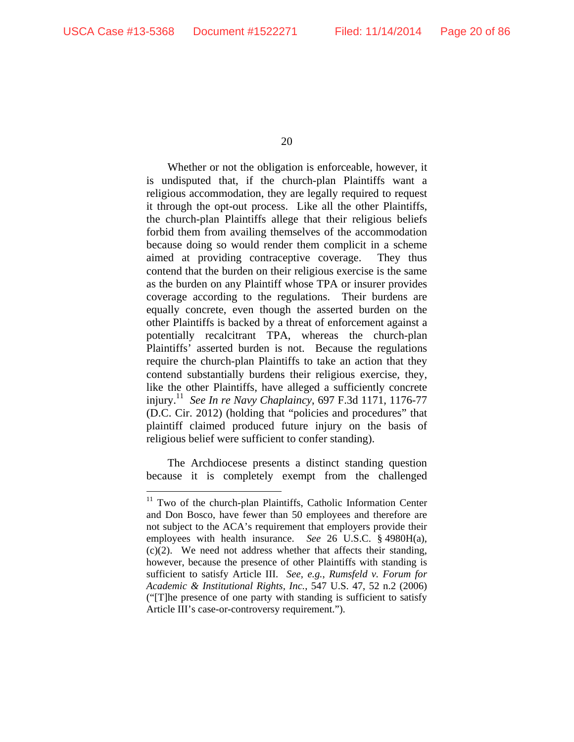Whether or not the obligation is enforceable, however, it is undisputed that, if the church-plan Plaintiffs want a religious accommodation, they are legally required to request it through the opt-out process. Like all the other Plaintiffs, the church-plan Plaintiffs allege that their religious beliefs forbid them from availing themselves of the accommodation because doing so would render them complicit in a scheme aimed at providing contraceptive coverage. They thus contend that the burden on their religious exercise is the same as the burden on any Plaintiff whose TPA or insurer provides coverage according to the regulations. Their burdens are equally concrete, even though the asserted burden on the other Plaintiffs is backed by a threat of enforcement against a potentially recalcitrant TPA, whereas the church-plan Plaintiffs' asserted burden is not. Because the regulations require the church-plan Plaintiffs to take an action that they contend substantially burdens their religious exercise, they, like the other Plaintiffs, have alleged a sufficiently concrete injury.[11] *See In re Navy Chaplaincy*, 697 F.3d 1171, 1176-77 (D.C. Cir. 2012) (holding that "policies and procedures" that plaintiff claimed produced future injury on the basis of religious belief were sufficient to confer standing).

The Archdiocese presents a distinct standing question because it is completely exempt from the challenged

---

[11] Two of the church-plan Plaintiffs, Catholic Information Center and Don Bosco, have fewer than 50 employees and therefore are not subject to the ACA's requirement that employers provide their employees with health insurance. *See* 26 U.S.C. § 4980H(a), (c)(2). We need not address whether that affects their standing, however, because the presence of other Plaintiffs with standing is sufficient to satisfy Article III. *See, e.g.*, *Rumsfeld v. Forum for Academic & Institutional Rights, Inc.*, 547 U.S. 47, 52 n.2 (2006) ("[T]he presence of one party with standing is sufficient to satisfy Article III's case-or-controversy requirement.").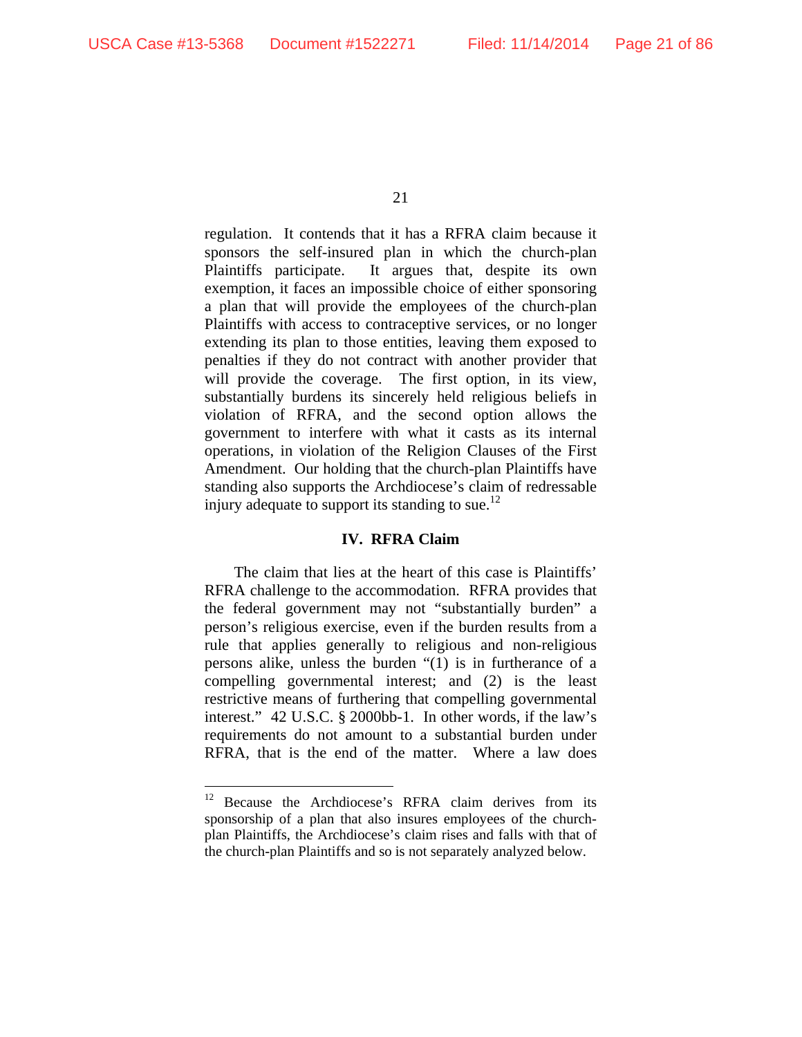regulation. It contends that it has a RFRA claim because it sponsors the self-insured plan in which the church-plan Plaintiffs participate. It argues that, despite its own exemption, it faces an impossible choice of either sponsoring a plan that will provide the employees of the church-plan Plaintiffs with access to contraceptive services, or no longer extending its plan to those entities, leaving them exposed to penalties if they do not contract with another provider that will provide the coverage. The first option, in its view, substantially burdens its sincerely held religious beliefs in violation of RFRA, and the second option allows the government to interfere with what it casts as its internal operations, in violation of the Religion Clauses of the First Amendment. Our holding that the church-plan Plaintiffs have standing also supports the Archdiocese's claim of redressable injury adequate to support its standing to sue.[12]

## IV. RFRA Claim

The claim that lies at the heart of this case is Plaintiffs' RFRA challenge to the accommodation. RFRA provides that the federal government may not "substantially burden" a person's religious exercise, even if the burden results from a rule that applies generally to religious and non-religious persons alike, unless the burden "(1) is in furtherance of a compelling governmental interest; and (2) is the least restrictive means of furthering that compelling governmental interest." 42 U.S.C. § 2000bb-1. In other words, if the law's requirements do not amount to a substantial burden under RFRA, that is the end of the matter. Where a law does

---

[12] Because the Archdiocese's RFRA claim derives from its sponsorship of a plan that also insures employees of the church-plan Plaintiffs, the Archdiocese's claim rises and falls with that of the church-plan Plaintiffs and so is not separately analyzed below.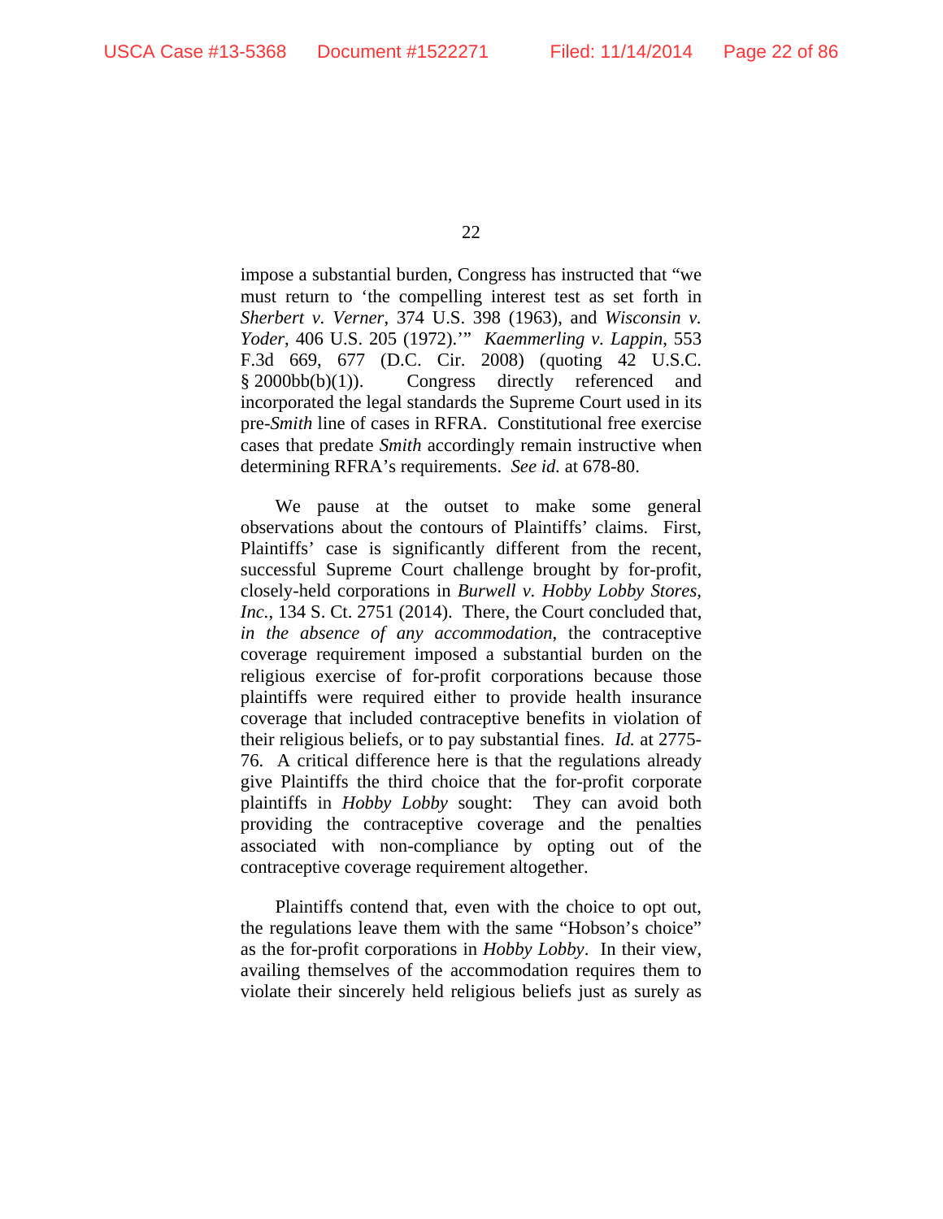impose a substantial burden, Congress has instructed that "we must return to 'the compelling interest test as set forth in *Sherbert v. Verner*, 374 U.S. 398 (1963), and *Wisconsin v. Yoder*, 406 U.S. 205 (1972).'" *Kaemmerling v. Lappin*, 553 F.3d 669, 677 (D.C. Cir. 2008) (quoting 42 U.S.C. § 2000bb(b)(1)). Congress directly referenced and incorporated the legal standards the Supreme Court used in its pre-*Smith* line of cases in RFRA. Constitutional free exercise cases that predate *Smith* accordingly remain instructive when determining RFRA's requirements. *See id.* at 678-80.

We pause at the outset to make some general observations about the contours of Plaintiffs' claims. First, Plaintiffs' case is significantly different from the recent, successful Supreme Court challenge brought by for-profit, closely-held corporations in *Burwell v. Hobby Lobby Stores, Inc.*, 134 S. Ct. 2751 (2014). There, the Court concluded that, *in the absence of any accommodation*, the contraceptive coverage requirement imposed a substantial burden on the religious exercise of for-profit corporations because those plaintiffs were required either to provide health insurance coverage that included contraceptive benefits in violation of their religious beliefs, or to pay substantial fines. *Id.* at 2775-76. A critical difference here is that the regulations already give Plaintiffs the third choice that the for-profit corporate plaintiffs in *Hobby Lobby* sought: They can avoid both providing the contraceptive coverage and the penalties associated with non-compliance by opting out of the contraceptive coverage requirement altogether.

Plaintiffs contend that, even with the choice to opt out, the regulations leave them with the same "Hobson's choice" as the for-profit corporations in *Hobby Lobby*. In their view, availing themselves of the accommodation requires them to violate their sincerely held religious beliefs just as surely as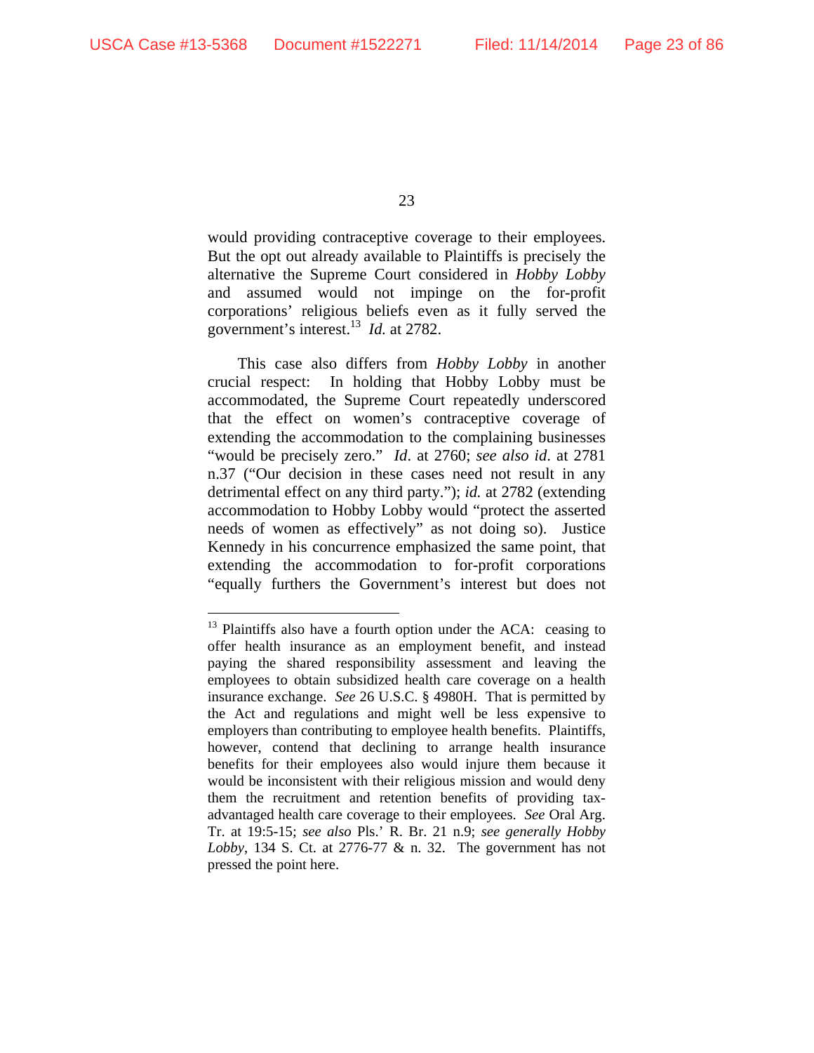would providing contraceptive coverage to their employees. But the opt out already available to Plaintiffs is precisely the alternative the Supreme Court considered in *Hobby Lobby* and assumed would not impinge on the for-profit corporations' religious beliefs even as it fully served the government's interest.[13] *Id.* at 2782.

This case also differs from *Hobby Lobby* in another crucial respect: In holding that Hobby Lobby must be accommodated, the Supreme Court repeatedly underscored that the effect on women's contraceptive coverage of extending the accommodation to the complaining businesses "would be precisely zero." *Id*. at 2760; *see also id*. at 2781 n.37 ("Our decision in these cases need not result in any detrimental effect on any third party."); *id.* at 2782 (extending accommodation to Hobby Lobby would "protect the asserted needs of women as effectively" as not doing so). Justice Kennedy in his concurrence emphasized the same point, that extending the accommodation to for-profit corporations "equally furthers the Government's interest but does not

---

[13] Plaintiffs also have a fourth option under the ACA: ceasing to offer health insurance as an employment benefit, and instead paying the shared responsibility assessment and leaving the employees to obtain subsidized health care coverage on a health insurance exchange. *See* 26 U.S.C. § 4980H. That is permitted by the Act and regulations and might well be less expensive to employers than contributing to employee health benefits. Plaintiffs, however, contend that declining to arrange health insurance benefits for their employees also would injure them because it would be inconsistent with their religious mission and would deny them the recruitment and retention benefits of providing tax-advantaged health care coverage to their employees. *See* Oral Arg. Tr. at 19:5-15; *see also* Pls.' R. Br. 21 n.9; *see generally Hobby Lobby*, 134 S. Ct. at 2776-77 & n. 32. The government has not pressed the point here.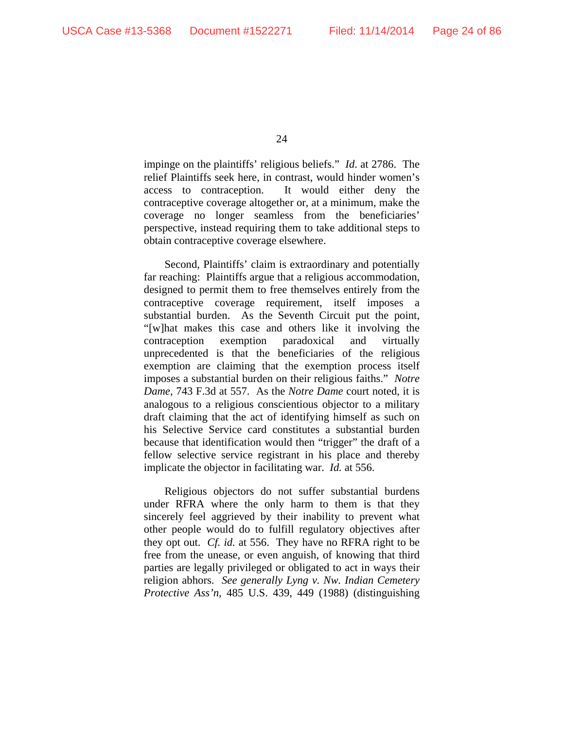impinge on the plaintiffs' religious beliefs." *Id.* at 2786. The relief Plaintiffs seek here, in contrast, would hinder women's access to contraception. It would either deny the contraceptive coverage altogether or, at a minimum, make the coverage no longer seamless from the beneficiaries' perspective, instead requiring them to take additional steps to obtain contraceptive coverage elsewhere.

Second, Plaintiffs' claim is extraordinary and potentially far reaching: Plaintiffs argue that a religious accommodation, designed to permit them to free themselves entirely from the contraceptive coverage requirement, itself imposes a substantial burden. As the Seventh Circuit put the point, "[w]hat makes this case and others like it involving the contraception exemption paradoxical and virtually unprecedented is that the beneficiaries of the religious exemption are claiming that the exemption process itself imposes a substantial burden on their religious faiths." *Notre Dame*, 743 F.3d at 557. As the *Notre Dame* court noted, it is analogous to a religious conscientious objector to a military draft claiming that the act of identifying himself as such on his Selective Service card constitutes a substantial burden because that identification would then "trigger" the draft of a fellow selective service registrant in his place and thereby implicate the objector in facilitating war. *Id.* at 556.

Religious objectors do not suffer substantial burdens under RFRA where the only harm to them is that they sincerely feel aggrieved by their inability to prevent what other people would do to fulfill regulatory objectives after they opt out. *Cf. id.* at 556. They have no RFRA right to be free from the unease, or even anguish, of knowing that third parties are legally privileged or obligated to act in ways their religion abhors. *See generally Lyng v. Nw. Indian Cemetery Protective Ass'n*, 485 U.S. 439, 449 (1988) (distinguishing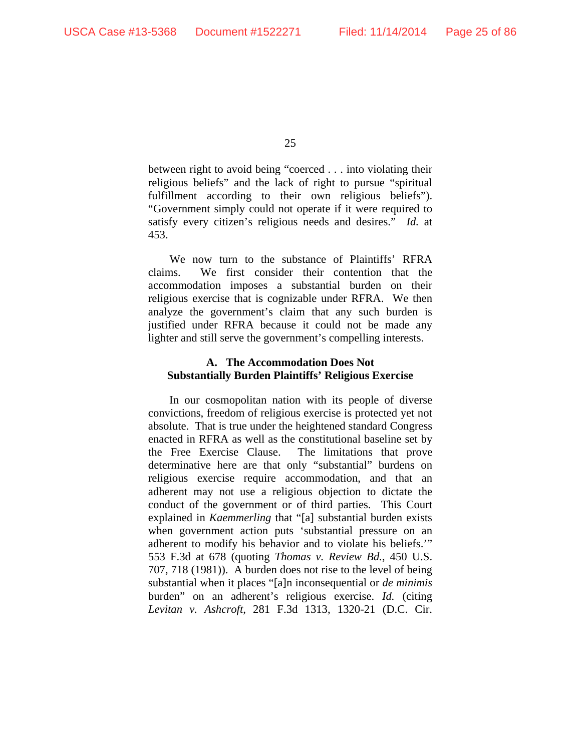between right to avoid being "coerced . . . into violating their religious beliefs" and the lack of right to pursue "spiritual fulfillment according to their own religious beliefs"). "Government simply could not operate if it were required to satisfy every citizen's religious needs and desires." *Id.* at 453.

We now turn to the substance of Plaintiffs' RFRA claims. We first consider their contention that the accommodation imposes a substantial burden on their religious exercise that is cognizable under RFRA. We then analyze the government's claim that any such burden is justified under RFRA because it could not be made any lighter and still serve the government's compelling interests.

### A. The Accommodation Does Not Substantially Burden Plaintiffs' Religious Exercise

In our cosmopolitan nation with its people of diverse convictions, freedom of religious exercise is protected yet not absolute. That is true under the heightened standard Congress enacted in RFRA as well as the constitutional baseline set by the Free Exercise Clause. The limitations that prove determinative here are that only "substantial" burdens on religious exercise require accommodation, and that an adherent may not use a religious objection to dictate the conduct of the government or of third parties. This Court explained in *Kaemmerling* that "[a] substantial burden exists when government action puts 'substantial pressure on an adherent to modify his behavior and to violate his beliefs.'" 553 F.3d at 678 (quoting *Thomas v. Review Bd.*, 450 U.S. 707, 718 (1981)). A burden does not rise to the level of being substantial when it places "[a]n inconsequential or *de minimis* burden" on an adherent's religious exercise. *Id.* (citing *Levitan v. Ashcroft*, 281 F.3d 1313, 1320-21 (D.C. Cir.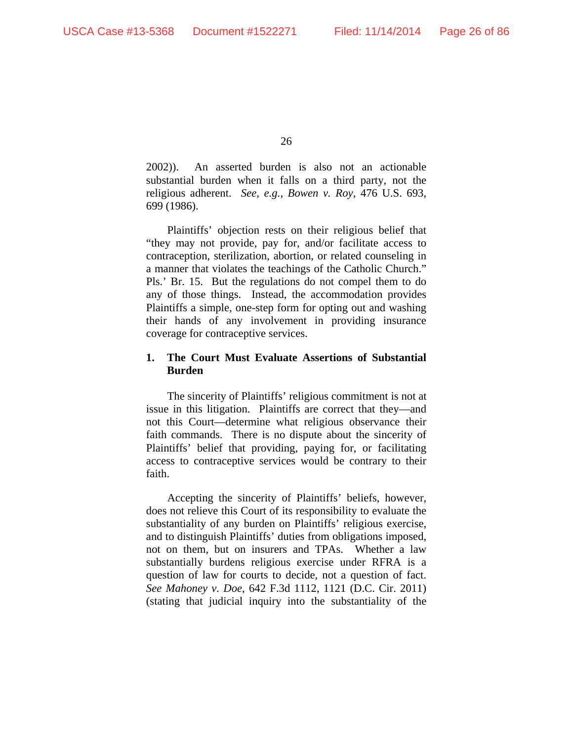2002)). An asserted burden is also not an actionable substantial burden when it falls on a third party, not the religious adherent. *See, e.g.*, *Bowen v. Roy*, 476 U.S. 693, 699 (1986).

Plaintiffs' objection rests on their religious belief that "they may not provide, pay for, and/or facilitate access to contraception, sterilization, abortion, or related counseling in a manner that violates the teachings of the Catholic Church." Pls.' Br. 15. But the regulations do not compel them to do any of those things. Instead, the accommodation provides Plaintiffs a simple, one-step form for opting out and washing their hands of any involvement in providing insurance coverage for contraceptive services.

**1. The Court Must Evaluate Assertions of Substantial Burden**

The sincerity of Plaintiffs' religious commitment is not at issue in this litigation. Plaintiffs are correct that they—and not this Court—determine what religious observance their faith commands. There is no dispute about the sincerity of Plaintiffs' belief that providing, paying for, or facilitating access to contraceptive services would be contrary to their faith.

Accepting the sincerity of Plaintiffs' beliefs, however, does not relieve this Court of its responsibility to evaluate the substantiality of any burden on Plaintiffs' religious exercise, and to distinguish Plaintiffs' duties from obligations imposed, not on them, but on insurers and TPAs. Whether a law substantially burdens religious exercise under RFRA is a question of law for courts to decide, not a question of fact. *See Mahoney v. Doe*, 642 F.3d 1112, 1121 (D.C. Cir. 2011) (stating that judicial inquiry into the substantiality of the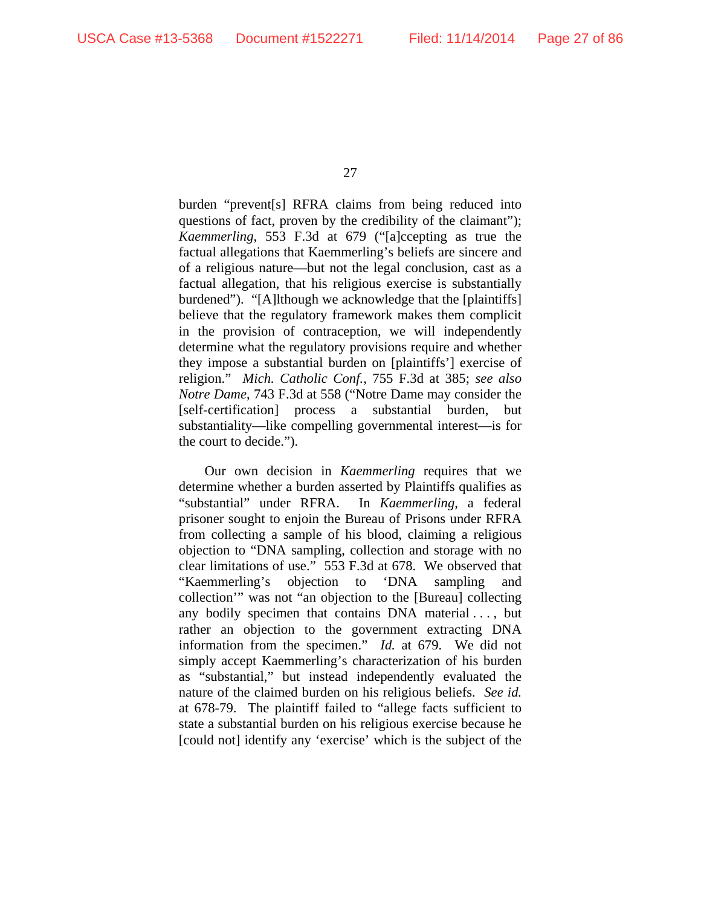burden "prevent[s] RFRA claims from being reduced into questions of fact, proven by the credibility of the claimant"); *Kaemmerling*, 553 F.3d at 679 ("[a]ccepting as true the factual allegations that Kaemmerling's beliefs are sincere and of a religious nature—but not the legal conclusion, cast as a factual allegation, that his religious exercise is substantially burdened"). "[A]lthough we acknowledge that the [plaintiffs] believe that the regulatory framework makes them complicit in the provision of contraception, we will independently determine what the regulatory provisions require and whether they impose a substantial burden on [plaintiffs'] exercise of religion." *Mich. Catholic Conf.*, 755 F.3d at 385; *see also Notre Dame*, 743 F.3d at 558 ("Notre Dame may consider the [self-certification] process a substantial burden, but substantiality—like compelling governmental interest—is for the court to decide.").

Our own decision in *Kaemmerling* requires that we determine whether a burden asserted by Plaintiffs qualifies as "substantial" under RFRA. In *Kaemmerling*, a federal prisoner sought to enjoin the Bureau of Prisons under RFRA from collecting a sample of his blood, claiming a religious objection to "DNA sampling, collection and storage with no clear limitations of use." 553 F.3d at 678. We observed that "Kaemmerling's objection to 'DNA sampling and collection'" was not "an objection to the [Bureau] collecting any bodily specimen that contains DNA material . . . , but rather an objection to the government extracting DNA information from the specimen." *Id.* at 679. We did not simply accept Kaemmerling's characterization of his burden as "substantial," but instead independently evaluated the nature of the claimed burden on his religious beliefs. *See id.* at 678-79. The plaintiff failed to "allege facts sufficient to state a substantial burden on his religious exercise because he [could not] identify any 'exercise' which is the subject of the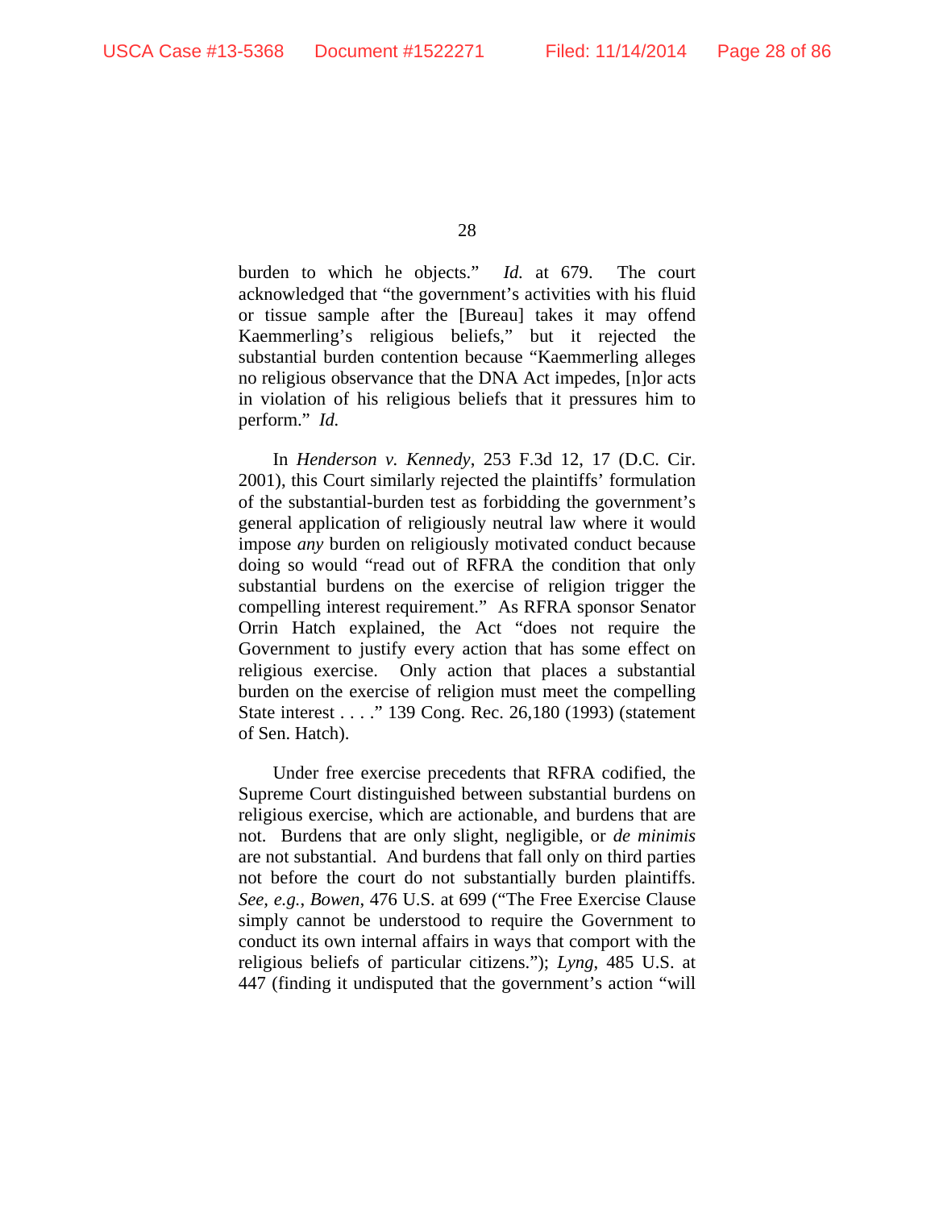burden to which he objects." *Id.* at 679. The court acknowledged that "the government's activities with his fluid or tissue sample after the [Bureau] takes it may offend Kaemmerling's religious beliefs," but it rejected the substantial burden contention because "Kaemmerling alleges no religious observance that the DNA Act impedes, [n]or acts in violation of his religious beliefs that it pressures him to perform." *Id.*

In *Henderson v. Kennedy*, 253 F.3d 12, 17 (D.C. Cir. 2001), this Court similarly rejected the plaintiffs' formulation of the substantial-burden test as forbidding the government's general application of religiously neutral law where it would impose *any* burden on religiously motivated conduct because doing so would "read out of RFRA the condition that only substantial burdens on the exercise of religion trigger the compelling interest requirement." As RFRA sponsor Senator Orrin Hatch explained, the Act "does not require the Government to justify every action that has some effect on religious exercise. Only action that places a substantial burden on the exercise of religion must meet the compelling State interest . . . ." 139 Cong. Rec. 26,180 (1993) (statement of Sen. Hatch).

Under free exercise precedents that RFRA codified, the Supreme Court distinguished between substantial burdens on religious exercise, which are actionable, and burdens that are not. Burdens that are only slight, negligible, or *de minimis* are not substantial. And burdens that fall only on third parties not before the court do not substantially burden plaintiffs. *See, e.g.*, *Bowen*, 476 U.S. at 699 ("The Free Exercise Clause simply cannot be understood to require the Government to conduct its own internal affairs in ways that comport with the religious beliefs of particular citizens."); *Lyng*, 485 U.S. at 447 (finding it undisputed that the government's action "will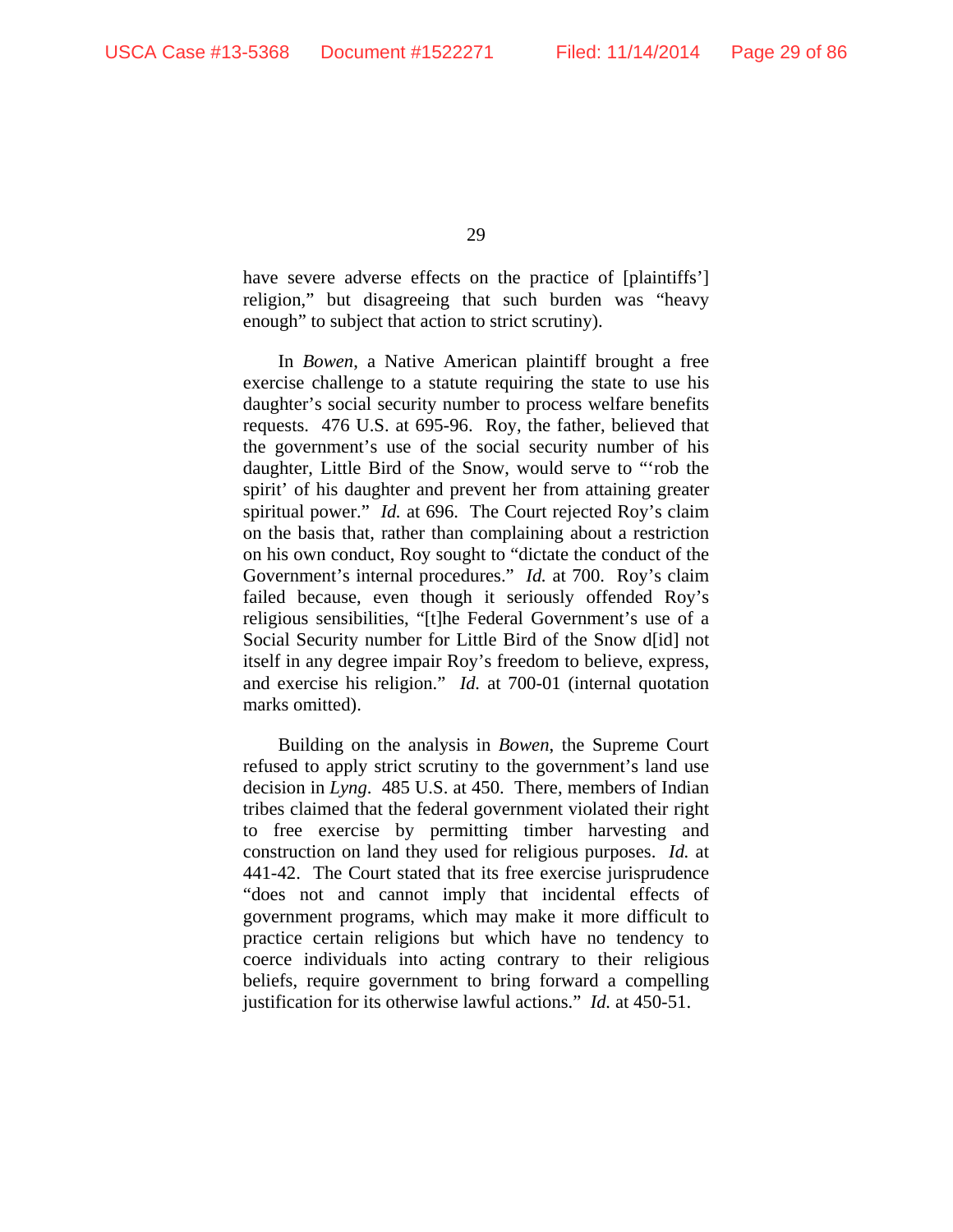have severe adverse effects on the practice of [plaintiffs'] religion," but disagreeing that such burden was "heavy enough" to subject that action to strict scrutiny).

In *Bowen*, a Native American plaintiff brought a free exercise challenge to a statute requiring the state to use his daughter's social security number to process welfare benefits requests. 476 U.S. at 695-96. Roy, the father, believed that the government's use of the social security number of his daughter, Little Bird of the Snow, would serve to "'rob the spirit' of his daughter and prevent her from attaining greater spiritual power." *Id.* at 696. The Court rejected Roy's claim on the basis that, rather than complaining about a restriction on his own conduct, Roy sought to "dictate the conduct of the Government's internal procedures." *Id.* at 700. Roy's claim failed because, even though it seriously offended Roy's religious sensibilities, "[t]he Federal Government's use of a Social Security number for Little Bird of the Snow d[id] not itself in any degree impair Roy's freedom to believe, express, and exercise his religion." *Id.* at 700-01 (internal quotation marks omitted).

Building on the analysis in *Bowen*, the Supreme Court refused to apply strict scrutiny to the government's land use decision in *Lyng*. 485 U.S. at 450. There, members of Indian tribes claimed that the federal government violated their right to free exercise by permitting timber harvesting and construction on land they used for religious purposes. *Id.* at 441-42. The Court stated that its free exercise jurisprudence "does not and cannot imply that incidental effects of government programs, which may make it more difficult to practice certain religions but which have no tendency to coerce individuals into acting contrary to their religious beliefs, require government to bring forward a compelling justification for its otherwise lawful actions." *Id.* at 450-51.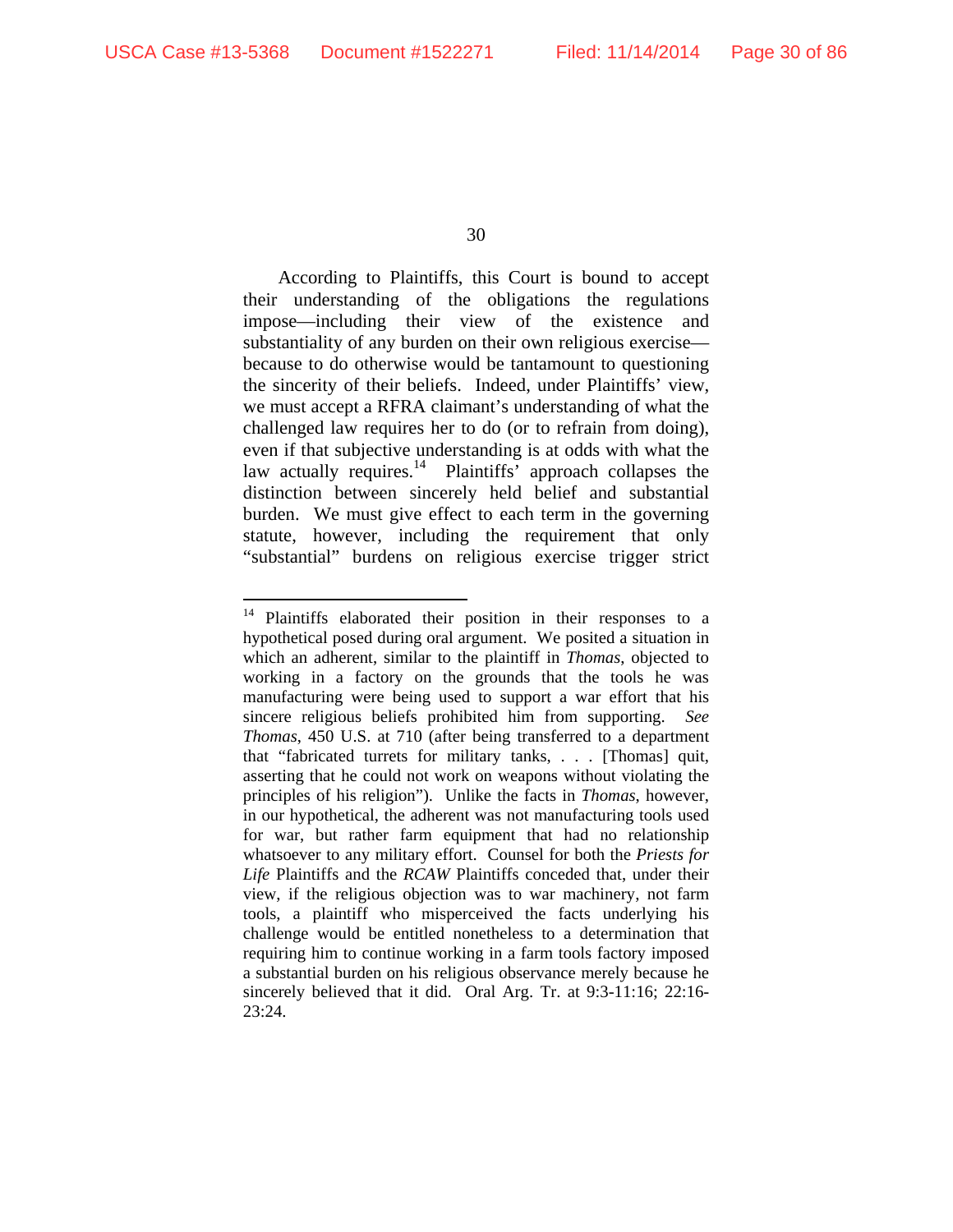According to Plaintiffs, this Court is bound to accept their understanding of the obligations the regulations impose—including their view of the existence and substantiality of any burden on their own religious exercise—because to do otherwise would be tantamount to questioning the sincerity of their beliefs. Indeed, under Plaintiffs' view, we must accept a RFRA claimant's understanding of what the challenged law requires her to do (or to refrain from doing), even if that subjective understanding is at odds with what the law actually requires.[14] Plaintiffs' approach collapses the distinction between sincerely held belief and substantial burden. We must give effect to each term in the governing statute, however, including the requirement that only "substantial" burdens on religious exercise trigger strict

---

[14] Plaintiffs elaborated their position in their responses to a hypothetical posed during oral argument. We posited a situation in which an adherent, similar to the plaintiff in *Thomas*, objected to working in a factory on the grounds that the tools he was manufacturing were being used to support a war effort that his sincere religious beliefs prohibited him from supporting. *See Thomas*, 450 U.S. at 710 (after being transferred to a department that "fabricated turrets for military tanks, . . . [Thomas] quit, asserting that he could not work on weapons without violating the principles of his religion"). Unlike the facts in *Thomas*, however, in our hypothetical, the adherent was not manufacturing tools used for war, but rather farm equipment that had no relationship whatsoever to any military effort. Counsel for both the *Priests for Life* Plaintiffs and the *RCAW* Plaintiffs conceded that, under their view, if the religious objection was to war machinery, not farm tools, a plaintiff who misperceived the facts underlying his challenge would be entitled nonetheless to a determination that requiring him to continue working in a farm tools factory imposed a substantial burden on his religious observance merely because he sincerely believed that it did. Oral Arg. Tr. at 9:3-11:16; 22:16-23:24.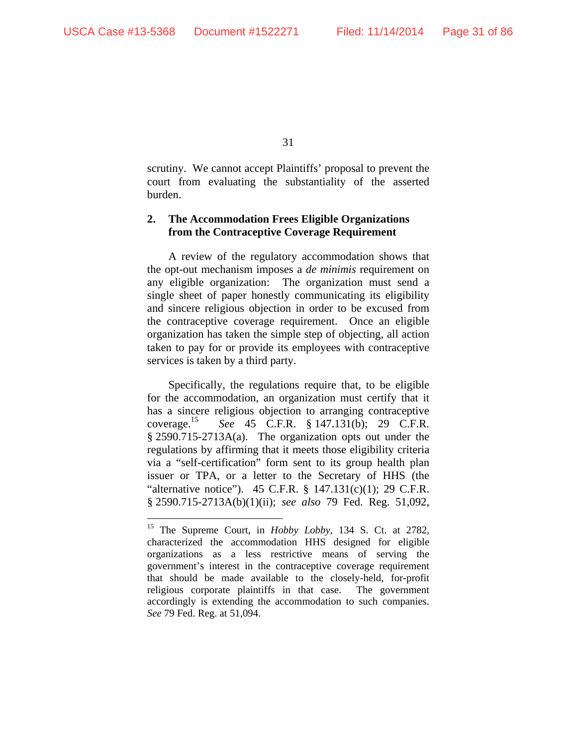scrutiny. We cannot accept Plaintiffs' proposal to prevent the court from evaluating the substantiality of the asserted burden.

### 2. The Accommodation Frees Eligible Organizations from the Contraceptive Coverage Requirement

A review of the regulatory accommodation shows that the opt-out mechanism imposes a *de minimis* requirement on any eligible organization: The organization must send a single sheet of paper honestly communicating its eligibility and sincere religious objection in order to be excused from the contraceptive coverage requirement. Once an eligible organization has taken the simple step of objecting, all action taken to pay for or provide its employees with contraceptive services is taken by a third party.

Specifically, the regulations require that, to be eligible for the accommodation, an organization must certify that it has a sincere religious objection to arranging contraceptive coverage.[15] *See* 45 C.F.R. § 147.131(b); 29 C.F.R. § 2590.715-2713A(a). The organization opts out under the regulations by affirming that it meets those eligibility criteria via a "self-certification" form sent to its group health plan issuer or TPA, or a letter to the Secretary of HHS (the "alternative notice"). 45 C.F.R. § 147.131(c)(1); 29 C.F.R. § 2590.715-2713A(b)(1)(ii); *see also* 79 Fed. Reg. 51,092,

---

[15] The Supreme Court, in *Hobby Lobby*, 134 S. Ct. at 2782, characterized the accommodation HHS designed for eligible organizations as a less restrictive means of serving the government's interest in the contraceptive coverage requirement that should be made available to the closely-held, for-profit religious corporate plaintiffs in that case. The government accordingly is extending the accommodation to such companies. *See* 79 Fed. Reg. at 51,094.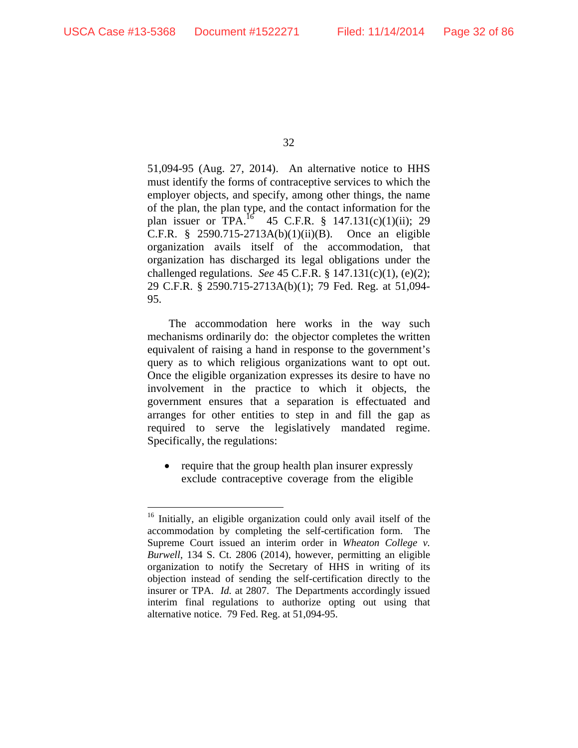51,094-95 (Aug. 27, 2014). An alternative notice to HHS must identify the forms of contraceptive services to which the employer objects, and specify, among other things, the name of the plan, the plan type, and the contact information for the plan issuer or TPA.[16] 45 C.F.R. § 147.131(c)(1)(ii); 29 C.F.R. § 2590.715-2713A(b)(1)(ii)(B). Once an eligible organization avails itself of the accommodation, that organization has discharged its legal obligations under the challenged regulations. *See* 45 C.F.R. § 147.131(c)(1), (e)(2); 29 C.F.R. § 2590.715-2713A(b)(1); 79 Fed. Reg. at 51,094-95.

The accommodation here works in the way such mechanisms ordinarily do: the objector completes the written equivalent of raising a hand in response to the government's query as to which religious organizations want to opt out. Once the eligible organization expresses its desire to have no involvement in the practice to which it objects, the government ensures that a separation is effectuated and arranges for other entities to step in and fill the gap as required to serve the legislatively mandated regime. Specifically, the regulations:

- require that the group health plan insurer expressly exclude contraceptive coverage from the eligible

[16] Initially, an eligible organization could only avail itself of the accommodation by completing the self-certification form. The Supreme Court issued an interim order in *Wheaton College v. Burwell*, 134 S. Ct. 2806 (2014), however, permitting an eligible organization to notify the Secretary of HHS in writing of its objection instead of sending the self-certification directly to the insurer or TPA. *Id.* at 2807. The Departments accordingly issued interim final regulations to authorize opting out using that alternative notice. 79 Fed. Reg. at 51,094-95.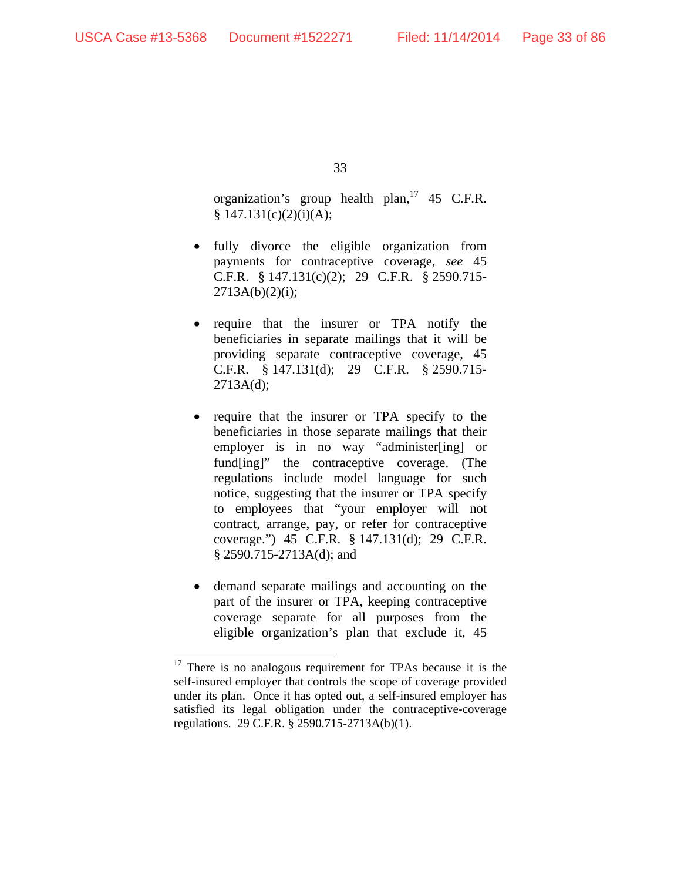organization's group health plan,[17] 45 C.F.R. § 147.131(c)(2)(i)(A);

- fully divorce the eligible organization from payments for contraceptive coverage, *see* 45 C.F.R. § 147.131(c)(2); 29 C.F.R. § 2590.715-2713A(b)(2)(i);

- require that the insurer or TPA notify the beneficiaries in separate mailings that it will be providing separate contraceptive coverage, 45 C.F.R. § 147.131(d); 29 C.F.R. § 2590.715-2713A(d);

- require that the insurer or TPA specify to the beneficiaries in those separate mailings that their employer is in no way "administer[ing] or fund[ing]" the contraceptive coverage. (The regulations include model language for such notice, suggesting that the insurer or TPA specify to employees that "your employer will not contract, arrange, pay, or refer for contraceptive coverage.") 45 C.F.R. § 147.131(d); 29 C.F.R. § 2590.715-2713A(d); and

- demand separate mailings and accounting on the part of the insurer or TPA, keeping contraceptive coverage separate for all purposes from the eligible organization's plan that exclude it, 45

---

[17] There is no analogous requirement for TPAs because it is the self-insured employer that controls the scope of coverage provided under its plan. Once it has opted out, a self-insured employer has satisfied its legal obligation under the contraceptive-coverage regulations. 29 C.F.R. § 2590.715-2713A(b)(1).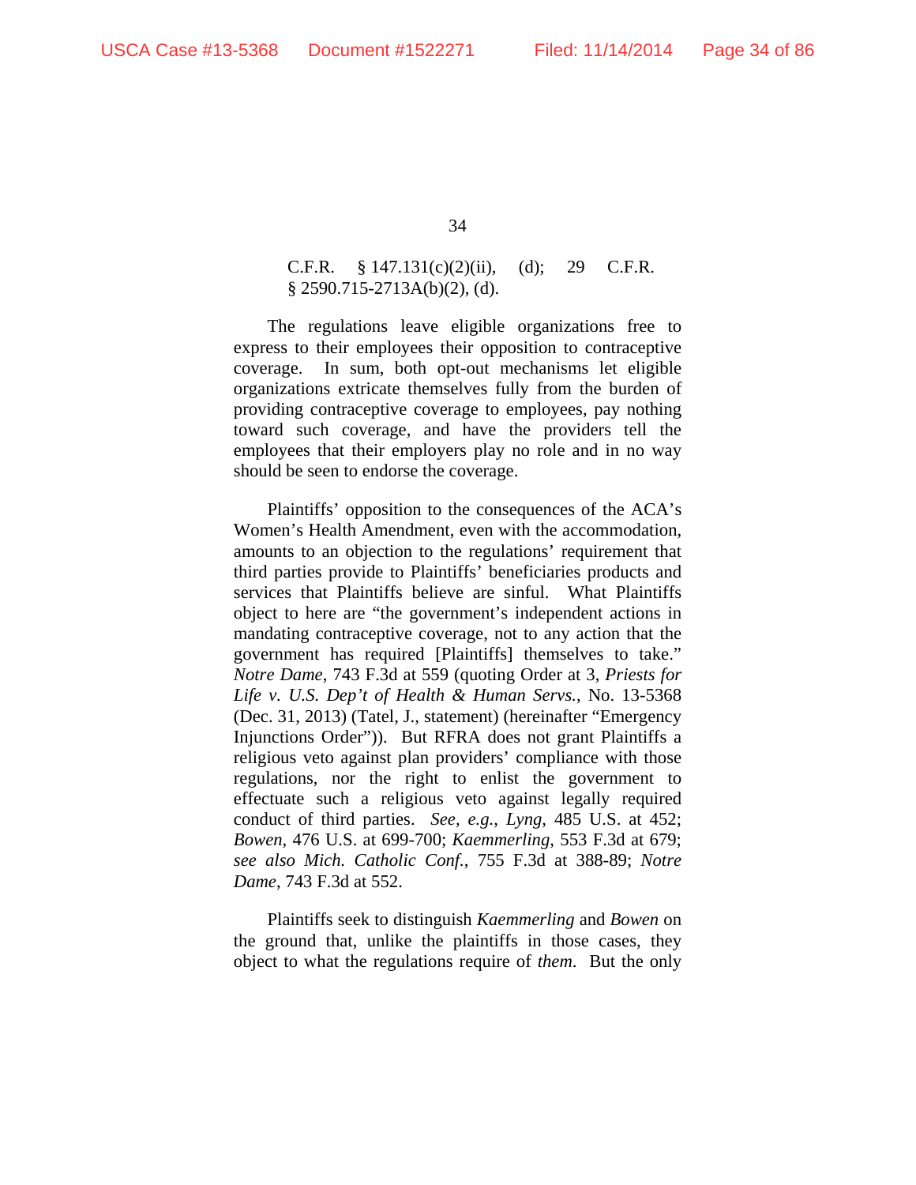C.F.R. § 147.131(c)(2)(ii), (d); 29 C.F.R. § 2590.715-2713A(b)(2), (d).

The regulations leave eligible organizations free to express to their employees their opposition to contraceptive coverage. In sum, both opt-out mechanisms let eligible organizations extricate themselves fully from the burden of providing contraceptive coverage to employees, pay nothing toward such coverage, and have the providers tell the employees that their employers play no role and in no way should be seen to endorse the coverage.

Plaintiffs' opposition to the consequences of the ACA's Women's Health Amendment, even with the accommodation, amounts to an objection to the regulations' requirement that third parties provide to Plaintiffs' beneficiaries products and services that Plaintiffs believe are sinful. What Plaintiffs object to here are "the government's independent actions in mandating contraceptive coverage, not to any action that the government has required [Plaintiffs] themselves to take." *Notre Dame*, 743 F.3d at 559 (quoting Order at 3, *Priests for Life v. U.S. Dep't of Health & Human Servs.*, No. 13-5368 (Dec. 31, 2013) (Tatel, J., statement) (hereinafter "Emergency Injunctions Order")). But RFRA does not grant Plaintiffs a religious veto against plan providers' compliance with those regulations, nor the right to enlist the government to effectuate such a religious veto against legally required conduct of third parties. *See, e.g.*, *Lyng*, 485 U.S. at 452; *Bowen*, 476 U.S. at 699-700; *Kaemmerling*, 553 F.3d at 679; *see also Mich. Catholic Conf.*, 755 F.3d at 388-89; *Notre Dame*, 743 F.3d at 552.

Plaintiffs seek to distinguish *Kaemmerling* and *Bowen* on the ground that, unlike the plaintiffs in those cases, they object to what the regulations require of *them*. But the only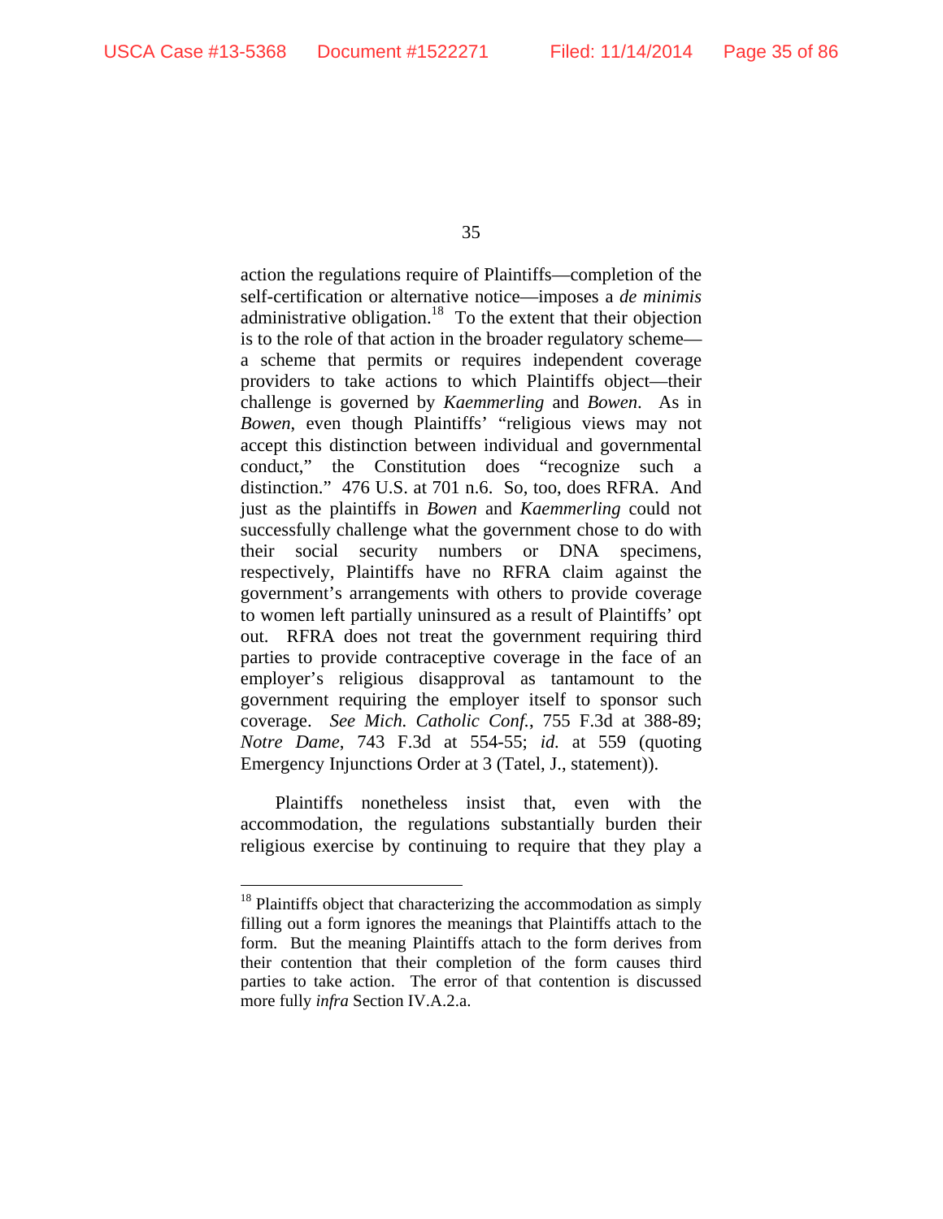action the regulations require of Plaintiffs—completion of the self-certification or alternative notice—imposes a *de minimis* administrative obligation.[18] To the extent that their objection is to the role of that action in the broader regulatory scheme—a scheme that permits or requires independent coverage providers to take actions to which Plaintiffs object—their challenge is governed by *Kaemmerling* and *Bowen*. As in *Bowen*, even though Plaintiffs' "religious views may not accept this distinction between individual and governmental conduct," the Constitution does "recognize such a distinction." 476 U.S. at 701 n.6. So, too, does RFRA. And just as the plaintiffs in *Bowen* and *Kaemmerling* could not successfully challenge what the government chose to do with their social security numbers or DNA specimens, respectively, Plaintiffs have no RFRA claim against the government's arrangements with others to provide coverage to women left partially uninsured as a result of Plaintiffs' opt out. RFRA does not treat the government requiring third parties to provide contraceptive coverage in the face of an employer's religious disapproval as tantamount to the government requiring the employer itself to sponsor such coverage. *See Mich. Catholic Conf.*, 755 F.3d at 388-89; *Notre Dame*, 743 F.3d at 554-55; *id.* at 559 (quoting Emergency Injunctions Order at 3 (Tatel, J., statement)).

Plaintiffs nonetheless insist that, even with the accommodation, the regulations substantially burden their religious exercise by continuing to require that they play a

---

[18] Plaintiffs object that characterizing the accommodation as simply filling out a form ignores the meanings that Plaintiffs attach to the form. But the meaning Plaintiffs attach to the form derives from their contention that their completion of the form causes third parties to take action. The error of that contention is discussed more fully *infra* Section IV.A.2.a.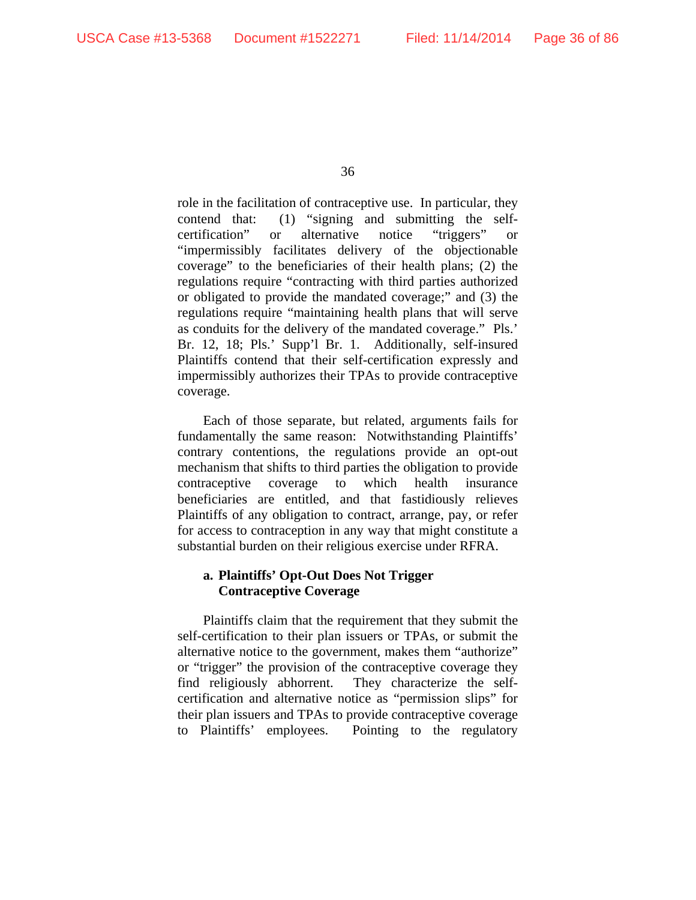role in the facilitation of contraceptive use. In particular, they contend that: (1) "signing and submitting the self-certification" or alternative notice "triggers" or "impermissibly facilitates delivery of the objectionable coverage" to the beneficiaries of their health plans; (2) the regulations require "contracting with third parties authorized or obligated to provide the mandated coverage;" and (3) the regulations require "maintaining health plans that will serve as conduits for the delivery of the mandated coverage." Pls.' Br. 12, 18; Pls.' Supp'l Br. 1. Additionally, self-insured Plaintiffs contend that their self-certification expressly and impermissibly authorizes their TPAs to provide contraceptive coverage.

Each of those separate, but related, arguments fails for fundamentally the same reason: Notwithstanding Plaintiffs' contrary contentions, the regulations provide an opt-out mechanism that shifts to third parties the obligation to provide contraceptive coverage to which health insurance beneficiaries are entitled, and that fastidiously relieves Plaintiffs of any obligation to contract, arrange, pay, or refer for access to contraception in any way that might constitute a substantial burden on their religious exercise under RFRA.

**a. Plaintiffs' Opt-Out Does Not Trigger Contraceptive Coverage**

Plaintiffs claim that the requirement that they submit the self-certification to their plan issuers or TPAs, or submit the alternative notice to the government, makes them "authorize" or "trigger" the provision of the contraceptive coverage they find religiously abhorrent. They characterize the self-certification and alternative notice as "permission slips" for their plan issuers and TPAs to provide contraceptive coverage to Plaintiffs' employees. Pointing to the regulatory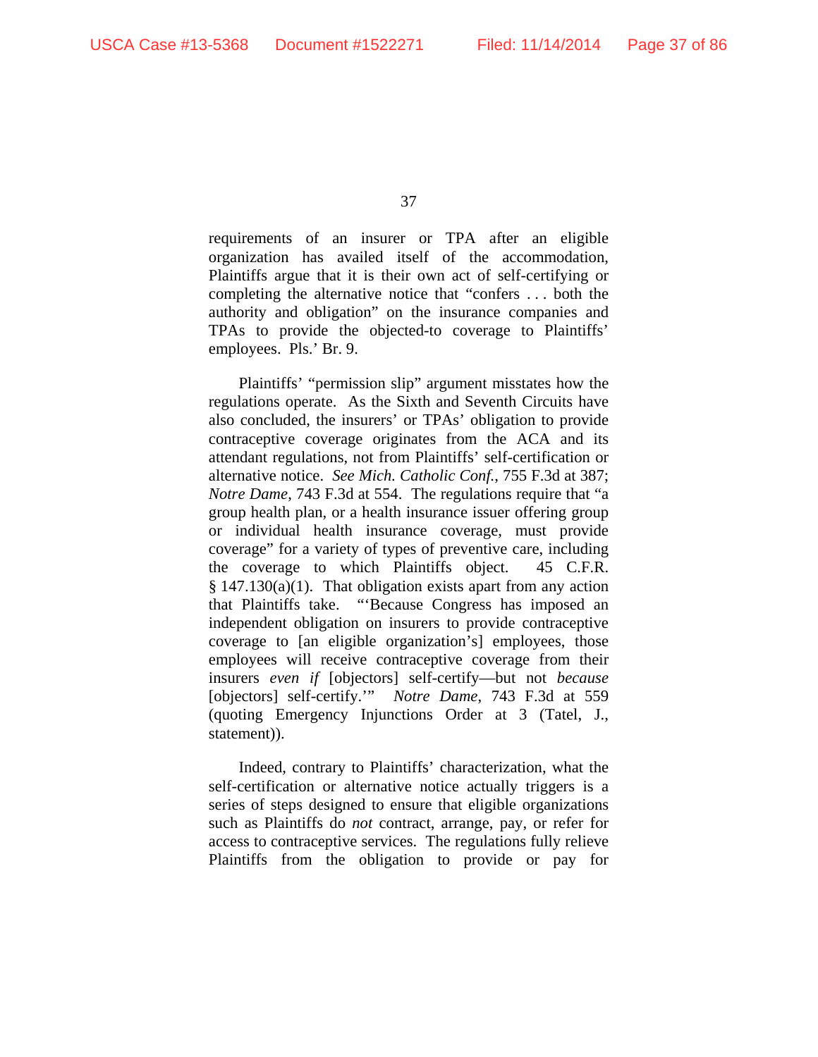requirements of an insurer or TPA after an eligible organization has availed itself of the accommodation, Plaintiffs argue that it is their own act of self-certifying or completing the alternative notice that "confers . . . both the authority and obligation" on the insurance companies and TPAs to provide the objected-to coverage to Plaintiffs' employees. Pls.' Br. 9.

Plaintiffs' "permission slip" argument misstates how the regulations operate. As the Sixth and Seventh Circuits have also concluded, the insurers' or TPAs' obligation to provide contraceptive coverage originates from the ACA and its attendant regulations, not from Plaintiffs' self-certification or alternative notice. *See Mich. Catholic Conf.*, 755 F.3d at 387; *Notre Dame*, 743 F.3d at 554. The regulations require that "a group health plan, or a health insurance issuer offering group or individual health insurance coverage, must provide coverage" for a variety of types of preventive care, including the coverage to which Plaintiffs object. 45 C.F.R. § 147.130(a)(1). That obligation exists apart from any action that Plaintiffs take. "'Because Congress has imposed an independent obligation on insurers to provide contraceptive coverage to [an eligible organization's] employees, those employees will receive contraceptive coverage from their insurers *even if* [objectors] self-certify—but not *because* [objectors] self-certify.'" *Notre Dame*, 743 F.3d at 559 (quoting Emergency Injunctions Order at 3 (Tatel, J., statement)).

Indeed, contrary to Plaintiffs' characterization, what the self-certification or alternative notice actually triggers is a series of steps designed to ensure that eligible organizations such as Plaintiffs do *not* contract, arrange, pay, or refer for access to contraceptive services. The regulations fully relieve Plaintiffs from the obligation to provide or pay for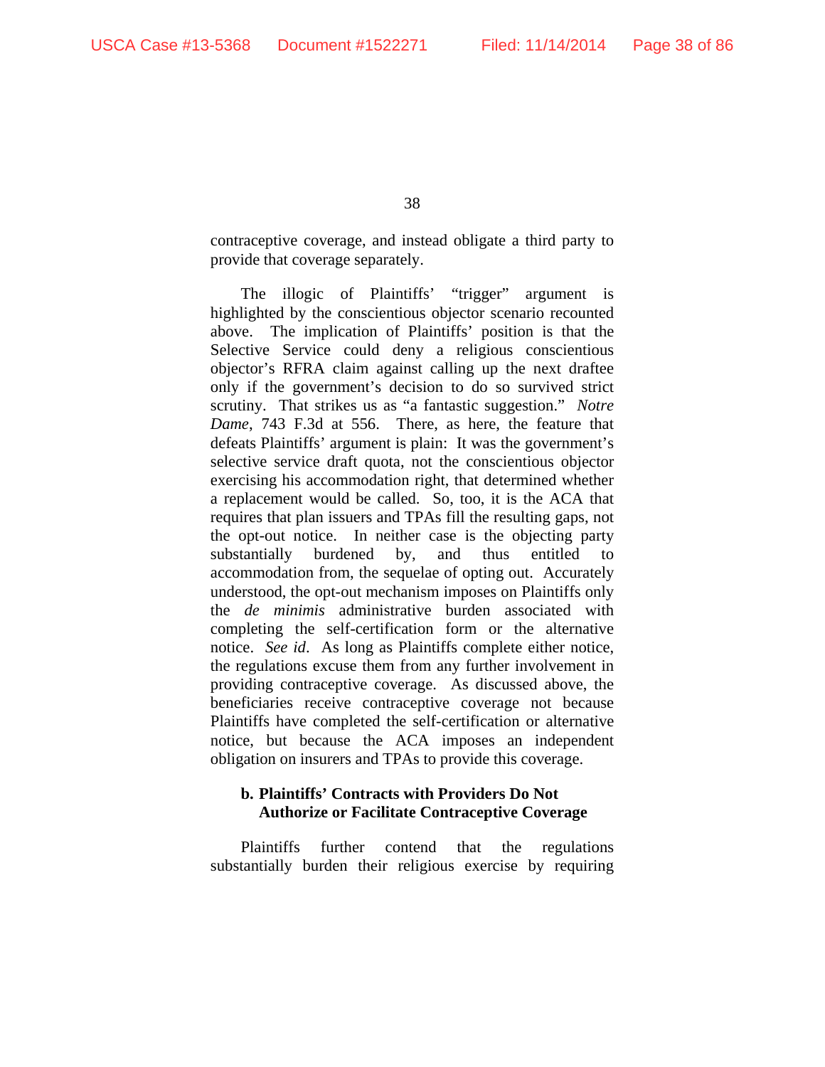contraceptive coverage, and instead obligate a third party to provide that coverage separately.

The illogic of Plaintiffs' "trigger" argument is highlighted by the conscientious objector scenario recounted above. The implication of Plaintiffs' position is that the Selective Service could deny a religious conscientious objector's RFRA claim against calling up the next draftee only if the government's decision to do so survived strict scrutiny. That strikes us as "a fantastic suggestion." *Notre Dame*, 743 F.3d at 556. There, as here, the feature that defeats Plaintiffs' argument is plain: It was the government's selective service draft quota, not the conscientious objector exercising his accommodation right, that determined whether a replacement would be called. So, too, it is the ACA that requires that plan issuers and TPAs fill the resulting gaps, not the opt-out notice. In neither case is the objecting party substantially burdened by, and thus entitled to accommodation from, the sequelae of opting out. Accurately understood, the opt-out mechanism imposes on Plaintiffs only the *de minimis* administrative burden associated with completing the self-certification form or the alternative notice. *See id*. As long as Plaintiffs complete either notice, the regulations excuse them from any further involvement in providing contraceptive coverage. As discussed above, the beneficiaries receive contraceptive coverage not because Plaintiffs have completed the self-certification or alternative notice, but because the ACA imposes an independent obligation on insurers and TPAs to provide this coverage.

**b. Plaintiffs' Contracts with Providers Do Not Authorize or Facilitate Contraceptive Coverage**

Plaintiffs further contend that the regulations substantially burden their religious exercise by requiring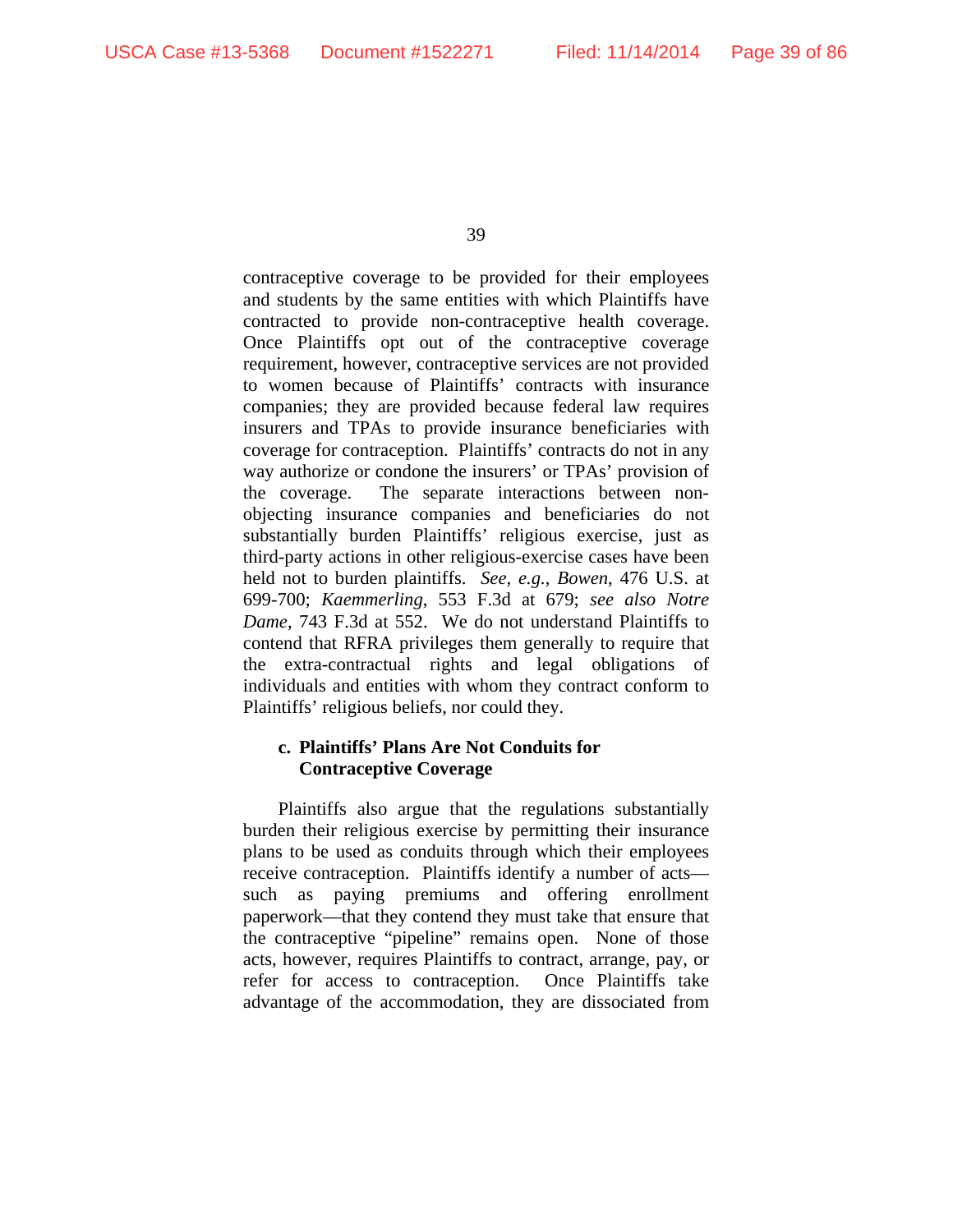contraceptive coverage to be provided for their employees and students by the same entities with which Plaintiffs have contracted to provide non-contraceptive health coverage. Once Plaintiffs opt out of the contraceptive coverage requirement, however, contraceptive services are not provided to women because of Plaintiffs' contracts with insurance companies; they are provided because federal law requires insurers and TPAs to provide insurance beneficiaries with coverage for contraception. Plaintiffs' contracts do not in any way authorize or condone the insurers' or TPAs' provision of the coverage. The separate interactions between non-objecting insurance companies and beneficiaries do not substantially burden Plaintiffs' religious exercise, just as third-party actions in other religious-exercise cases have been held not to burden plaintiffs. *See, e.g.*, *Bowen*, 476 U.S. at 699-700; *Kaemmerling*, 553 F.3d at 679; *see also Notre Dame*, 743 F.3d at 552. We do not understand Plaintiffs to contend that RFRA privileges them generally to require that the extra-contractual rights and legal obligations of individuals and entities with whom they contract conform to Plaintiffs' religious beliefs, nor could they.

**c. Plaintiffs' Plans Are Not Conduits for Contraceptive Coverage**

Plaintiffs also argue that the regulations substantially burden their religious exercise by permitting their insurance plans to be used as conduits through which their employees receive contraception. Plaintiffs identify a number of acts—such as paying premiums and offering enrollment paperwork—that they contend they must take that ensure that the contraceptive "pipeline" remains open. None of those acts, however, requires Plaintiffs to contract, arrange, pay, or refer for access to contraception. Once Plaintiffs take advantage of the accommodation, they are dissociated from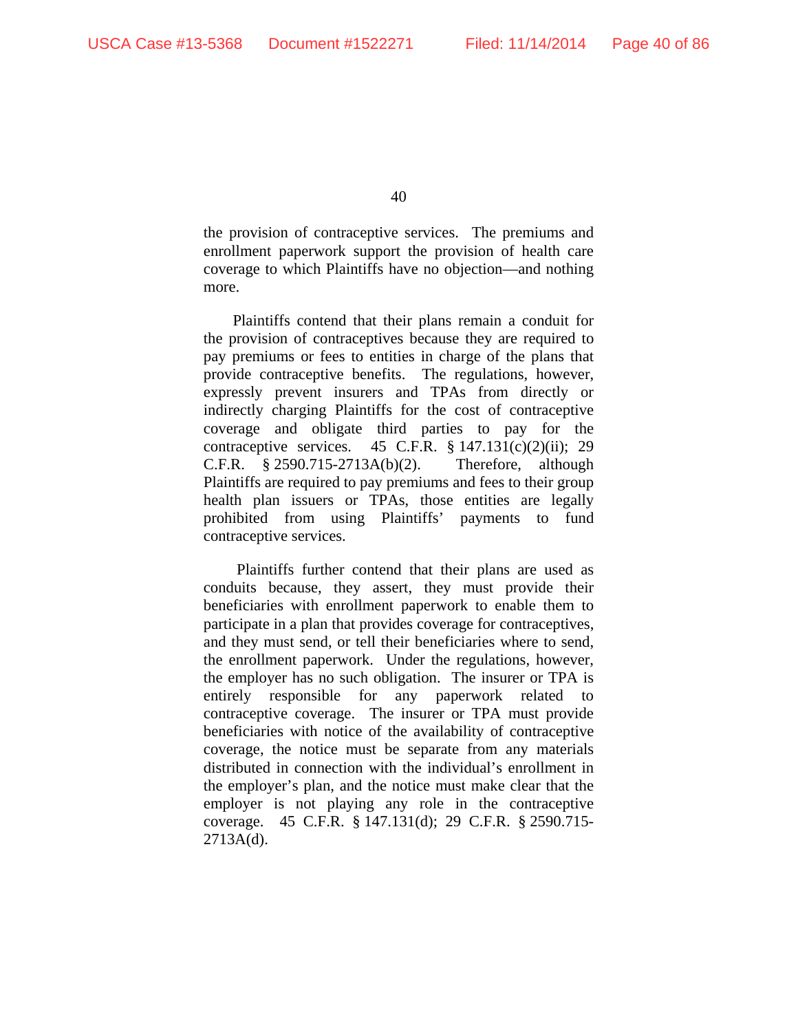the provision of contraceptive services. The premiums and enrollment paperwork support the provision of health care coverage to which Plaintiffs have no objection—and nothing more.

Plaintiffs contend that their plans remain a conduit for the provision of contraceptives because they are required to pay premiums or fees to entities in charge of the plans that provide contraceptive benefits. The regulations, however, expressly prevent insurers and TPAs from directly or indirectly charging Plaintiffs for the cost of contraceptive coverage and obligate third parties to pay for the contraceptive services. 45 C.F.R. § 147.131(c)(2)(ii); 29 C.F.R. § 2590.715-2713A(b)(2). Therefore, although Plaintiffs are required to pay premiums and fees to their group health plan issuers or TPAs, those entities are legally prohibited from using Plaintiffs' payments to fund contraceptive services.

Plaintiffs further contend that their plans are used as conduits because, they assert, they must provide their beneficiaries with enrollment paperwork to enable them to participate in a plan that provides coverage for contraceptives, and they must send, or tell their beneficiaries where to send, the enrollment paperwork. Under the regulations, however, the employer has no such obligation. The insurer or TPA is entirely responsible for any paperwork related to contraceptive coverage. The insurer or TPA must provide beneficiaries with notice of the availability of contraceptive coverage, the notice must be separate from any materials distributed in connection with the individual's enrollment in the employer's plan, and the notice must make clear that the employer is not playing any role in the contraceptive coverage. 45 C.F.R. § 147.131(d); 29 C.F.R. § 2590.715-2713A(d).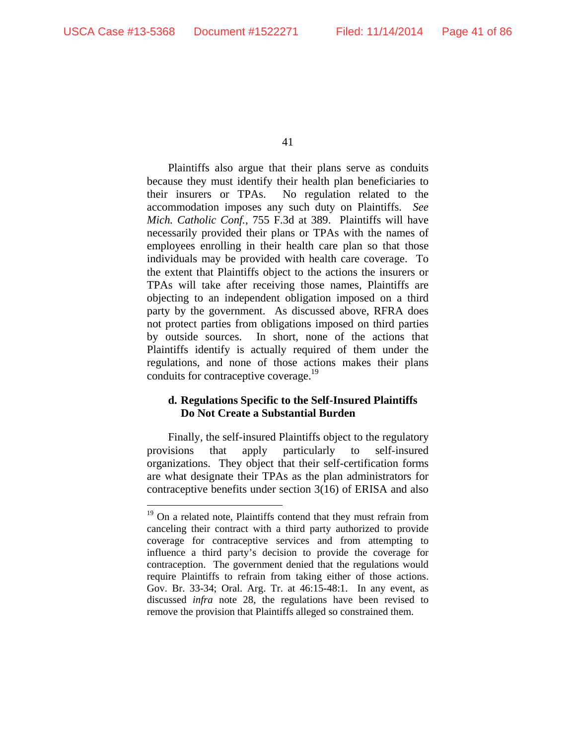Plaintiffs also argue that their plans serve as conduits because they must identify their health plan beneficiaries to their insurers or TPAs. No regulation related to the accommodation imposes any such duty on Plaintiffs. *See Mich. Catholic Conf.*, 755 F.3d at 389. Plaintiffs will have necessarily provided their plans or TPAs with the names of employees enrolling in their health care plan so that those individuals may be provided with health care coverage. To the extent that Plaintiffs object to the actions the insurers or TPAs will take after receiving those names, Plaintiffs are objecting to an independent obligation imposed on a third party by the government. As discussed above, RFRA does not protect parties from obligations imposed on third parties by outside sources. In short, none of the actions that Plaintiffs identify is actually required of them under the regulations, and none of those actions makes their plans conduits for contraceptive coverage.[19]

**d. Regulations Specific to the Self-Insured Plaintiffs Do Not Create a Substantial Burden**

Finally, the self-insured Plaintiffs object to the regulatory provisions that apply particularly to self-insured organizations. They object that their self-certification forms are what designate their TPAs as the plan administrators for contraceptive benefits under section 3(16) of ERISA and also

[19] On a related note, Plaintiffs contend that they must refrain from canceling their contract with a third party authorized to provide coverage for contraceptive services and from attempting to influence a third party's decision to provide the coverage for contraception. The government denied that the regulations would require Plaintiffs to refrain from taking either of those actions. Gov. Br. 33-34; Oral. Arg. Tr. at 46:15-48:1. In any event, as discussed *infra* note 28, the regulations have been revised to remove the provision that Plaintiffs alleged so constrained them.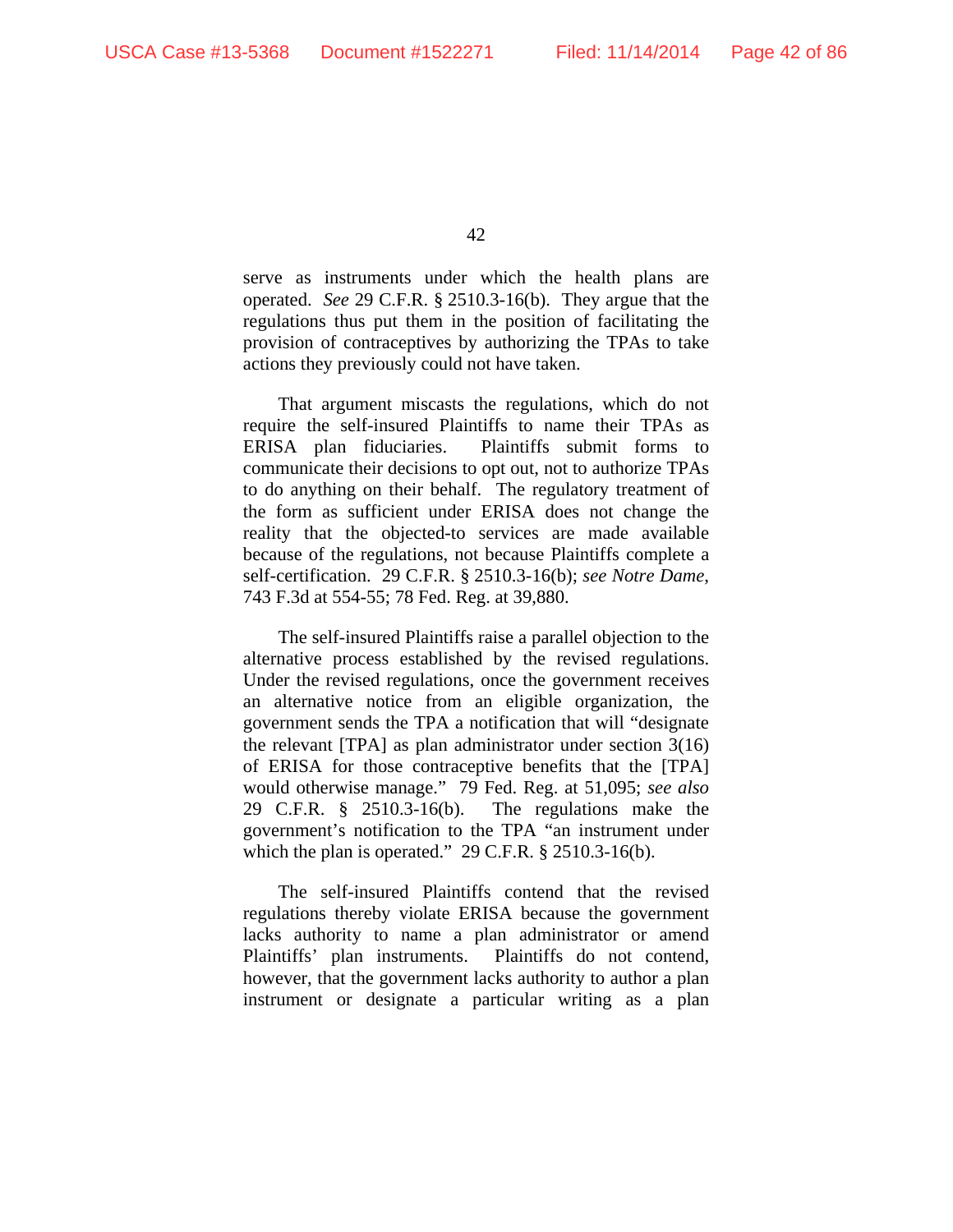serve as instruments under which the health plans are operated. *See* 29 C.F.R. § 2510.3-16(b). They argue that the regulations thus put them in the position of facilitating the provision of contraceptives by authorizing the TPAs to take actions they previously could not have taken.

That argument miscasts the regulations, which do not require the self-insured Plaintiffs to name their TPAs as ERISA plan fiduciaries. Plaintiffs submit forms to communicate their decisions to opt out, not to authorize TPAs to do anything on their behalf. The regulatory treatment of the form as sufficient under ERISA does not change the reality that the objected-to services are made available because of the regulations, not because Plaintiffs complete a self-certification. 29 C.F.R. § 2510.3-16(b); *see Notre Dame*, 743 F.3d at 554-55; 78 Fed. Reg. at 39,880.

The self-insured Plaintiffs raise a parallel objection to the alternative process established by the revised regulations. Under the revised regulations, once the government receives an alternative notice from an eligible organization, the government sends the TPA a notification that will "designate the relevant [TPA] as plan administrator under section 3(16) of ERISA for those contraceptive benefits that the [TPA] would otherwise manage." 79 Fed. Reg. at 51,095; *see also* 29 C.F.R. § 2510.3-16(b). The regulations make the government's notification to the TPA "an instrument under which the plan is operated." 29 C.F.R. § 2510.3-16(b).

The self-insured Plaintiffs contend that the revised regulations thereby violate ERISA because the government lacks authority to name a plan administrator or amend Plaintiffs' plan instruments. Plaintiffs do not contend, however, that the government lacks authority to author a plan instrument or designate a particular writing as a plan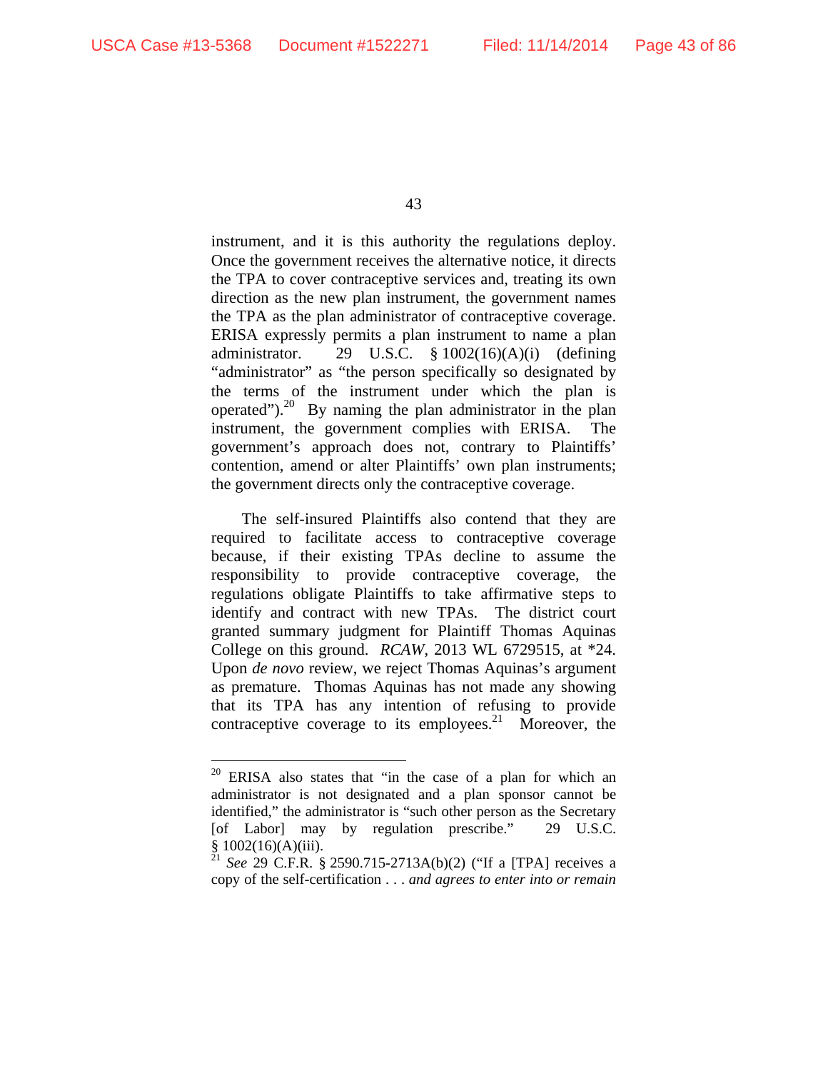instrument, and it is this authority the regulations deploy. Once the government receives the alternative notice, it directs the TPA to cover contraceptive services and, treating its own direction as the new plan instrument, the government names the TPA as the plan administrator of contraceptive coverage. ERISA expressly permits a plan instrument to name a plan administrator. 29 U.S.C. § 1002(16)(A)(i) (defining "administrator" as "the person specifically so designated by the terms of the instrument under which the plan is operated").[20] By naming the plan administrator in the plan instrument, the government complies with ERISA. The government's approach does not, contrary to Plaintiffs' contention, amend or alter Plaintiffs' own plan instruments; the government directs only the contraceptive coverage.

The self-insured Plaintiffs also contend that they are required to facilitate access to contraceptive coverage because, if their existing TPAs decline to assume the responsibility to provide contraceptive coverage, the regulations obligate Plaintiffs to take affirmative steps to identify and contract with new TPAs. The district court granted summary judgment for Plaintiff Thomas Aquinas College on this ground. *RCAW*, 2013 WL 6729515, at *24. Upon *de novo* review, we reject Thomas Aquinas's argument as premature. Thomas Aquinas has not made any showing that its TPA has any intention of refusing to provide contraceptive coverage to its employees.[21] Moreover, the

---

[20] ERISA also states that "in the case of a plan for which an administrator is not designated and a plan sponsor cannot be identified," the administrator is "such other person as the Secretary [of Labor] may by regulation prescribe." 29 U.S.C. § 1002(16)(A)(iii).

[21] *See* 29 C.F.R. § 2590.715-2713A(b)(2) ("If a [TPA] receives a copy of the self-certification . . . *and agrees to enter into or remain*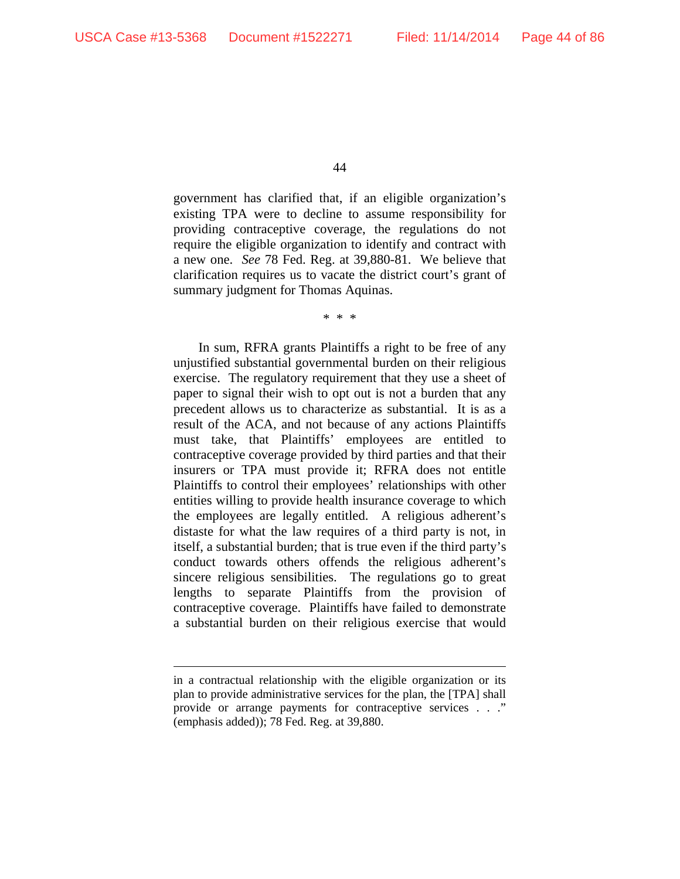government has clarified that, if an eligible organization's existing TPA were to decline to assume responsibility for providing contraceptive coverage, the regulations do not require the eligible organization to identify and contract with a new one. *See* 78 Fed. Reg. at 39,880-81. We believe that clarification requires us to vacate the district court's grant of summary judgment for Thomas Aquinas.

\* \* \*

In sum, RFRA grants Plaintiffs a right to be free of any unjustified substantial governmental burden on their religious exercise. The regulatory requirement that they use a sheet of paper to signal their wish to opt out is not a burden that any precedent allows us to characterize as substantial. It is as a result of the ACA, and not because of any actions Plaintiffs must take, that Plaintiffs' employees are entitled to contraceptive coverage provided by third parties and that their insurers or TPA must provide it; RFRA does not entitle Plaintiffs to control their employees' relationships with other entities willing to provide health insurance coverage to which the employees are legally entitled. A religious adherent's distaste for what the law requires of a third party is not, in itself, a substantial burden; that is true even if the third party's conduct towards others offends the religious adherent's sincere religious sensibilities. The regulations go to great lengths to separate Plaintiffs from the provision of contraceptive coverage. Plaintiffs have failed to demonstrate a substantial burden on their religious exercise that would

---

in a contractual relationship with the eligible organization or its plan to provide administrative services for the plan, the [TPA] shall provide or arrange payments for contraceptive services . . ." (emphasis added)); 78 Fed. Reg. at 39,880.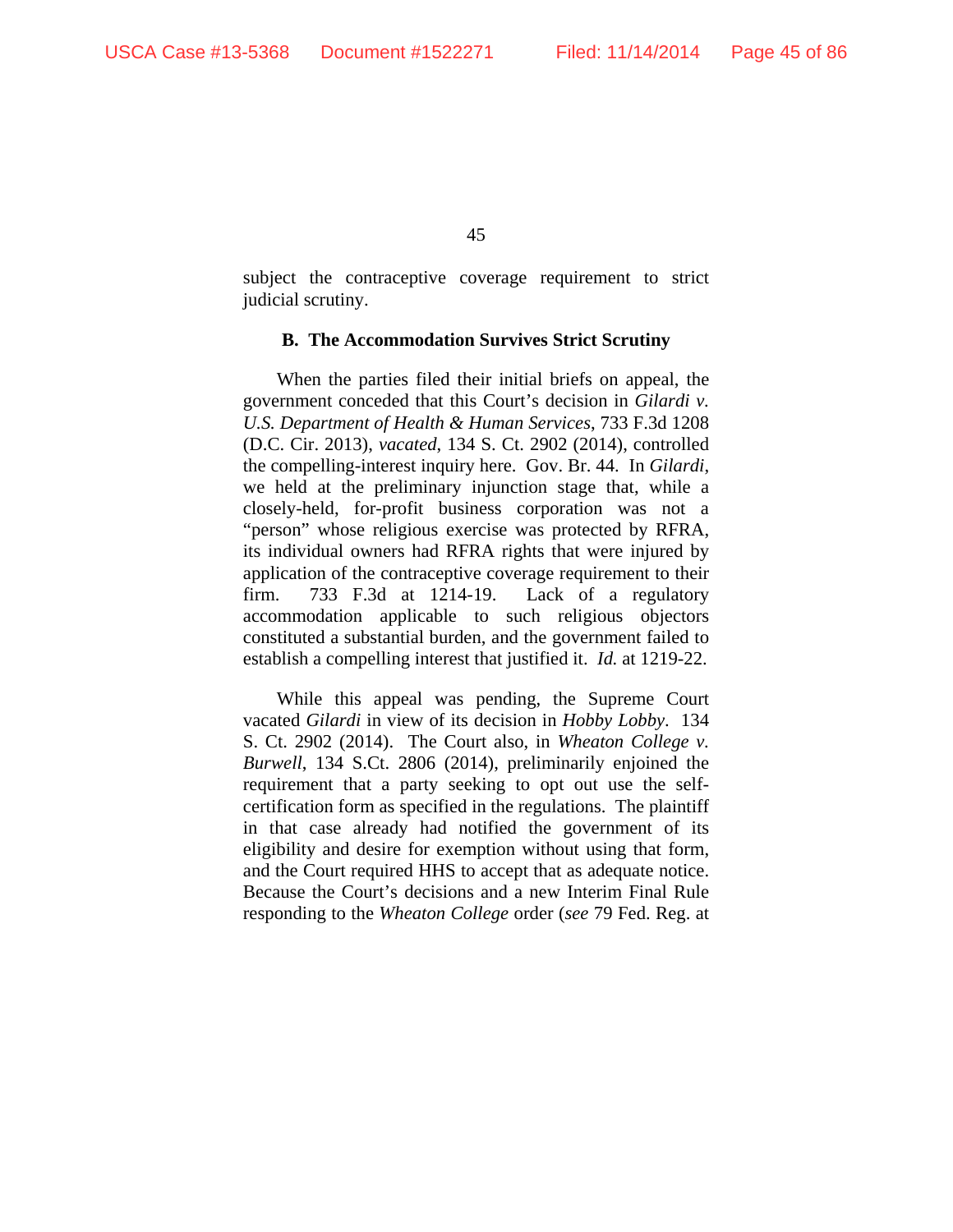subject the contraceptive coverage requirement to strict judicial scrutiny.

### B. The Accommodation Survives Strict Scrutiny

When the parties filed their initial briefs on appeal, the government conceded that this Court's decision in *Gilardi v. U.S. Department of Health & Human Services*, 733 F.3d 1208 (D.C. Cir. 2013), *vacated*, 134 S. Ct. 2902 (2014), controlled the compelling-interest inquiry here. Gov. Br. 44. In *Gilardi*, we held at the preliminary injunction stage that, while a closely-held, for-profit business corporation was not a "person" whose religious exercise was protected by RFRA, its individual owners had RFRA rights that were injured by application of the contraceptive coverage requirement to their firm. 733 F.3d at 1214-19. Lack of a regulatory accommodation applicable to such religious objectors constituted a substantial burden, and the government failed to establish a compelling interest that justified it. *Id.* at 1219-22.

While this appeal was pending, the Supreme Court vacated *Gilardi* in view of its decision in *Hobby Lobby*. 134 S. Ct. 2902 (2014). The Court also, in *Wheaton College v. Burwell*, 134 S.Ct. 2806 (2014), preliminarily enjoined the requirement that a party seeking to opt out use the self-certification form as specified in the regulations. The plaintiff in that case already had notified the government of its eligibility and desire for exemption without using that form, and the Court required HHS to accept that as adequate notice. Because the Court's decisions and a new Interim Final Rule responding to the *Wheaton College* order (*see* 79 Fed. Reg. at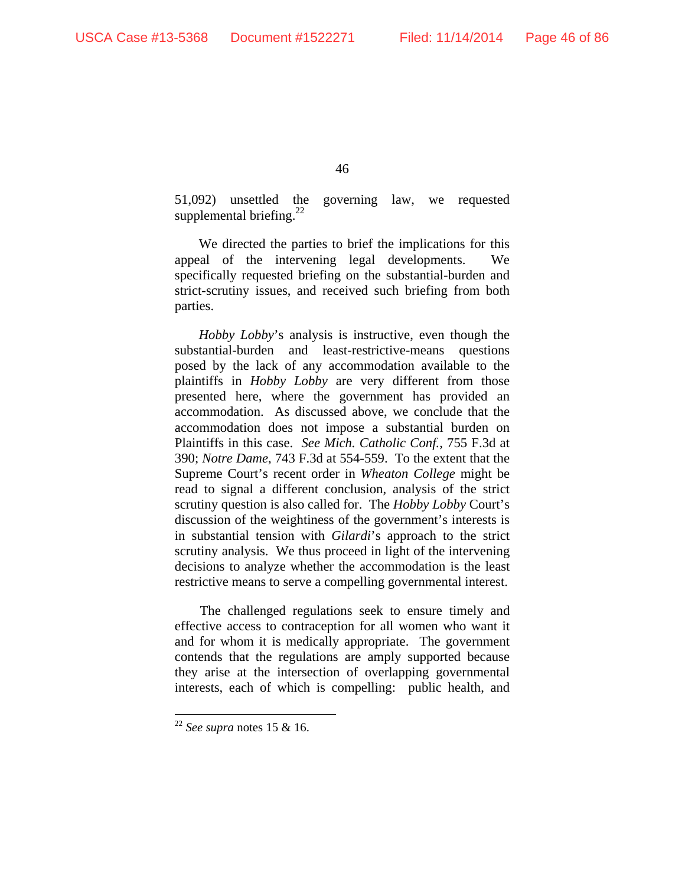51,092) unsettled the governing law, we requested supplemental briefing.[22]

We directed the parties to brief the implications for this appeal of the intervening legal developments. We specifically requested briefing on the substantial-burden and strict-scrutiny issues, and received such briefing from both parties.

*Hobby Lobby*'s analysis is instructive, even though the substantial-burden and least-restrictive-means questions posed by the lack of any accommodation available to the plaintiffs in *Hobby Lobby* are very different from those presented here, where the government has provided an accommodation. As discussed above, we conclude that the accommodation does not impose a substantial burden on Plaintiffs in this case. *See Mich. Catholic Conf.*, 755 F.3d at 390; *Notre Dame*, 743 F.3d at 554-559. To the extent that the Supreme Court's recent order in *Wheaton College* might be read to signal a different conclusion, analysis of the strict scrutiny question is also called for. The *Hobby Lobby* Court's discussion of the weightiness of the government's interests is in substantial tension with *Gilardi*'s approach to the strict scrutiny analysis. We thus proceed in light of the intervening decisions to analyze whether the accommodation is the least restrictive means to serve a compelling governmental interest.

The challenged regulations seek to ensure timely and effective access to contraception for all women who want it and for whom it is medically appropriate. The government contends that the regulations are amply supported because they arise at the intersection of overlapping governmental interests, each of which is compelling: public health, and

---

[22] *See supra* notes 15 & 16.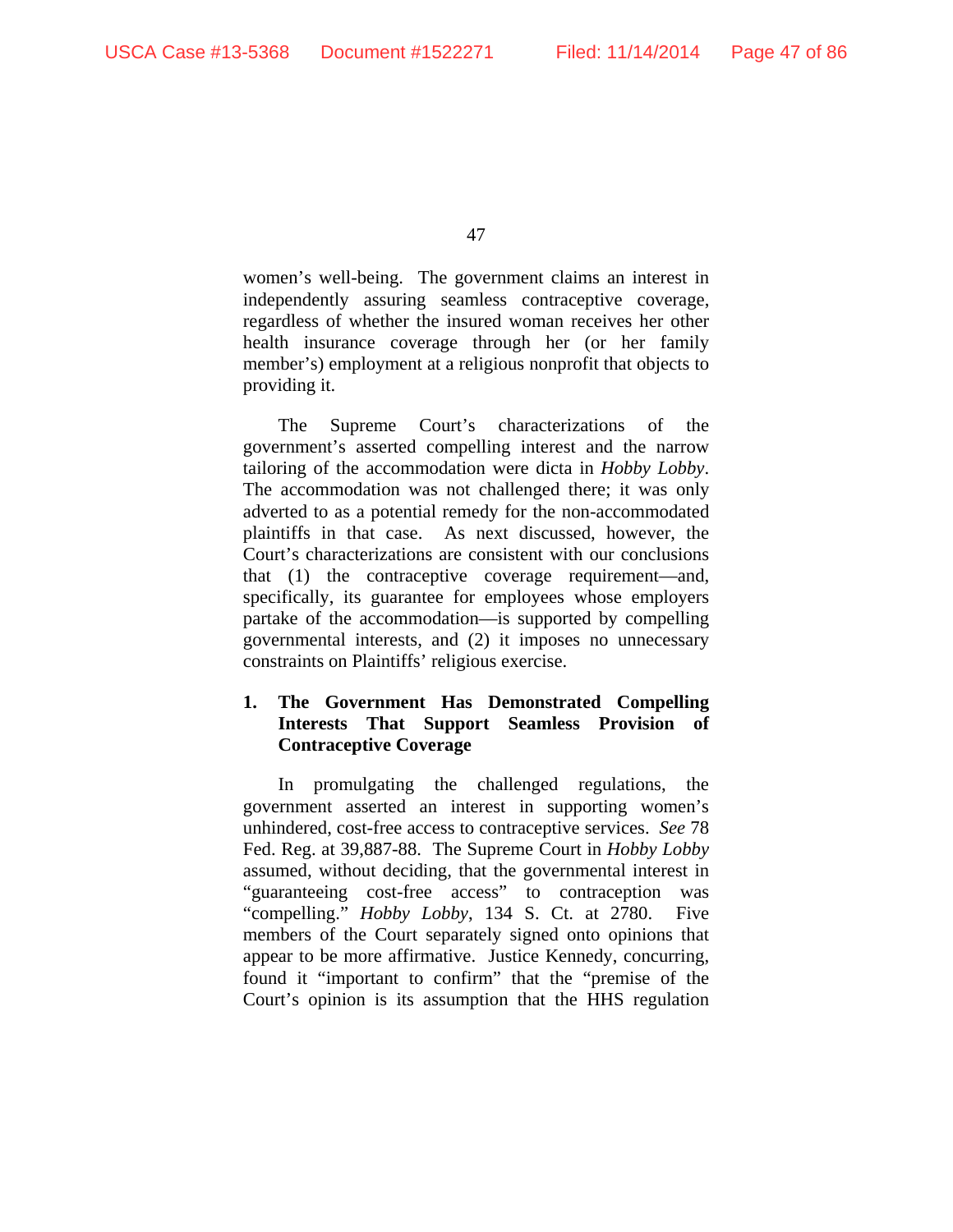women's well-being. The government claims an interest in independently assuring seamless contraceptive coverage, regardless of whether the insured woman receives her other health insurance coverage through her (or her family member's) employment at a religious nonprofit that objects to providing it.

The Supreme Court's characterizations of the government's asserted compelling interest and the narrow tailoring of the accommodation were dicta in *Hobby Lobby*. The accommodation was not challenged there; it was only adverted to as a potential remedy for the non-accommodated plaintiffs in that case. As next discussed, however, the Court's characterizations are consistent with our conclusions that (1) the contraceptive coverage requirement—and, specifically, its guarantee for employees whose employers partake of the accommodation—is supported by compelling governmental interests, and (2) it imposes no unnecessary constraints on Plaintiffs' religious exercise.

### 1. The Government Has Demonstrated Compelling Interests That Support Seamless Provision of Contraceptive Coverage

In promulgating the challenged regulations, the government asserted an interest in supporting women's unhindered, cost-free access to contraceptive services. *See* 78 Fed. Reg. at 39,887-88. The Supreme Court in *Hobby Lobby* assumed, without deciding, that the governmental interest in "guaranteeing cost-free access" to contraception was "compelling." *Hobby Lobby*, 134 S. Ct. at 2780. Five members of the Court separately signed onto opinions that appear to be more affirmative. Justice Kennedy, concurring, found it "important to confirm" that the "premise of the Court's opinion is its assumption that the HHS regulation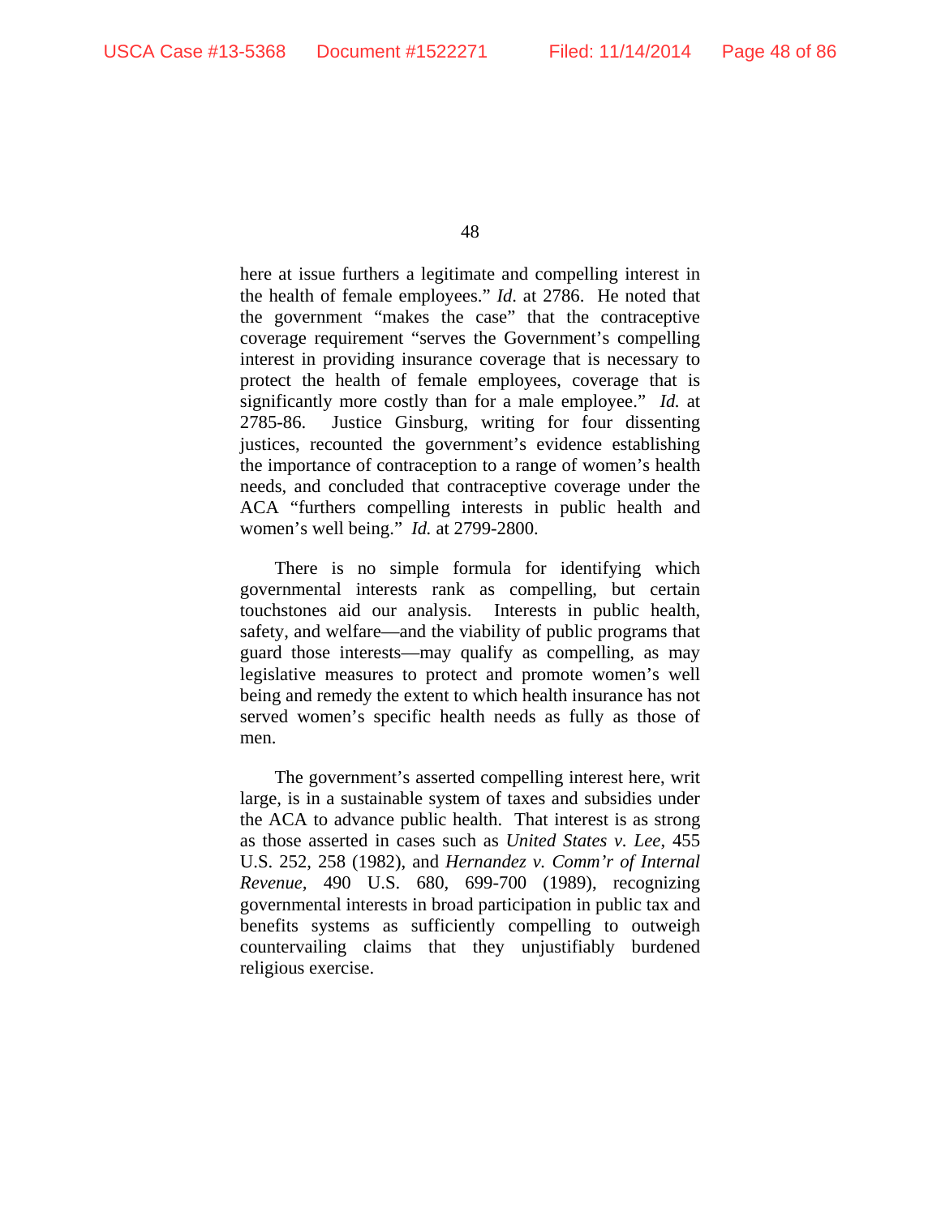here at issue furthers a legitimate and compelling interest in the health of female employees." *Id.* at 2786. He noted that the government "makes the case" that the contraceptive coverage requirement "serves the Government's compelling interest in providing insurance coverage that is necessary to protect the health of female employees, coverage that is significantly more costly than for a male employee." *Id.* at 2785-86. Justice Ginsburg, writing for four dissenting justices, recounted the government's evidence establishing the importance of contraception to a range of women's health needs, and concluded that contraceptive coverage under the ACA "furthers compelling interests in public health and women's well being." *Id.* at 2799-2800.

There is no simple formula for identifying which governmental interests rank as compelling, but certain touchstones aid our analysis. Interests in public health, safety, and welfare—and the viability of public programs that guard those interests—may qualify as compelling, as may legislative measures to protect and promote women's well being and remedy the extent to which health insurance has not served women's specific health needs as fully as those of men.

The government's asserted compelling interest here, writ large, is in a sustainable system of taxes and subsidies under the ACA to advance public health. That interest is as strong as those asserted in cases such as *United States v. Lee*, 455 U.S. 252, 258 (1982), and *Hernandez v. Comm'r of Internal Revenue*, 490 U.S. 680, 699-700 (1989), recognizing governmental interests in broad participation in public tax and benefits systems as sufficiently compelling to outweigh countervailing claims that they unjustifiably burdened religious exercise.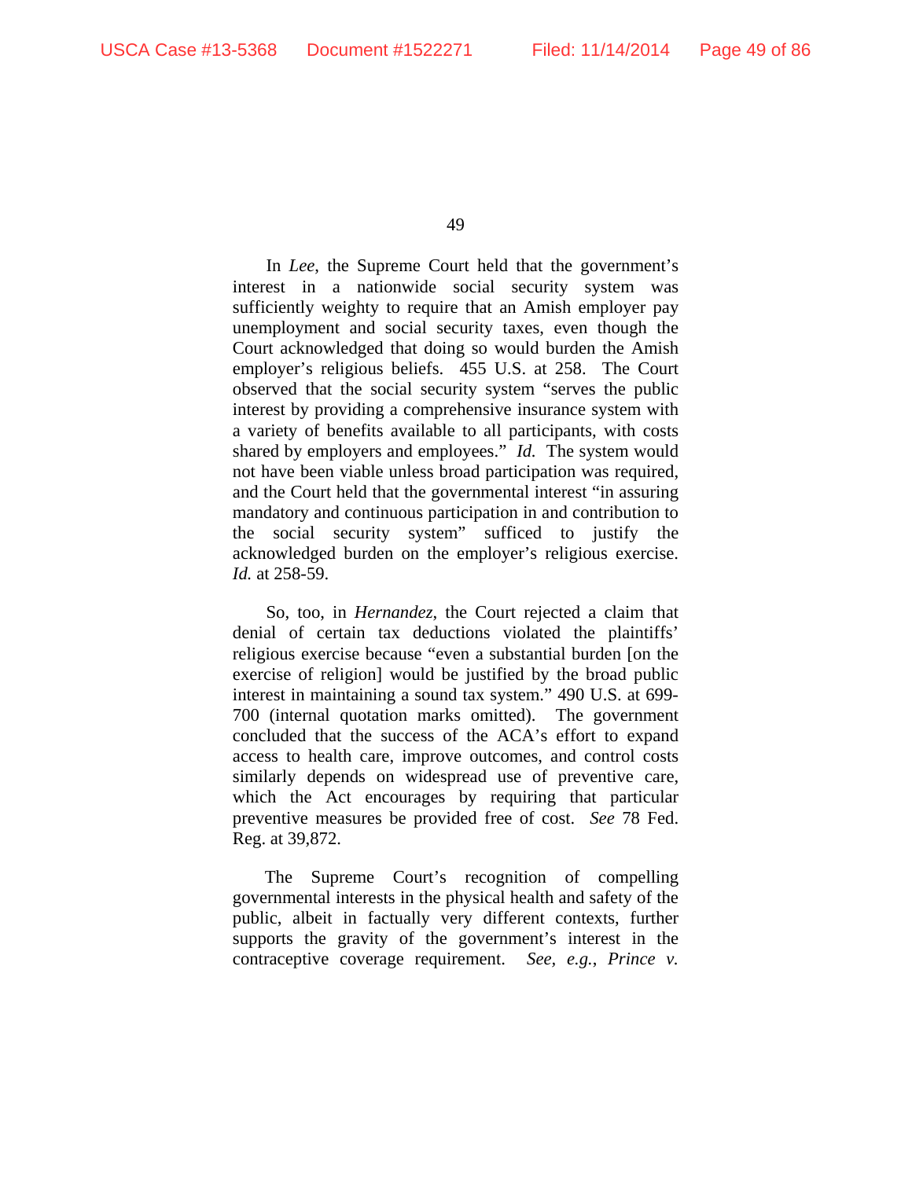In *Lee*, the Supreme Court held that the government's interest in a nationwide social security system was sufficiently weighty to require that an Amish employer pay unemployment and social security taxes, even though the Court acknowledged that doing so would burden the Amish employer's religious beliefs. 455 U.S. at 258. The Court observed that the social security system "serves the public interest by providing a comprehensive insurance system with a variety of benefits available to all participants, with costs shared by employers and employees." *Id.* The system would not have been viable unless broad participation was required, and the Court held that the governmental interest "in assuring mandatory and continuous participation in and contribution to the social security system" sufficed to justify the acknowledged burden on the employer's religious exercise. *Id.* at 258-59.

So, too, in *Hernandez*, the Court rejected a claim that denial of certain tax deductions violated the plaintiffs' religious exercise because "even a substantial burden [on the exercise of religion] would be justified by the broad public interest in maintaining a sound tax system." 490 U.S. at 699-700 (internal quotation marks omitted). The government concluded that the success of the ACA's effort to expand access to health care, improve outcomes, and control costs similarly depends on widespread use of preventive care, which the Act encourages by requiring that particular preventive measures be provided free of cost. *See* 78 Fed. Reg. at 39,872.

The Supreme Court's recognition of compelling governmental interests in the physical health and safety of the public, albeit in factually very different contexts, further supports the gravity of the government's interest in the contraceptive coverage requirement. *See, e.g.*, *Prince v.*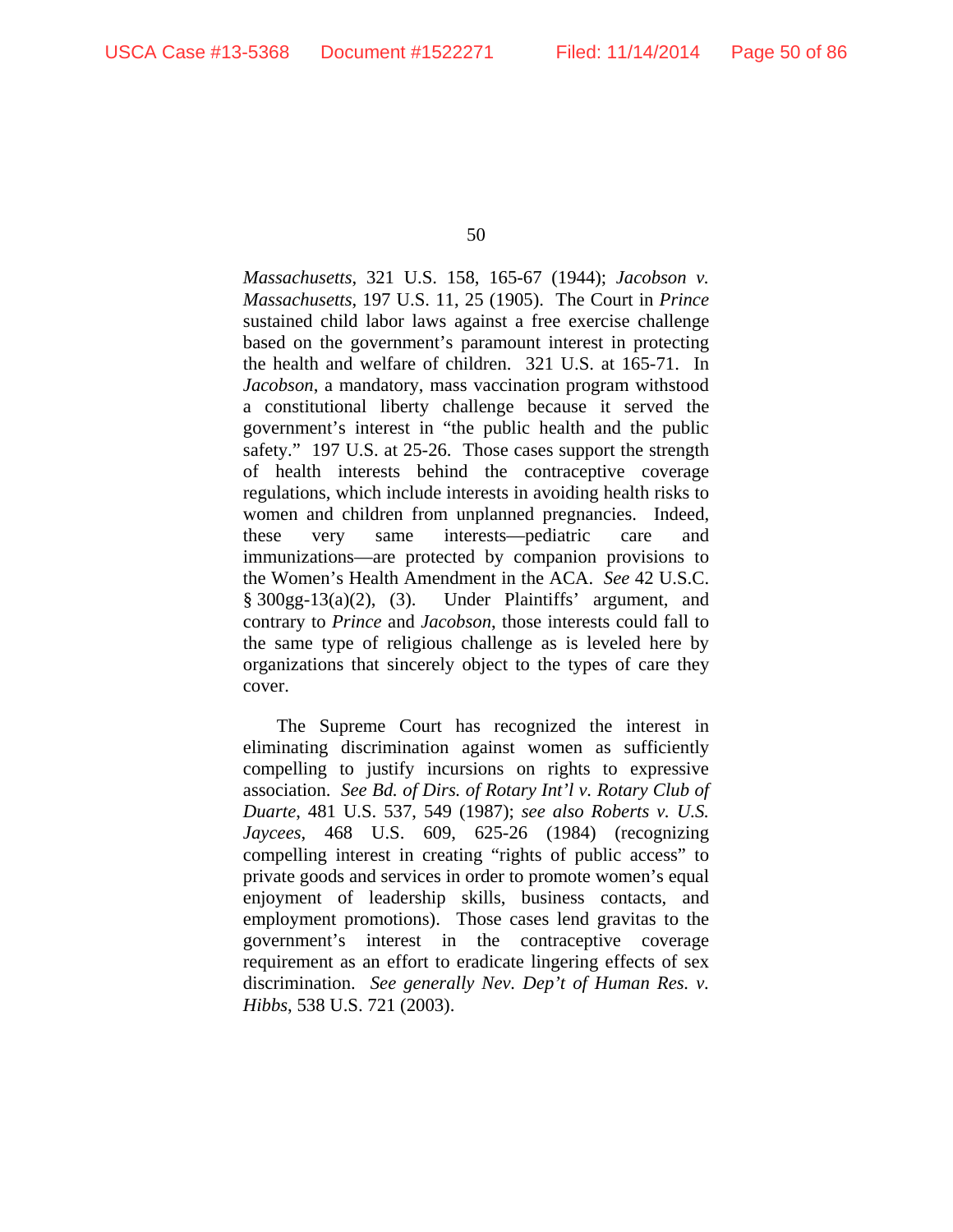*Massachusetts*, 321 U.S. 158, 165-67 (1944); *Jacobson v. Massachusetts*, 197 U.S. 11, 25 (1905). The Court in *Prince* sustained child labor laws against a free exercise challenge based on the government's paramount interest in protecting the health and welfare of children. 321 U.S. at 165-71. In *Jacobson*, a mandatory, mass vaccination program withstood a constitutional liberty challenge because it served the government's interest in "the public health and the public safety." 197 U.S. at 25-26. Those cases support the strength of health interests behind the contraceptive coverage regulations, which include interests in avoiding health risks to women and children from unplanned pregnancies. Indeed, these very same interests—pediatric care and immunizations—are protected by companion provisions to the Women's Health Amendment in the ACA. *See* 42 U.S.C. § 300gg-13(a)(2), (3). Under Plaintiffs' argument, and contrary to *Prince* and *Jacobson*, those interests could fall to the same type of religious challenge as is leveled here by organizations that sincerely object to the types of care they cover.

The Supreme Court has recognized the interest in eliminating discrimination against women as sufficiently compelling to justify incursions on rights to expressive association. *See Bd. of Dirs. of Rotary Int'l v. Rotary Club of Duarte*, 481 U.S. 537, 549 (1987); *see also Roberts v. U.S. Jaycees*, 468 U.S. 609, 625-26 (1984) (recognizing compelling interest in creating "rights of public access" to private goods and services in order to promote women's equal enjoyment of leadership skills, business contacts, and employment promotions). Those cases lend gravitas to the government's interest in the contraceptive coverage requirement as an effort to eradicate lingering effects of sex discrimination. *See generally Nev. Dep't of Human Res. v. Hibbs*, 538 U.S. 721 (2003).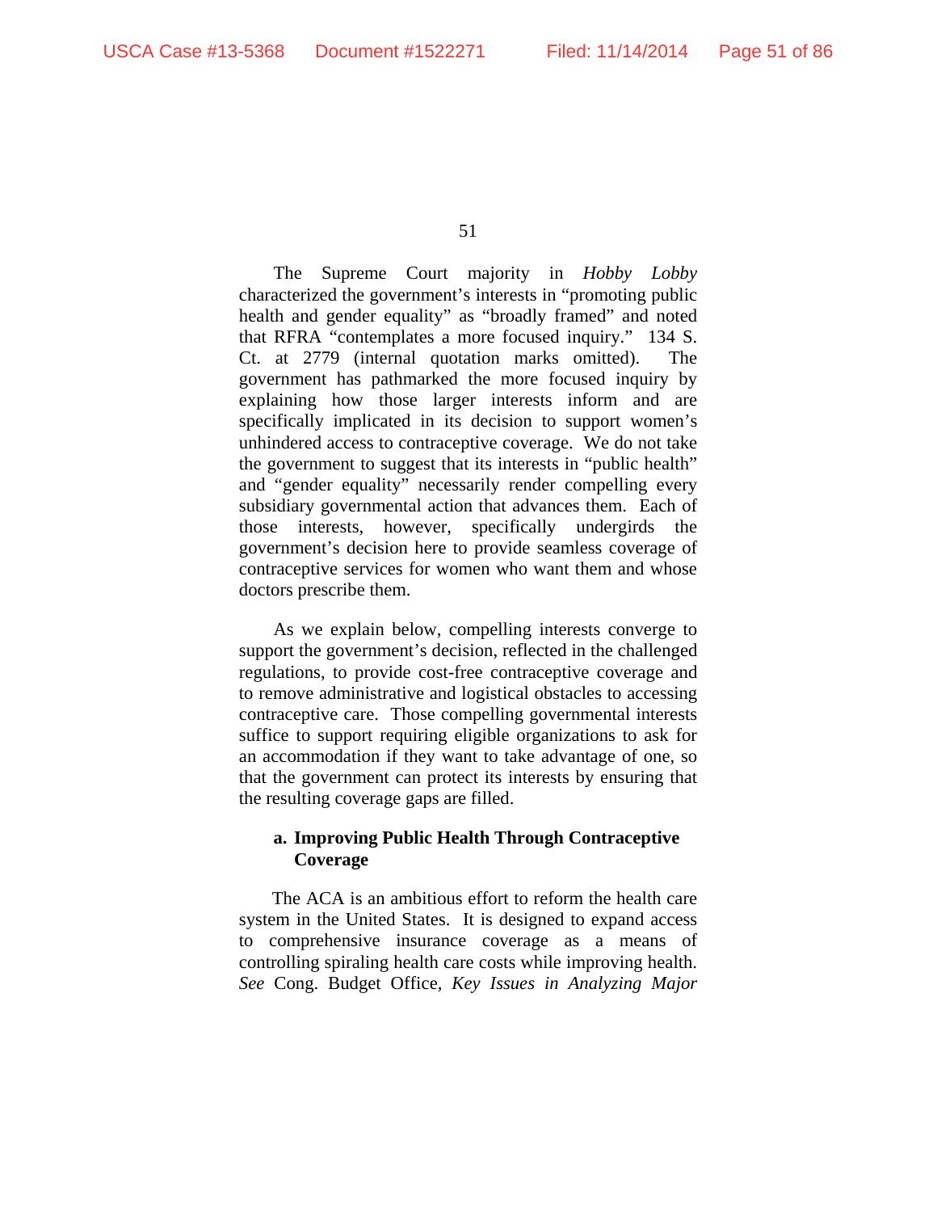The Supreme Court majority in *Hobby Lobby* characterized the government's interests in "promoting public health and gender equality" as "broadly framed" and noted that RFRA "contemplates a more focused inquiry." 134 S. Ct. at 2779 (internal quotation marks omitted). The government has pathmarked the more focused inquiry by explaining how those larger interests inform and are specifically implicated in its decision to support women's unhindered access to contraceptive coverage. We do not take the government to suggest that its interests in "public health" and "gender equality" necessarily render compelling every subsidiary governmental action that advances them. Each of those interests, however, specifically undergirds the government's decision here to provide seamless coverage of contraceptive services for women who want them and whose doctors prescribe them.

As we explain below, compelling interests converge to support the government's decision, reflected in the challenged regulations, to provide cost-free contraceptive coverage and to remove administrative and logistical obstacles to accessing contraceptive care. Those compelling governmental interests suffice to support requiring eligible organizations to ask for an accommodation if they want to take advantage of one, so that the government can protect its interests by ensuring that the resulting coverage gaps are filled.

**a. Improving Public Health Through Contraceptive Coverage**

The ACA is an ambitious effort to reform the health care system in the United States. It is designed to expand access to comprehensive insurance coverage as a means of controlling spiraling health care costs while improving health. *See* Cong. Budget Office, *Key Issues in Analyzing Major*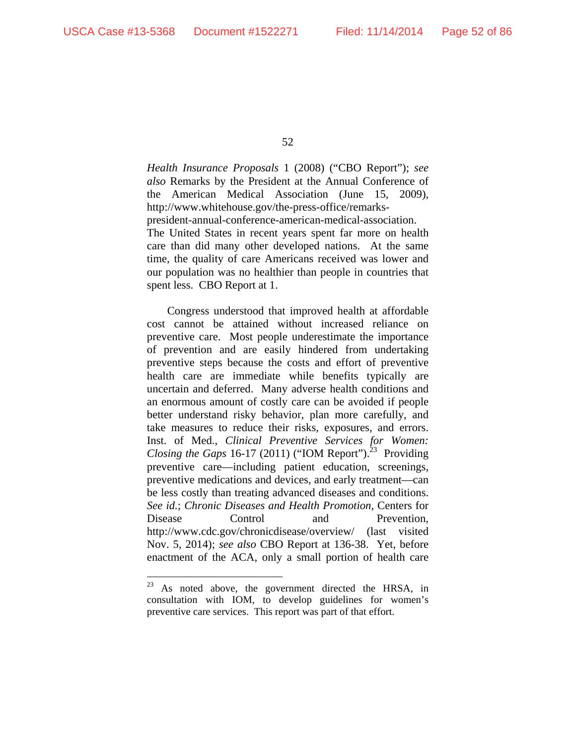*Health Insurance Proposals* 1 (2008) ("CBO Report"); *see also* Remarks by the President at the Annual Conference of the American Medical Association (June 15, 2009), http://www.whitehouse.gov/the-press-office/remarks-president-annual-conference-american-medical-association. The United States in recent years spent far more on health care than did many other developed nations. At the same time, the quality of care Americans received was lower and our population was no healthier than people in countries that spent less. CBO Report at 1.

Congress understood that improved health at affordable cost cannot be attained without increased reliance on preventive care. Most people underestimate the importance of prevention and are easily hindered from undertaking preventive steps because the costs and effort of preventive health care are immediate while benefits typically are uncertain and deferred. Many adverse health conditions and an enormous amount of costly care can be avoided if people better understand risky behavior, plan more carefully, and take measures to reduce their risks, exposures, and errors. Inst. of Med., *Clinical Preventive Services for Women: Closing the Gaps* 16-17 (2011) ("IOM Report").[23] Providing preventive care—including patient education, screenings, preventive medications and devices, and early treatment—can be less costly than treating advanced diseases and conditions. *See id.*; *Chronic Diseases and Health Promotion*, Centers for Disease Control and Prevention, http://www.cdc.gov/chronicdisease/overview/ (last visited Nov. 5, 2014); *see also* CBO Report at 136-38. Yet, before enactment of the ACA, only a small portion of health care

[23] As noted above, the government directed the HRSA, in consultation with IOM, to develop guidelines for women's preventive care services. This report was part of that effort.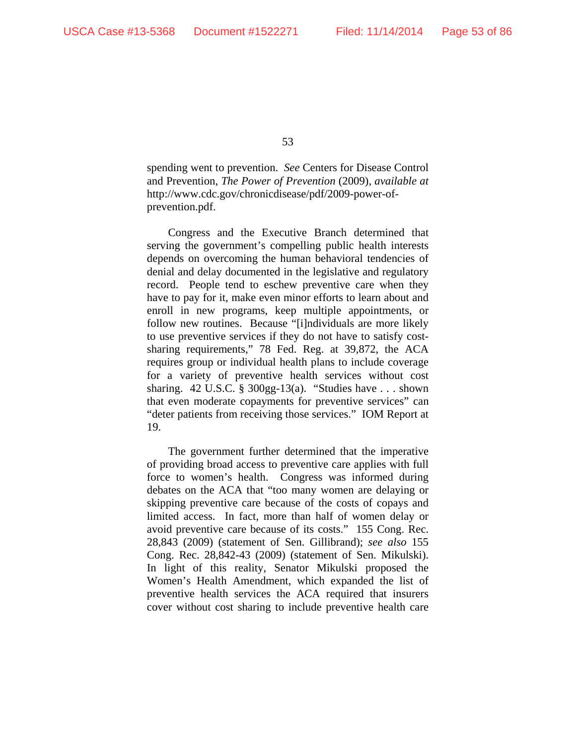spending went to prevention. *See* Centers for Disease Control and Prevention, *The Power of Prevention* (2009), *available at* http://www.cdc.gov/chronicdisease/pdf/2009-power-of-prevention.pdf.

Congress and the Executive Branch determined that serving the government's compelling public health interests depends on overcoming the human behavioral tendencies of denial and delay documented in the legislative and regulatory record. People tend to eschew preventive care when they have to pay for it, make even minor efforts to learn about and enroll in new programs, keep multiple appointments, or follow new routines. Because "[i]ndividuals are more likely to use preventive services if they do not have to satisfy cost-sharing requirements," 78 Fed. Reg. at 39,872, the ACA requires group or individual health plans to include coverage for a variety of preventive health services without cost sharing. 42 U.S.C. § 300gg-13(a). "Studies have . . . shown that even moderate copayments for preventive services" can "deter patients from receiving those services." IOM Report at 19.

The government further determined that the imperative of providing broad access to preventive care applies with full force to women's health. Congress was informed during debates on the ACA that "too many women are delaying or skipping preventive care because of the costs of copays and limited access. In fact, more than half of women delay or avoid preventive care because of its costs." 155 Cong. Rec. 28,843 (2009) (statement of Sen. Gillibrand); *see also* 155 Cong. Rec. 28,842-43 (2009) (statement of Sen. Mikulski). In light of this reality, Senator Mikulski proposed the Women's Health Amendment, which expanded the list of preventive health services the ACA required that insurers cover without cost sharing to include preventive health care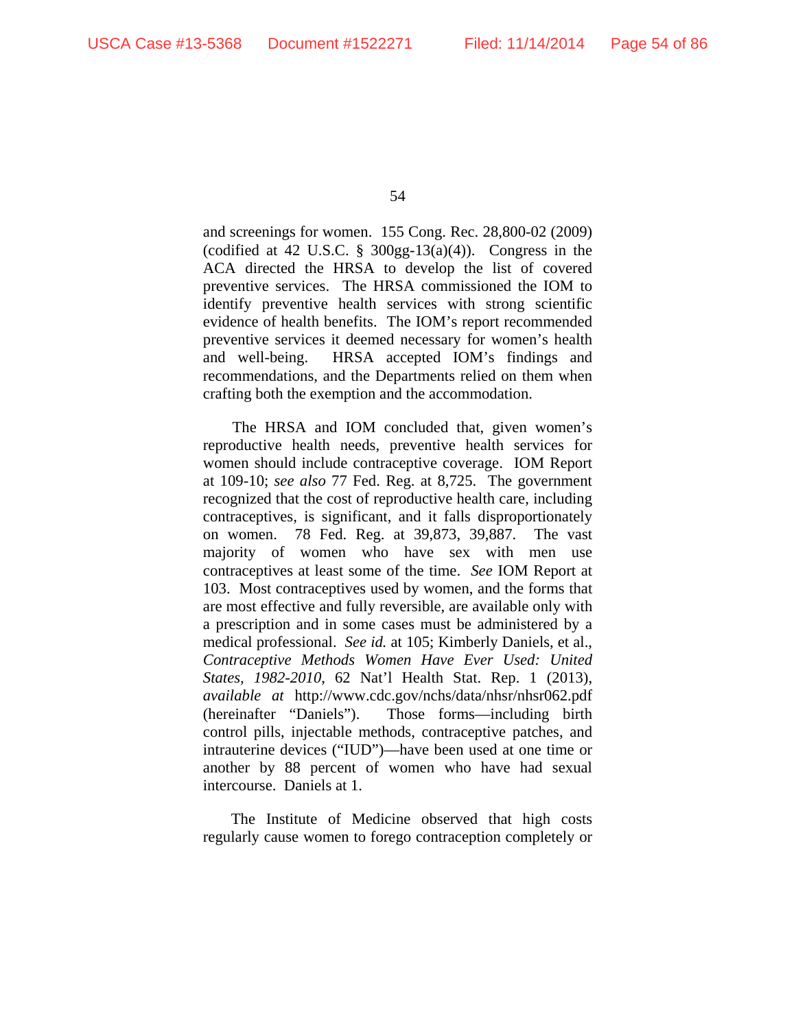and screenings for women. 155 Cong. Rec. 28,800-02 (2009) (codified at 42 U.S.C. § 300gg-13(a)(4)). Congress in the ACA directed the HRSA to develop the list of covered preventive services. The HRSA commissioned the IOM to identify preventive health services with strong scientific evidence of health benefits. The IOM's report recommended preventive services it deemed necessary for women's health and well-being. HRSA accepted IOM's findings and recommendations, and the Departments relied on them when crafting both the exemption and the accommodation.

The HRSA and IOM concluded that, given women's reproductive health needs, preventive health services for women should include contraceptive coverage. IOM Report at 109-10; *see also* 77 Fed. Reg. at 8,725. The government recognized that the cost of reproductive health care, including contraceptives, is significant, and it falls disproportionately on women. 78 Fed. Reg. at 39,873, 39,887. The vast majority of women who have sex with men use contraceptives at least some of the time. *See* IOM Report at 103. Most contraceptives used by women, and the forms that are most effective and fully reversible, are available only with a prescription and in some cases must be administered by a medical professional. *See id.* at 105; Kimberly Daniels, et al., *Contraceptive Methods Women Have Ever Used: United States, 1982-2010*, 62 Nat'l Health Stat. Rep. 1 (2013), *available at* http://www.cdc.gov/nchs/data/nhsr/nhsr062.pdf (hereinafter "Daniels"). Those forms—including birth control pills, injectable methods, contraceptive patches, and intrauterine devices ("IUD")—have been used at one time or another by 88 percent of women who have had sexual intercourse. Daniels at 1.

The Institute of Medicine observed that high costs regularly cause women to forego contraception completely or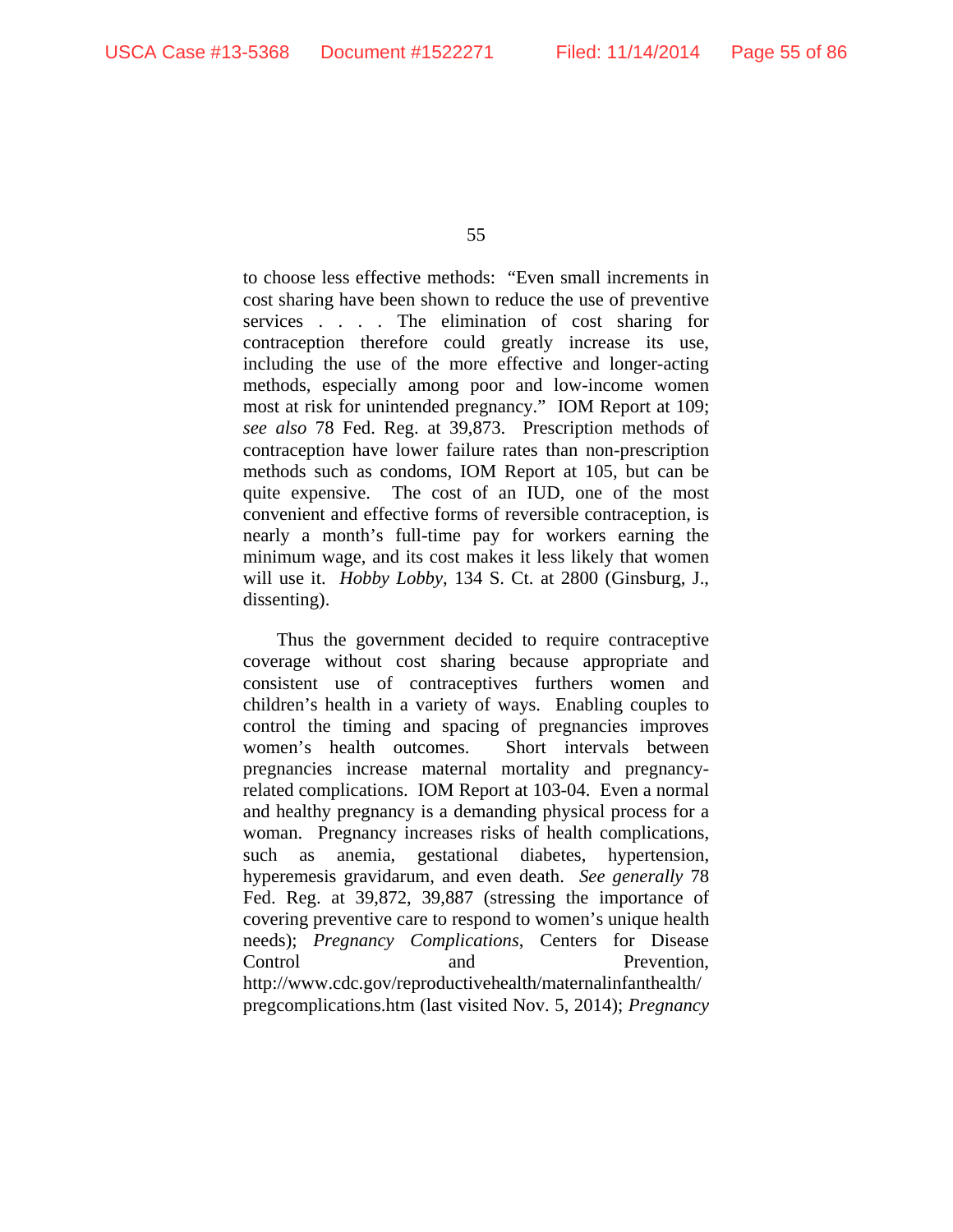to choose less effective methods: "Even small increments in cost sharing have been shown to reduce the use of preventive services . . . . The elimination of cost sharing for contraception therefore could greatly increase its use, including the use of the more effective and longer-acting methods, especially among poor and low-income women most at risk for unintended pregnancy." IOM Report at 109; *see also* 78 Fed. Reg. at 39,873. Prescription methods of contraception have lower failure rates than non-prescription methods such as condoms, IOM Report at 105, but can be quite expensive. The cost of an IUD, one of the most convenient and effective forms of reversible contraception, is nearly a month's full-time pay for workers earning the minimum wage, and its cost makes it less likely that women will use it. *Hobby Lobby*, 134 S. Ct. at 2800 (Ginsburg, J., dissenting).

Thus the government decided to require contraceptive coverage without cost sharing because appropriate and consistent use of contraceptives furthers women and children's health in a variety of ways. Enabling couples to control the timing and spacing of pregnancies improves women's health outcomes. Short intervals between pregnancies increase maternal mortality and pregnancy-related complications. IOM Report at 103-04. Even a normal and healthy pregnancy is a demanding physical process for a woman. Pregnancy increases risks of health complications, such as anemia, gestational diabetes, hypertension, hyperemesis gravidarum, and even death. *See generally* 78 Fed. Reg. at 39,872, 39,887 (stressing the importance of covering preventive care to respond to women's unique health needs); *Pregnancy Complications*, Centers for Disease Control and Prevention, http://www.cdc.gov/reproductivehealth/maternalinfanthealth/pregcomplications.htm (last visited Nov. 5, 2014); *Pregnancy*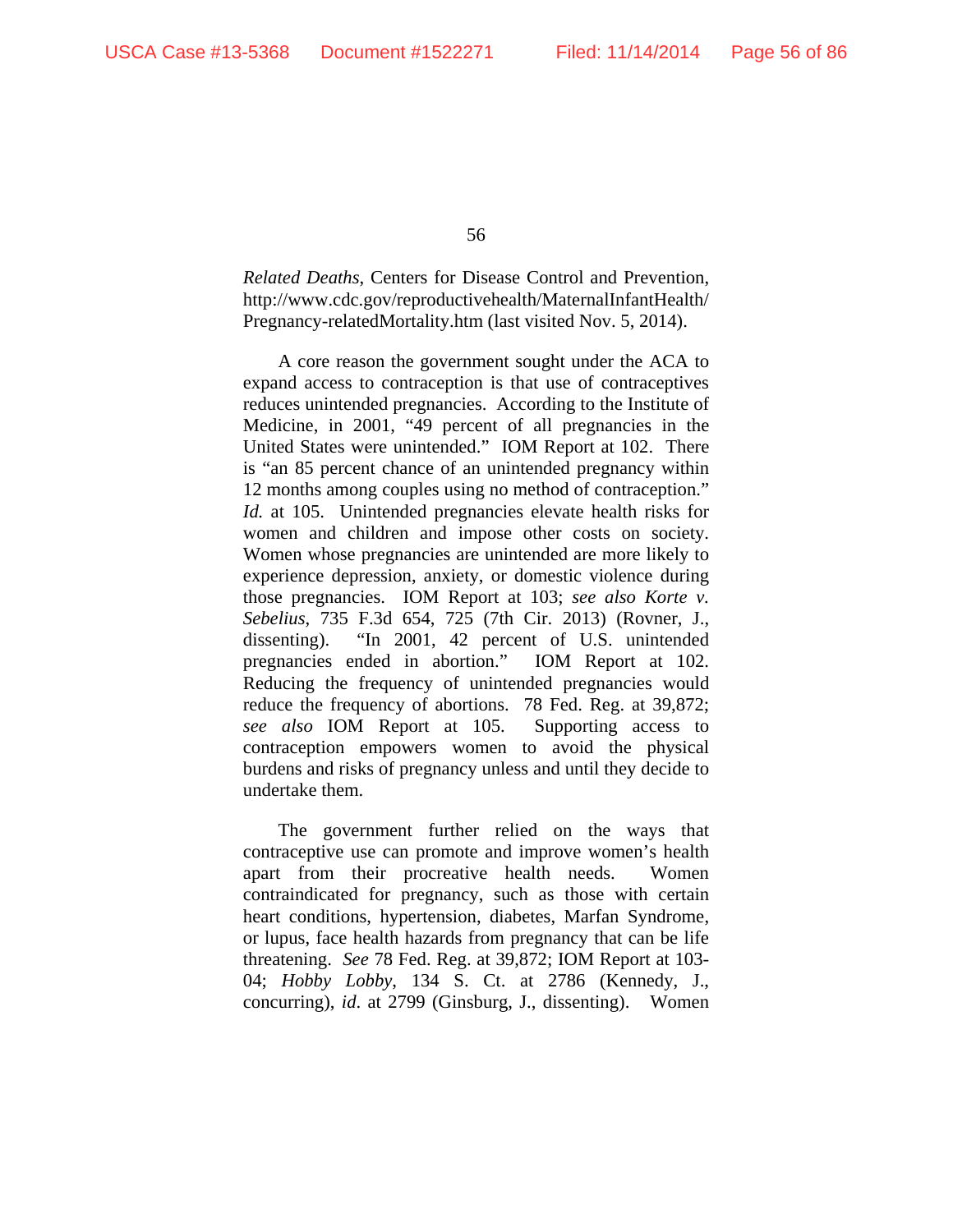*Related Deaths*, Centers for Disease Control and Prevention, http://www.cdc.gov/reproductivehealth/MaternalInfantHealth/Pregnancy-relatedMortality.htm (last visited Nov. 5, 2014).

A core reason the government sought under the ACA to expand access to contraception is that use of contraceptives reduces unintended pregnancies. According to the Institute of Medicine, in 2001, "49 percent of all pregnancies in the United States were unintended." IOM Report at 102. There is "an 85 percent chance of an unintended pregnancy within 12 months among couples using no method of contraception." *Id.* at 105. Unintended pregnancies elevate health risks for women and children and impose other costs on society. Women whose pregnancies are unintended are more likely to experience depression, anxiety, or domestic violence during those pregnancies. IOM Report at 103; *see also Korte v. Sebelius*, 735 F.3d 654, 725 (7th Cir. 2013) (Rovner, J., dissenting). "In 2001, 42 percent of U.S. unintended pregnancies ended in abortion." IOM Report at 102. Reducing the frequency of unintended pregnancies would reduce the frequency of abortions. 78 Fed. Reg. at 39,872; *see also* IOM Report at 105. Supporting access to contraception empowers women to avoid the physical burdens and risks of pregnancy unless and until they decide to undertake them.

The government further relied on the ways that contraceptive use can promote and improve women's health apart from their procreative health needs. Women contraindicated for pregnancy, such as those with certain heart conditions, hypertension, diabetes, Marfan Syndrome, or lupus, face health hazards from pregnancy that can be life threatening. *See* 78 Fed. Reg. at 39,872; IOM Report at 103-04; *Hobby Lobby*, 134 S. Ct. at 2786 (Kennedy, J., concurring), *id.* at 2799 (Ginsburg, J., dissenting). Women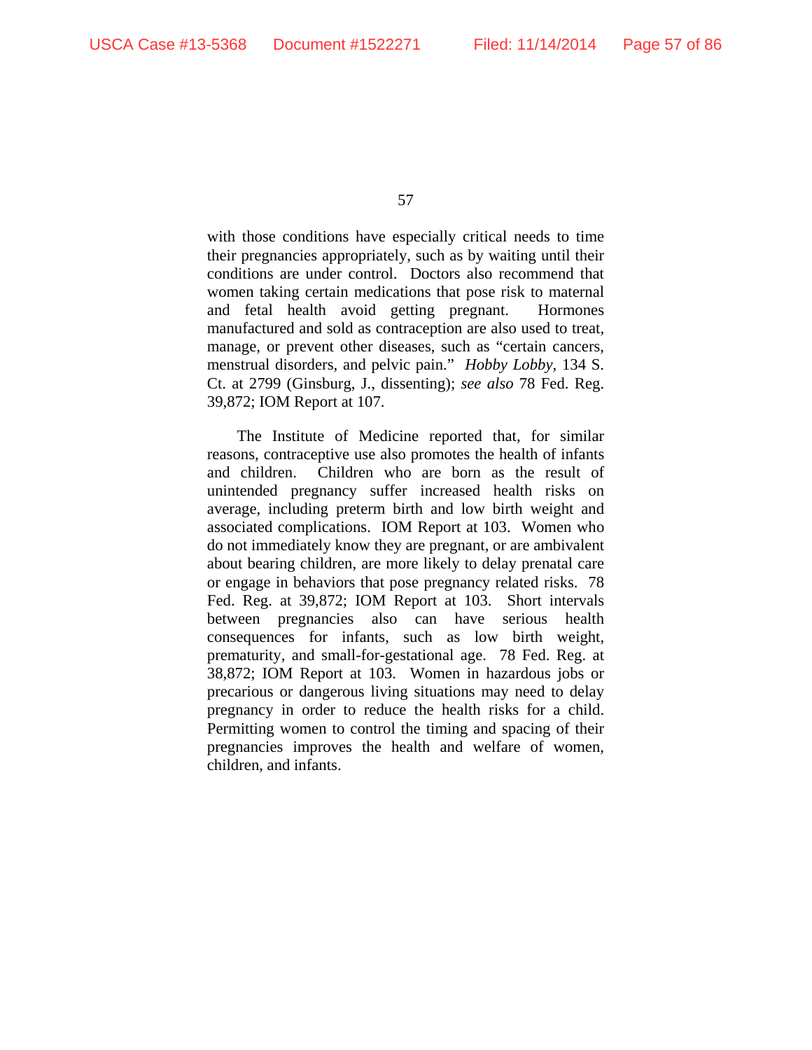with those conditions have especially critical needs to time their pregnancies appropriately, such as by waiting until their conditions are under control. Doctors also recommend that women taking certain medications that pose risk to maternal and fetal health avoid getting pregnant. Hormones manufactured and sold as contraception are also used to treat, manage, or prevent other diseases, such as "certain cancers, menstrual disorders, and pelvic pain." *Hobby Lobby*, 134 S. Ct. at 2799 (Ginsburg, J., dissenting); *see also* 78 Fed. Reg. 39,872; IOM Report at 107.

The Institute of Medicine reported that, for similar reasons, contraceptive use also promotes the health of infants and children. Children who are born as the result of unintended pregnancy suffer increased health risks on average, including preterm birth and low birth weight and associated complications. IOM Report at 103. Women who do not immediately know they are pregnant, or are ambivalent about bearing children, are more likely to delay prenatal care or engage in behaviors that pose pregnancy related risks. 78 Fed. Reg. at 39,872; IOM Report at 103. Short intervals between pregnancies also can have serious health consequences for infants, such as low birth weight, prematurity, and small-for-gestational age. 78 Fed. Reg. at 38,872; IOM Report at 103. Women in hazardous jobs or precarious or dangerous living situations may need to delay pregnancy in order to reduce the health risks for a child. Permitting women to control the timing and spacing of their pregnancies improves the health and welfare of women, children, and infants.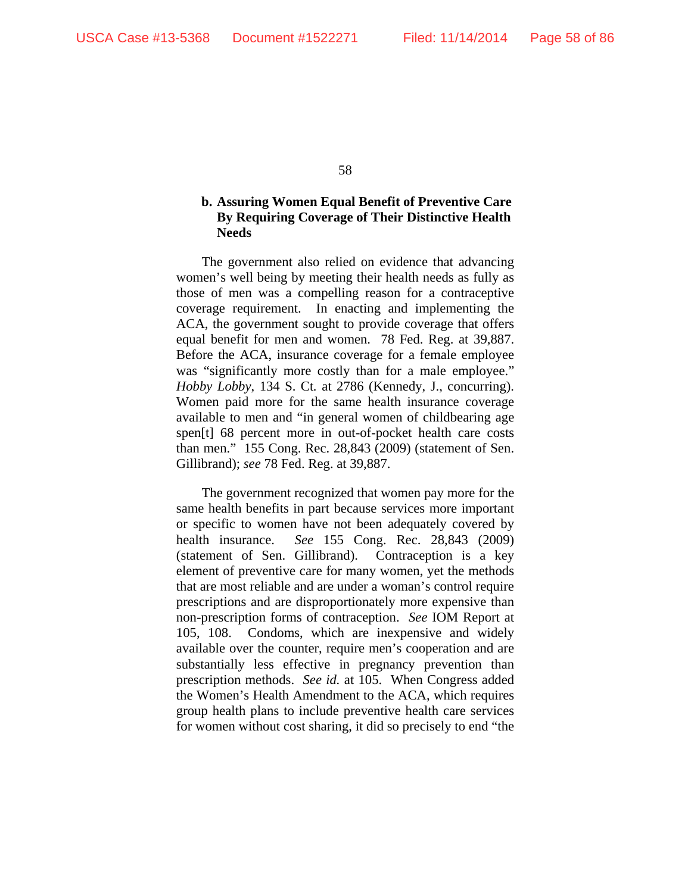### b. Assuring Women Equal Benefit of Preventive Care By Requiring Coverage of Their Distinctive Health Needs

The government also relied on evidence that advancing women's well being by meeting their health needs as fully as those of men was a compelling reason for a contraceptive coverage requirement. In enacting and implementing the ACA, the government sought to provide coverage that offers equal benefit for men and women. 78 Fed. Reg. at 39,887. Before the ACA, insurance coverage for a female employee was "significantly more costly than for a male employee." *Hobby Lobby*, 134 S. Ct. at 2786 (Kennedy, J., concurring). Women paid more for the same health insurance coverage available to men and "in general women of childbearing age spen[t] 68 percent more in out-of-pocket health care costs than men." 155 Cong. Rec. 28,843 (2009) (statement of Sen. Gillibrand); *see* 78 Fed. Reg. at 39,887.

The government recognized that women pay more for the same health benefits in part because services more important or specific to women have not been adequately covered by health insurance. *See* 155 Cong. Rec. 28,843 (2009) (statement of Sen. Gillibrand). Contraception is a key element of preventive care for many women, yet the methods that are most reliable and are under a woman's control require prescriptions and are disproportionately more expensive than non-prescription forms of contraception. *See* IOM Report at 105, 108. Condoms, which are inexpensive and widely available over the counter, require men's cooperation and are substantially less effective in pregnancy prevention than prescription methods. *See id.* at 105. When Congress added the Women's Health Amendment to the ACA, which requires group health plans to include preventive health care services for women without cost sharing, it did so precisely to end "the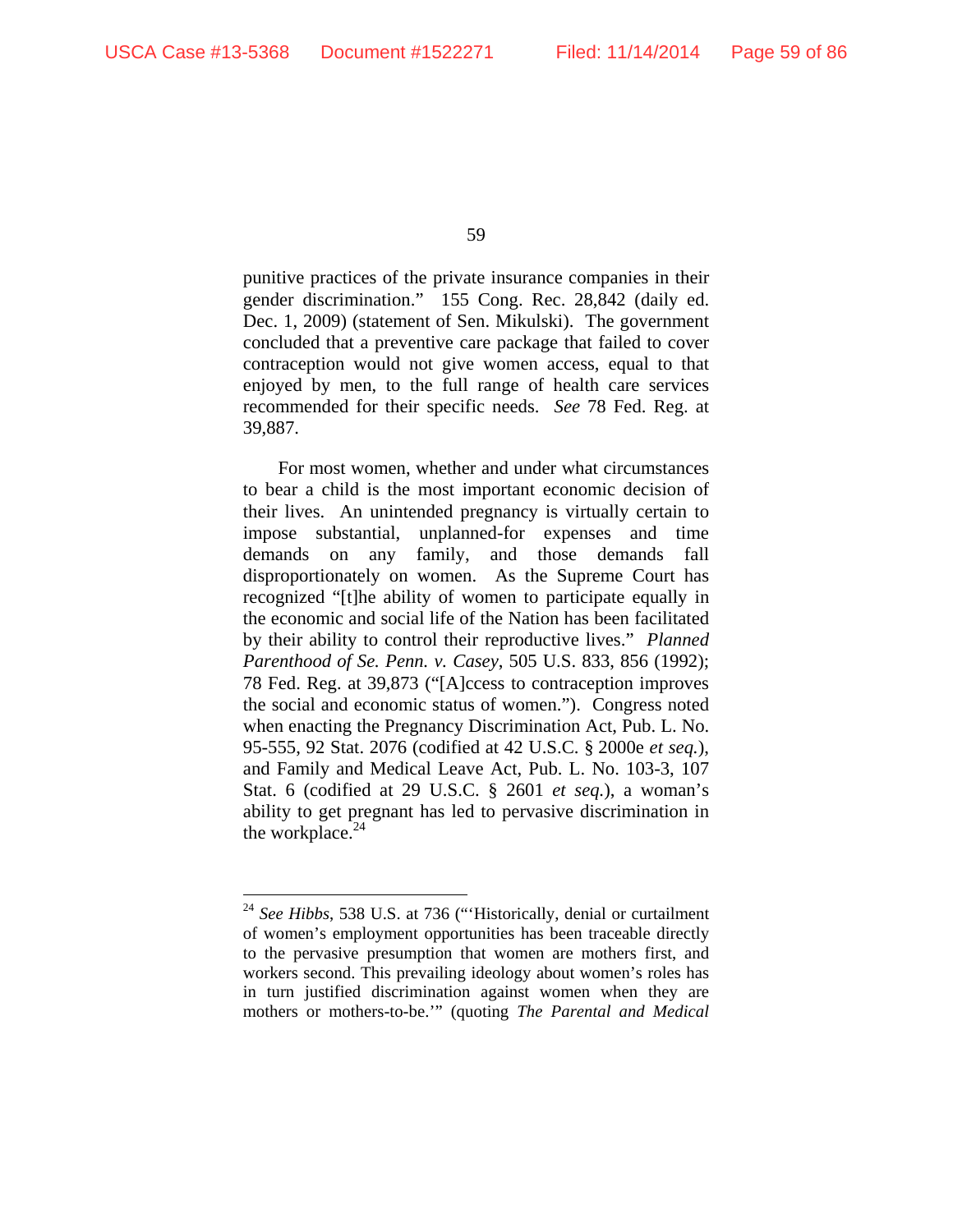punitive practices of the private insurance companies in their gender discrimination." 155 Cong. Rec. 28,842 (daily ed. Dec. 1, 2009) (statement of Sen. Mikulski). The government concluded that a preventive care package that failed to cover contraception would not give women access, equal to that enjoyed by men, to the full range of health care services recommended for their specific needs. *See* 78 Fed. Reg. at 39,887.

For most women, whether and under what circumstances to bear a child is the most important economic decision of their lives. An unintended pregnancy is virtually certain to impose substantial, unplanned-for expenses and time demands on any family, and those demands fall disproportionately on women. As the Supreme Court has recognized "[t]he ability of women to participate equally in the economic and social life of the Nation has been facilitated by their ability to control their reproductive lives." *Planned Parenthood of Se. Penn. v. Casey*, 505 U.S. 833, 856 (1992); 78 Fed. Reg. at 39,873 ("[A]ccess to contraception improves the social and economic status of women."). Congress noted when enacting the Pregnancy Discrimination Act, Pub. L. No. 95-555, 92 Stat. 2076 (codified at 42 U.S.C. § 2000e *et seq.*), and Family and Medical Leave Act, Pub. L. No. 103-3, 107 Stat. 6 (codified at 29 U.S.C. § 2601 *et seq.*), a woman's ability to get pregnant has led to pervasive discrimination in the workplace.[24]

---

[24] *See Hibbs*, 538 U.S. at 736 ("'Historically, denial or curtailment of women's employment opportunities has been traceable directly to the pervasive presumption that women are mothers first, and workers second. This prevailing ideology about women's roles has in turn justified discrimination against women when they are mothers or mothers-to-be.'" (quoting *The Parental and Medical*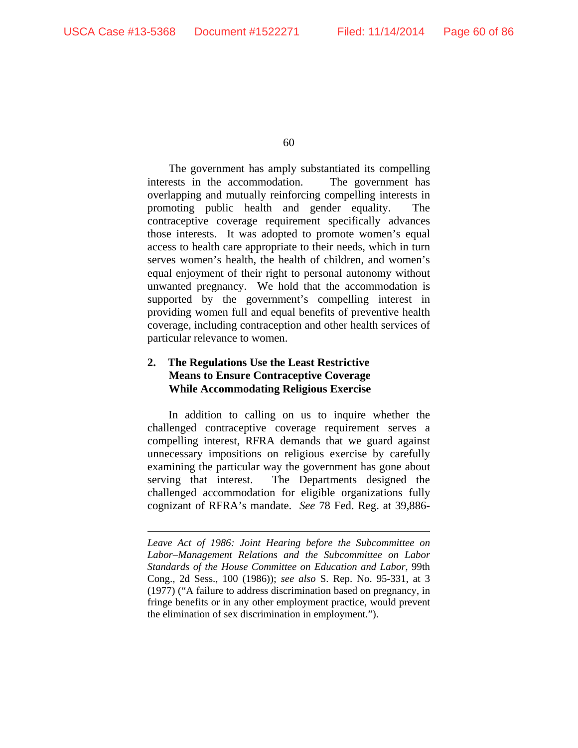The government has amply substantiated its compelling interests in the accommodation. The government has overlapping and mutually reinforcing compelling interests in promoting public health and gender equality. The contraceptive coverage requirement specifically advances those interests. It was adopted to promote women's equal access to health care appropriate to their needs, which in turn serves women's health, the health of children, and women's equal enjoyment of their right to personal autonomy without unwanted pregnancy. We hold that the accommodation is supported by the government's compelling interest in providing women full and equal benefits of preventive health coverage, including contraception and other health services of particular relevance to women.

### 2. The Regulations Use the Least Restrictive Means to Ensure Contraceptive Coverage While Accommodating Religious Exercise

In addition to calling on us to inquire whether the challenged contraceptive coverage requirement serves a compelling interest, RFRA demands that we guard against unnecessary impositions on religious exercise by carefully examining the particular way the government has gone about serving that interest. The Departments designed the challenged accommodation for eligible organizations fully cognizant of RFRA's mandate. *See* 78 Fed. Reg. at 39,886-

---

*Leave Act of 1986: Joint Hearing before the Subcommittee on Labor–Management Relations and the Subcommittee on Labor Standards of the House Committee on Education and Labor*, 99th Cong., 2d Sess., 100 (1986)); *see also* S. Rep. No. 95-331, at 3 (1977) ("A failure to address discrimination based on pregnancy, in fringe benefits or in any other employment practice, would prevent the elimination of sex discrimination in employment.").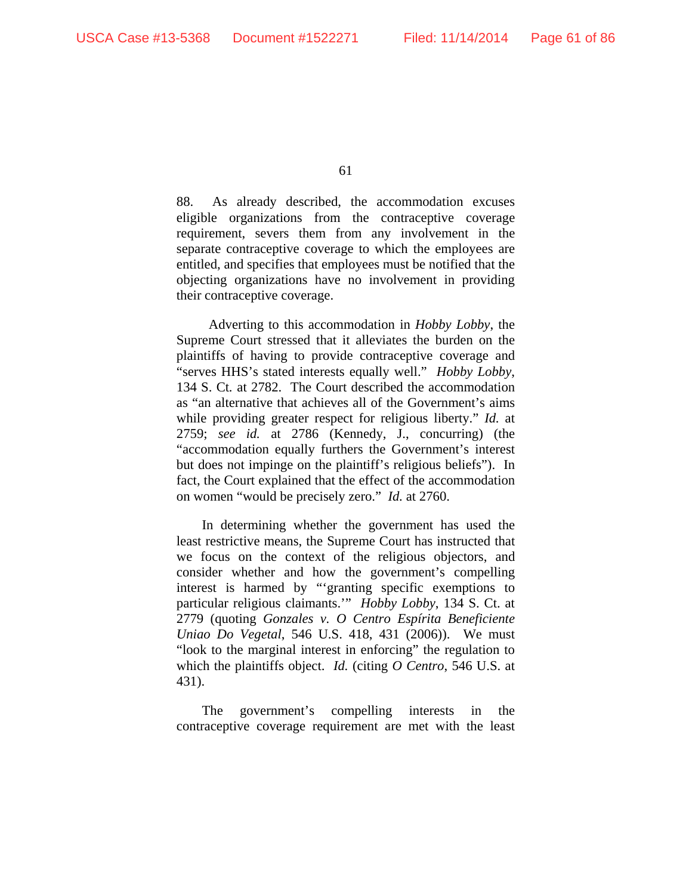88. As already described, the accommodation excuses eligible organizations from the contraceptive coverage requirement, severs them from any involvement in the separate contraceptive coverage to which the employees are entitled, and specifies that employees must be notified that the objecting organizations have no involvement in providing their contraceptive coverage.

Adverting to this accommodation in *Hobby Lobby*, the Supreme Court stressed that it alleviates the burden on the plaintiffs of having to provide contraceptive coverage and "serves HHS's stated interests equally well." *Hobby Lobby*, 134 S. Ct. at 2782. The Court described the accommodation as "an alternative that achieves all of the Government's aims while providing greater respect for religious liberty." *Id.* at 2759; *see id.* at 2786 (Kennedy, J., concurring) (the "accommodation equally furthers the Government's interest but does not impinge on the plaintiff's religious beliefs"). In fact, the Court explained that the effect of the accommodation on women "would be precisely zero." *Id.* at 2760.

In determining whether the government has used the least restrictive means, the Supreme Court has instructed that we focus on the context of the religious objectors, and consider whether and how the government's compelling interest is harmed by "'granting specific exemptions to particular religious claimants.'" *Hobby Lobby*, 134 S. Ct. at 2779 (quoting *Gonzales v. O Centro Espírita Beneficiente Uniao Do Vegetal*, 546 U.S. 418, 431 (2006)). We must "look to the marginal interest in enforcing" the regulation to which the plaintiffs object. *Id.* (citing *O Centro*, 546 U.S. at 431).

The government's compelling interests in the contraceptive coverage requirement are met with the least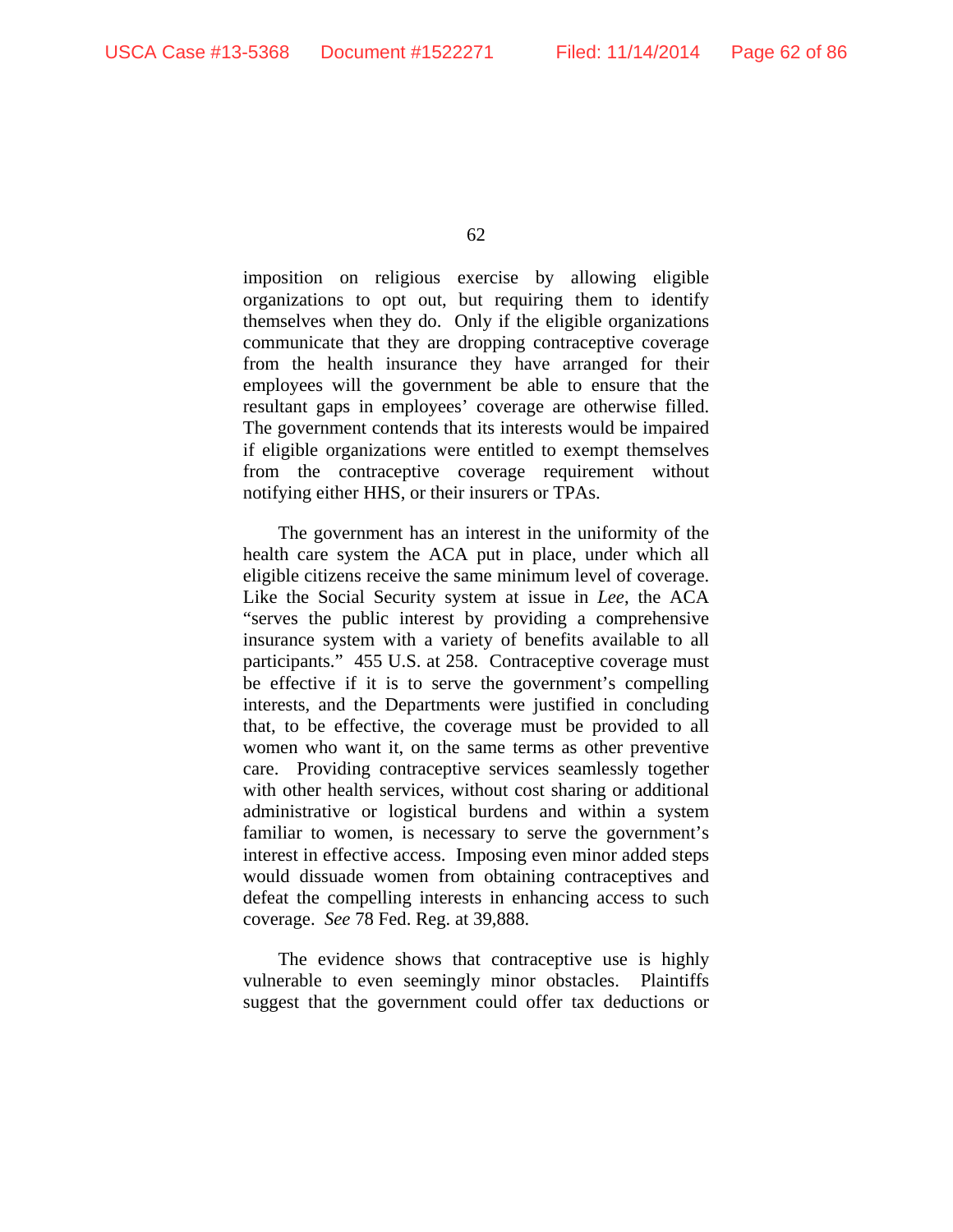imposition on religious exercise by allowing eligible organizations to opt out, but requiring them to identify themselves when they do. Only if the eligible organizations communicate that they are dropping contraceptive coverage from the health insurance they have arranged for their employees will the government be able to ensure that the resultant gaps in employees' coverage are otherwise filled. The government contends that its interests would be impaired if eligible organizations were entitled to exempt themselves from the contraceptive coverage requirement without notifying either HHS, or their insurers or TPAs.

The government has an interest in the uniformity of the health care system the ACA put in place, under which all eligible citizens receive the same minimum level of coverage. Like the Social Security system at issue in *Lee*, the ACA "serves the public interest by providing a comprehensive insurance system with a variety of benefits available to all participants." 455 U.S. at 258. Contraceptive coverage must be effective if it is to serve the government's compelling interests, and the Departments were justified in concluding that, to be effective, the coverage must be provided to all women who want it, on the same terms as other preventive care. Providing contraceptive services seamlessly together with other health services, without cost sharing or additional administrative or logistical burdens and within a system familiar to women, is necessary to serve the government's interest in effective access. Imposing even minor added steps would dissuade women from obtaining contraceptives and defeat the compelling interests in enhancing access to such coverage. *See* 78 Fed. Reg. at 39,888.

The evidence shows that contraceptive use is highly vulnerable to even seemingly minor obstacles. Plaintiffs suggest that the government could offer tax deductions or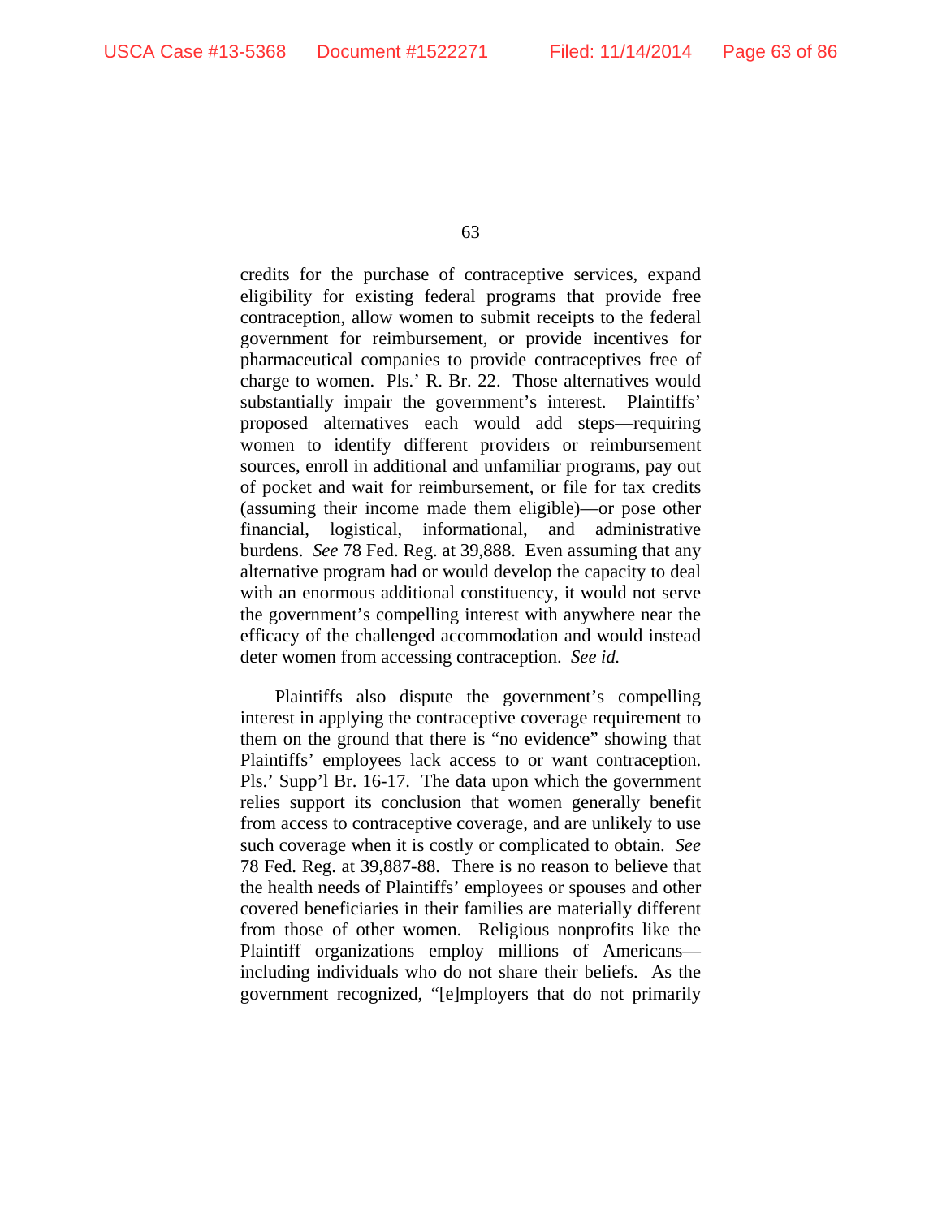credits for the purchase of contraceptive services, expand eligibility for existing federal programs that provide free contraception, allow women to submit receipts to the federal government for reimbursement, or provide incentives for pharmaceutical companies to provide contraceptives free of charge to women. Pls.' R. Br. 22. Those alternatives would substantially impair the government's interest. Plaintiffs' proposed alternatives each would add steps—requiring women to identify different providers or reimbursement sources, enroll in additional and unfamiliar programs, pay out of pocket and wait for reimbursement, or file for tax credits (assuming their income made them eligible)—or pose other financial, logistical, informational, and administrative burdens. *See* 78 Fed. Reg. at 39,888. Even assuming that any alternative program had or would develop the capacity to deal with an enormous additional constituency, it would not serve the government's compelling interest with anywhere near the efficacy of the challenged accommodation and would instead deter women from accessing contraception. *See id.*

Plaintiffs also dispute the government's compelling interest in applying the contraceptive coverage requirement to them on the ground that there is "no evidence" showing that Plaintiffs' employees lack access to or want contraception. Pls.' Supp'l Br. 16-17. The data upon which the government relies support its conclusion that women generally benefit from access to contraceptive coverage, and are unlikely to use such coverage when it is costly or complicated to obtain. *See* 78 Fed. Reg. at 39,887-88. There is no reason to believe that the health needs of Plaintiffs' employees or spouses and other covered beneficiaries in their families are materially different from those of other women. Religious nonprofits like the Plaintiff organizations employ millions of Americans—including individuals who do not share their beliefs. As the government recognized, "[e]mployers that do not primarily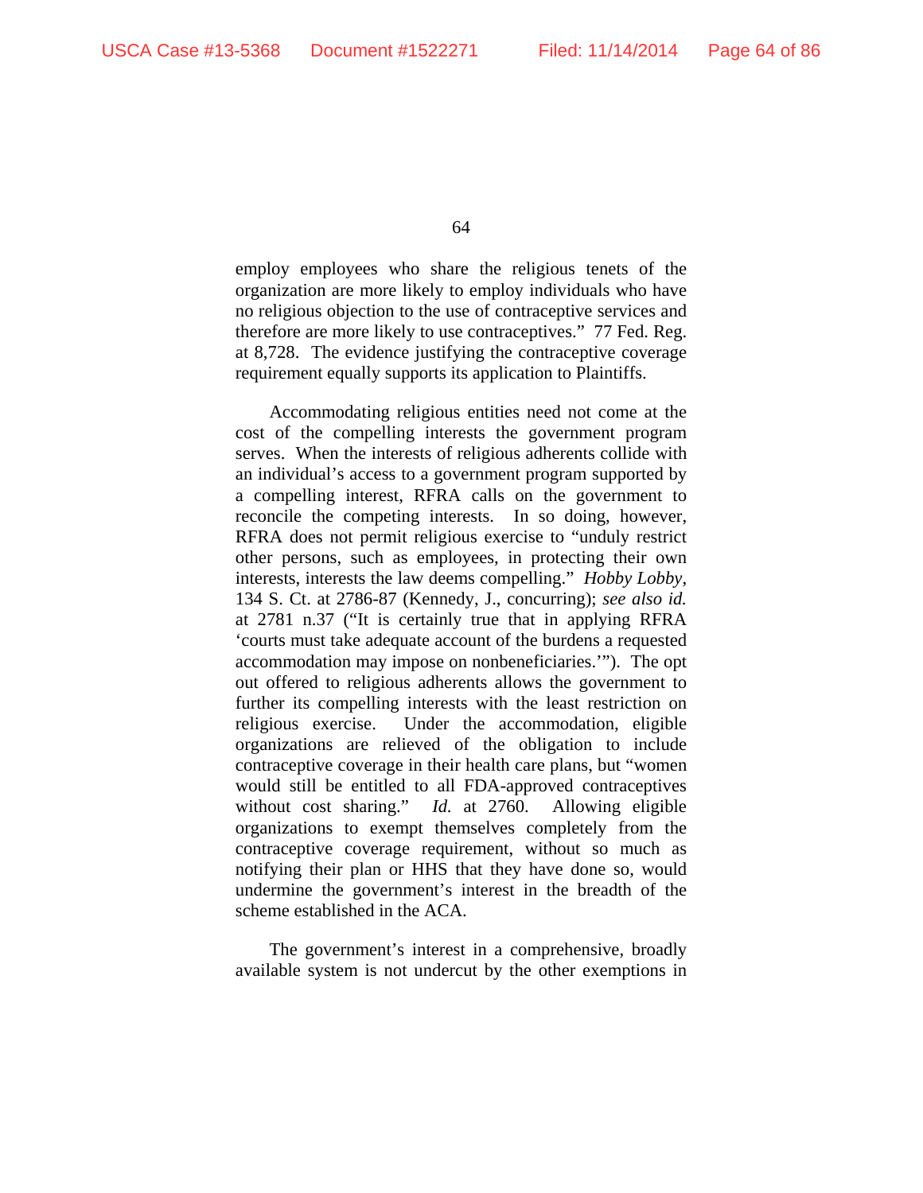employ employees who share the religious tenets of the organization are more likely to employ individuals who have no religious objection to the use of contraceptive services and therefore are more likely to use contraceptives." 77 Fed. Reg. at 8,728. The evidence justifying the contraceptive coverage requirement equally supports its application to Plaintiffs.

Accommodating religious entities need not come at the cost of the compelling interests the government program serves. When the interests of religious adherents collide with an individual's access to a government program supported by a compelling interest, RFRA calls on the government to reconcile the competing interests. In so doing, however, RFRA does not permit religious exercise to "unduly restrict other persons, such as employees, in protecting their own interests, interests the law deems compelling." *Hobby Lobby*, 134 S. Ct. at 2786-87 (Kennedy, J., concurring); *see also id.* at 2781 n.37 ("It is certainly true that in applying RFRA 'courts must take adequate account of the burdens a requested accommodation may impose on nonbeneficiaries.'"). The opt out offered to religious adherents allows the government to further its compelling interests with the least restriction on religious exercise. Under the accommodation, eligible organizations are relieved of the obligation to include contraceptive coverage in their health care plans, but "women would still be entitled to all FDA-approved contraceptives without cost sharing." *Id.* at 2760. Allowing eligible organizations to exempt themselves completely from the contraceptive coverage requirement, without so much as notifying their plan or HHS that they have done so, would undermine the government's interest in the breadth of the scheme established in the ACA.

The government's interest in a comprehensive, broadly available system is not undercut by the other exemptions in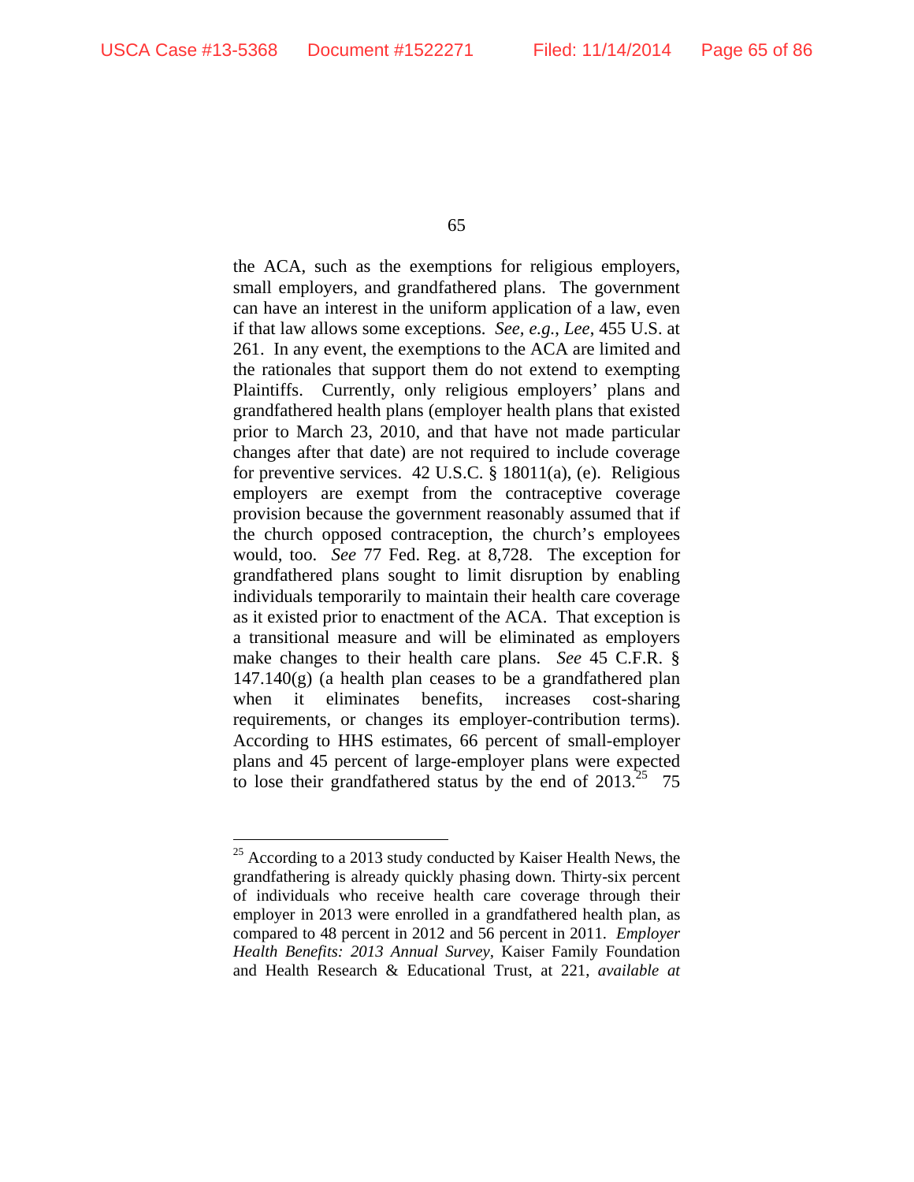the ACA, such as the exemptions for religious employers, small employers, and grandfathered plans. The government can have an interest in the uniform application of a law, even if that law allows some exceptions. *See, e.g.*, *Lee*, 455 U.S. at 261. In any event, the exemptions to the ACA are limited and the rationales that support them do not extend to exempting Plaintiffs. Currently, only religious employers' plans and grandfathered health plans (employer health plans that existed prior to March 23, 2010, and that have not made particular changes after that date) are not required to include coverage for preventive services. 42 U.S.C. § 18011(a), (e). Religious employers are exempt from the contraceptive coverage provision because the government reasonably assumed that if the church opposed contraception, the church's employees would, too. *See* 77 Fed. Reg. at 8,728. The exception for grandfathered plans sought to limit disruption by enabling individuals temporarily to maintain their health care coverage as it existed prior to enactment of the ACA. That exception is a transitional measure and will be eliminated as employers make changes to their health care plans. *See* 45 C.F.R. § 147.140(g) (a health plan ceases to be a grandfathered plan when it eliminates benefits, increases cost-sharing requirements, or changes its employer-contribution terms). According to HHS estimates, 66 percent of small-employer plans and 45 percent of large-employer plans were expected to lose their grandfathered status by the end of 2013.[25] 75

---

[25] According to a 2013 study conducted by Kaiser Health News, the grandfathering is already quickly phasing down. Thirty-six percent of individuals who receive health care coverage through their employer in 2013 were enrolled in a grandfathered health plan, as compared to 48 percent in 2012 and 56 percent in 2011. *Employer Health Benefits: 2013 Annual Survey*, Kaiser Family Foundation and Health Research & Educational Trust, at 221, *available at*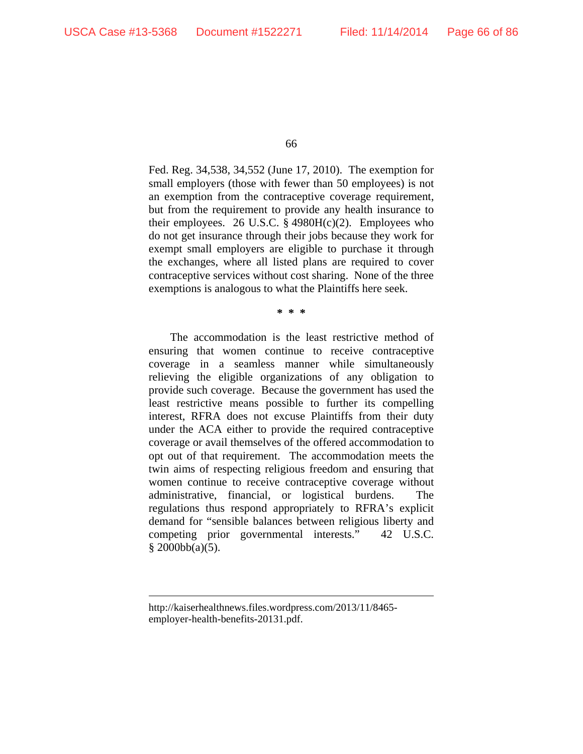Fed. Reg. 34,538, 34,552 (June 17, 2010). The exemption for small employers (those with fewer than 50 employees) is not an exemption from the contraceptive coverage requirement, but from the requirement to provide any health insurance to their employees. 26 U.S.C. § 4980H(c)(2). Employees who do not get insurance through their jobs because they work for exempt small employers are eligible to purchase it through the exchanges, where all listed plans are required to cover contraceptive services without cost sharing. None of the three exemptions is analogous to what the Plaintiffs here seek.

\* \* \*

The accommodation is the least restrictive method of ensuring that women continue to receive contraceptive coverage in a seamless manner while simultaneously relieving the eligible organizations of any obligation to provide such coverage. Because the government has used the least restrictive means possible to further its compelling interest, RFRA does not excuse Plaintiffs from their duty under the ACA either to provide the required contraceptive coverage or avail themselves of the offered accommodation to opt out of that requirement. The accommodation meets the twin aims of respecting religious freedom and ensuring that women continue to receive contraceptive coverage without administrative, financial, or logistical burdens. The regulations thus respond appropriately to RFRA's explicit demand for "sensible balances between religious liberty and competing prior governmental interests." 42 U.S.C. § 2000bb(a)(5).

---

http://kaiserhealthnews.files.wordpress.com/2013/11/8465-employer-health-benefits-20131.pdf.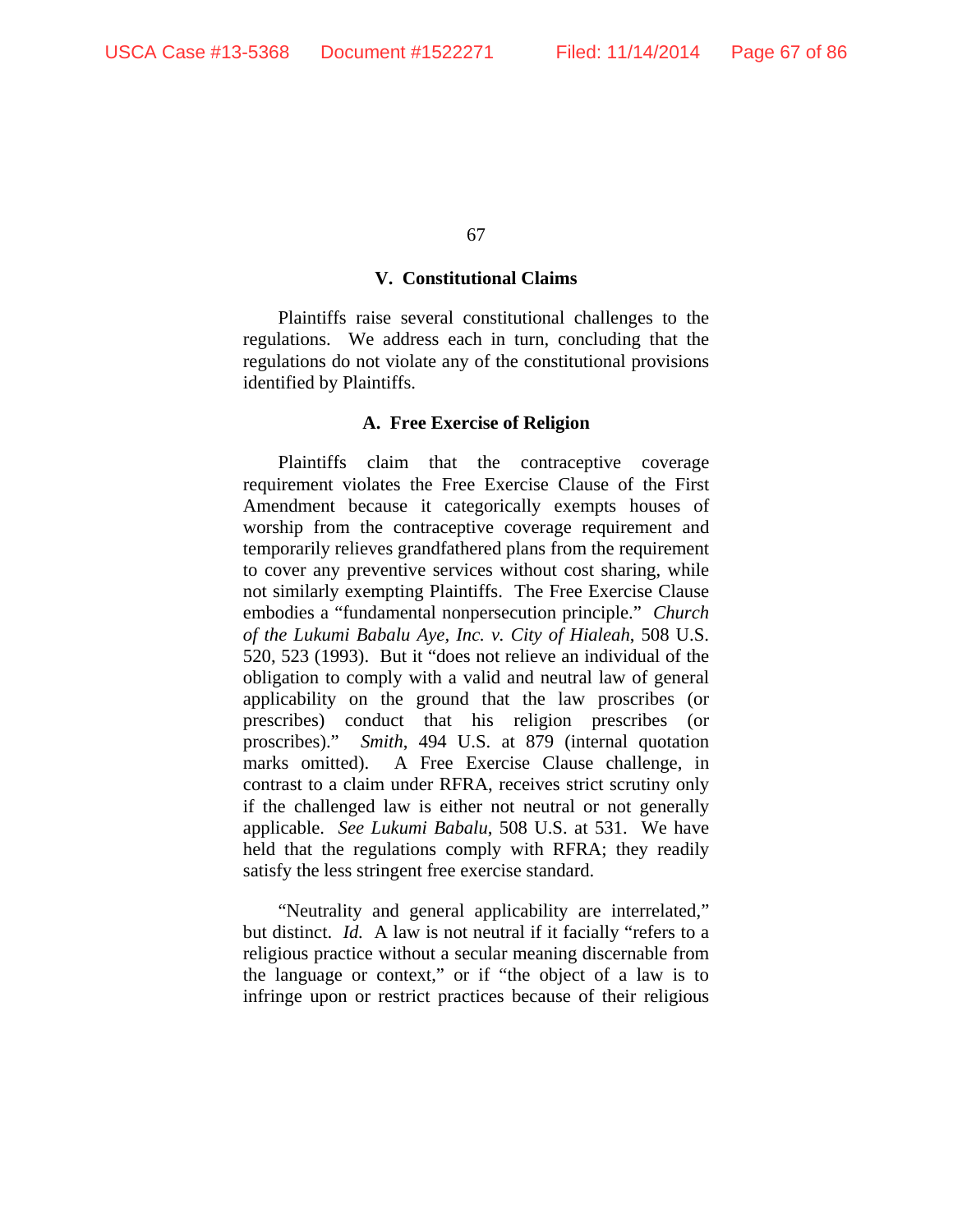## V. Constitutional Claims

Plaintiffs raise several constitutional challenges to the regulations. We address each in turn, concluding that the regulations do not violate any of the constitutional provisions identified by Plaintiffs.

### A. Free Exercise of Religion

Plaintiffs claim that the contraceptive coverage requirement violates the Free Exercise Clause of the First Amendment because it categorically exempts houses of worship from the contraceptive coverage requirement and temporarily relieves grandfathered plans from the requirement to cover any preventive services without cost sharing, while not similarly exempting Plaintiffs. The Free Exercise Clause embodies a "fundamental nonpersecution principle." *Church of the Lukumi Babalu Aye, Inc. v. City of Hialeah*, 508 U.S. 520, 523 (1993). But it "does not relieve an individual of the obligation to comply with a valid and neutral law of general applicability on the ground that the law proscribes (or prescribes) conduct that his religion prescribes (or proscribes)." *Smith*, 494 U.S. at 879 (internal quotation marks omitted). A Free Exercise Clause challenge, in contrast to a claim under RFRA, receives strict scrutiny only if the challenged law is either not neutral or not generally applicable. *See Lukumi Babalu*, 508 U.S. at 531. We have held that the regulations comply with RFRA; they readily satisfy the less stringent free exercise standard.

"Neutrality and general applicability are interrelated," but distinct. *Id.* A law is not neutral if it facially "refers to a religious practice without a secular meaning discernable from the language or context," or if "the object of a law is to infringe upon or restrict practices because of their religious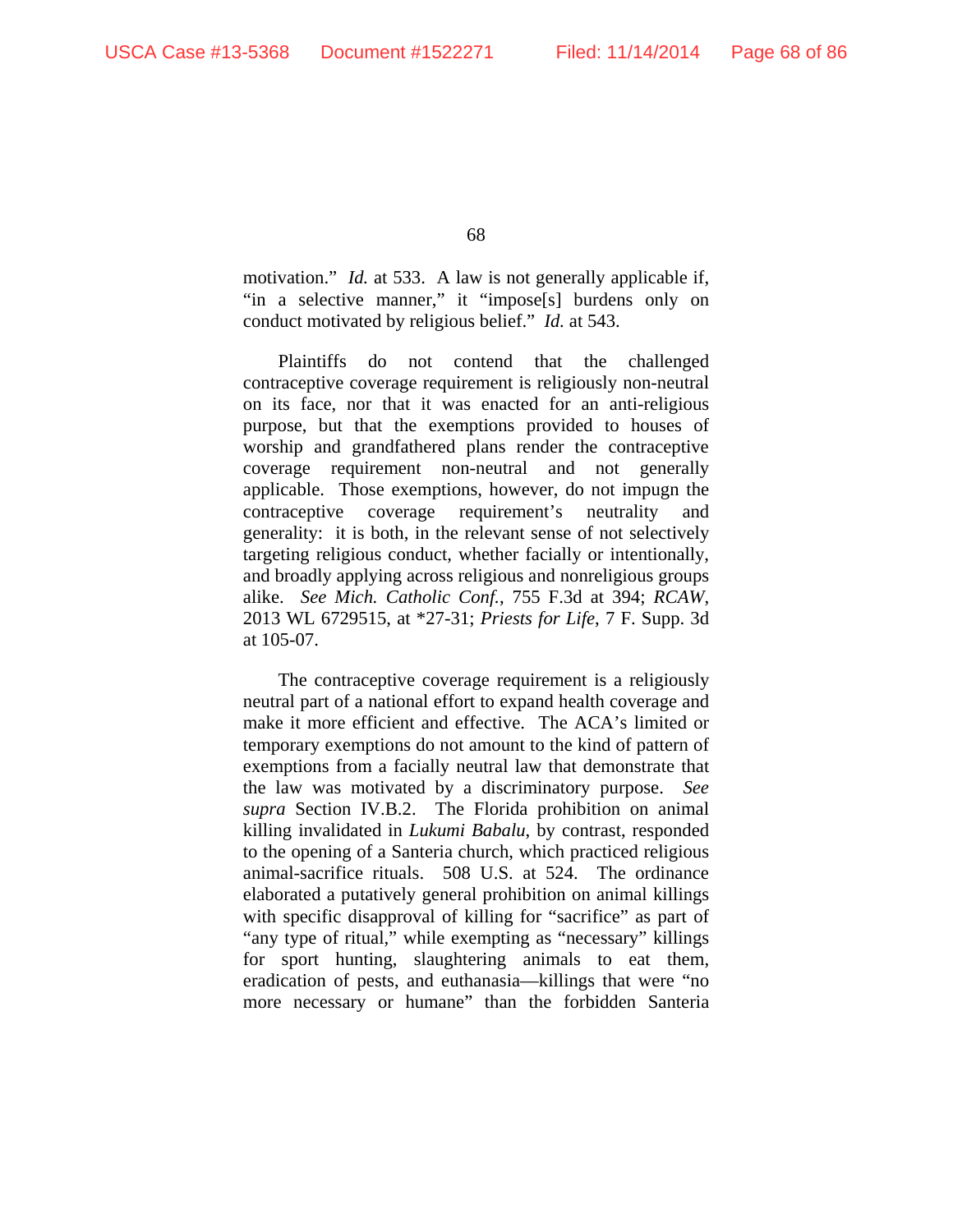motivation." *Id.* at 533. A law is not generally applicable if, "in a selective manner," it "impose[s] burdens only on conduct motivated by religious belief." *Id.* at 543.

Plaintiffs do not contend that the challenged contraceptive coverage requirement is religiously non-neutral on its face, nor that it was enacted for an anti-religious purpose, but that the exemptions provided to houses of worship and grandfathered plans render the contraceptive coverage requirement non-neutral and not generally applicable. Those exemptions, however, do not impugn the contraceptive coverage requirement's neutrality and generality: it is both, in the relevant sense of not selectively targeting religious conduct, whether facially or intentionally, and broadly applying across religious and nonreligious groups alike. *See Mich. Catholic Conf.*, 755 F.3d at 394; *RCAW*, 2013 WL 6729515, at *27-31; *Priests for Life*, 7 F. Supp. 3d at 105-07.

The contraceptive coverage requirement is a religiously neutral part of a national effort to expand health coverage and make it more efficient and effective. The ACA's limited or temporary exemptions do not amount to the kind of pattern of exemptions from a facially neutral law that demonstrate that the law was motivated by a discriminatory purpose. *See supra* Section IV.B.2. The Florida prohibition on animal killing invalidated in *Lukumi Babalu*, by contrast, responded to the opening of a Santeria church, which practiced religious animal-sacrifice rituals. 508 U.S. at 524. The ordinance elaborated a putatively general prohibition on animal killings with specific disapproval of killing for "sacrifice" as part of "any type of ritual," while exempting as "necessary" killings for sport hunting, slaughtering animals to eat them, eradication of pests, and euthanasia—killings that were "no more necessary or humane" than the forbidden Santeria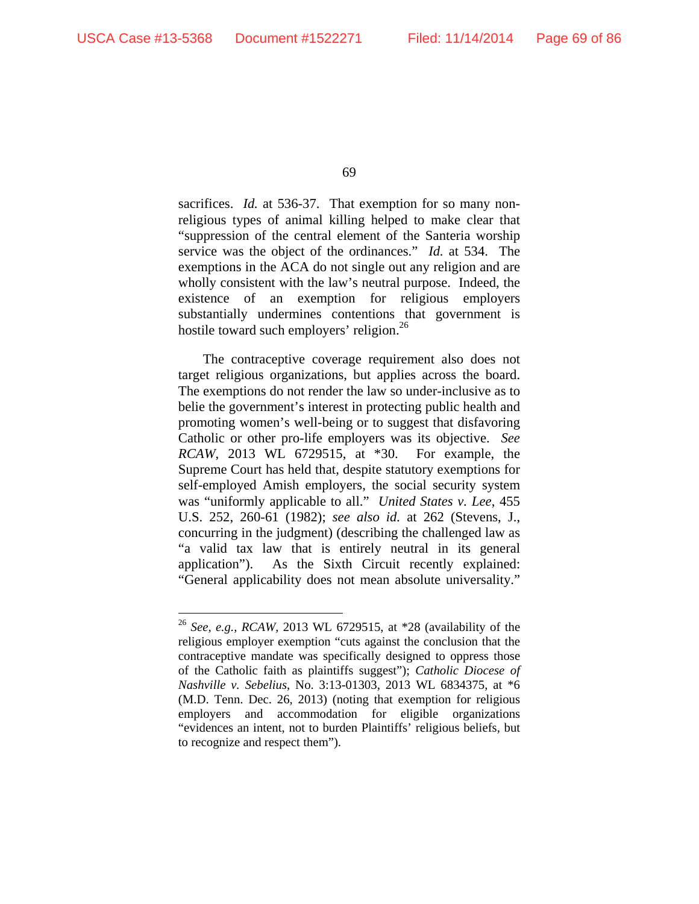sacrifices. *Id.* at 536-37. That exemption for so many non-religious types of animal killing helped to make clear that "suppression of the central element of the Santeria worship service was the object of the ordinances." *Id.* at 534. The exemptions in the ACA do not single out any religion and are wholly consistent with the law's neutral purpose. Indeed, the existence of an exemption for religious employers substantially undermines contentions that government is hostile toward such employers' religion.[26]

The contraceptive coverage requirement also does not target religious organizations, but applies across the board. The exemptions do not render the law so under-inclusive as to belie the government's interest in protecting public health and promoting women's well-being or to suggest that disfavoring Catholic or other pro-life employers was its objective. *See RCAW*, 2013 WL 6729515, at *30. For example, the Supreme Court has held that, despite statutory exemptions for self-employed Amish employers, the social security system was "uniformly applicable to all." *United States v. Lee*, 455 U.S. 252, 260-61 (1982); *see also id.* at 262 (Stevens, J., concurring in the judgment) (describing the challenged law as "a valid tax law that is entirely neutral in its general application"). As the Sixth Circuit recently explained: "General applicability does not mean absolute universality."

---

[26] *See, e.g.*, *RCAW*, 2013 WL 6729515, at *28 (availability of the religious employer exemption "cuts against the conclusion that the contraceptive mandate was specifically designed to oppress those of the Catholic faith as plaintiffs suggest"); *Catholic Diocese of Nashville v. Sebelius*, No. 3:13-01303, 2013 WL 6834375, at *6 (M.D. Tenn. Dec. 26, 2013) (noting that exemption for religious employers and accommodation for eligible organizations "evidences an intent, not to burden Plaintiffs' religious beliefs, but to recognize and respect them").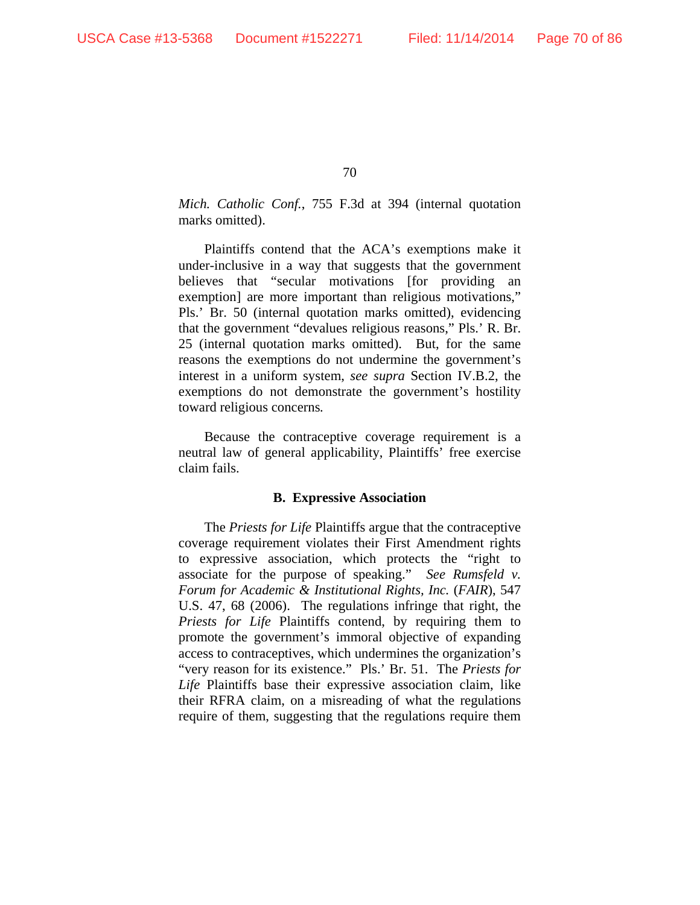*Mich. Catholic Conf.*, 755 F.3d at 394 (internal quotation marks omitted).

Plaintiffs contend that the ACA's exemptions make it under-inclusive in a way that suggests that the government believes that "secular motivations [for providing an exemption] are more important than religious motivations," Pls.' Br. 50 (internal quotation marks omitted), evidencing that the government "devalues religious reasons," Pls.' R. Br. 25 (internal quotation marks omitted). But, for the same reasons the exemptions do not undermine the government's interest in a uniform system, *see supra* Section IV.B.2, the exemptions do not demonstrate the government's hostility toward religious concerns.

Because the contraceptive coverage requirement is a neutral law of general applicability, Plaintiffs' free exercise claim fails.

### B. Expressive Association

The *Priests for Life* Plaintiffs argue that the contraceptive coverage requirement violates their First Amendment rights to expressive association, which protects the "right to associate for the purpose of speaking." *See Rumsfeld v. Forum for Academic & Institutional Rights, Inc.* (*FAIR*), 547 U.S. 47, 68 (2006). The regulations infringe that right, the *Priests for Life* Plaintiffs contend, by requiring them to promote the government's immoral objective of expanding access to contraceptives, which undermines the organization's "very reason for its existence." Pls.' Br. 51. The *Priests for Life* Plaintiffs base their expressive association claim, like their RFRA claim, on a misreading of what the regulations require of them, suggesting that the regulations require them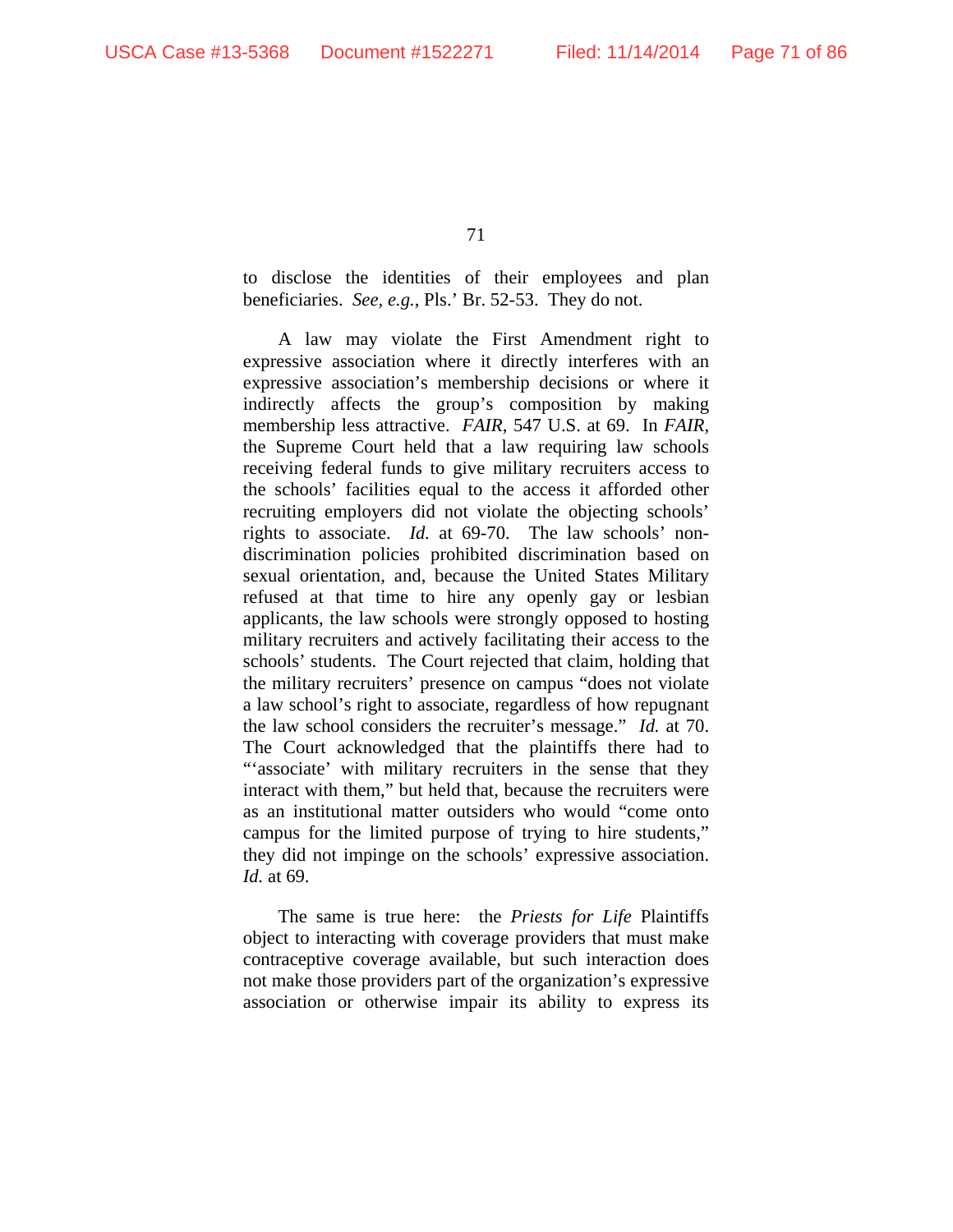to disclose the identities of their employees and plan beneficiaries. *See, e.g.*, Pls.' Br. 52-53. They do not.

A law may violate the First Amendment right to expressive association where it directly interferes with an expressive association's membership decisions or where it indirectly affects the group's composition by making membership less attractive. *FAIR*, 547 U.S. at 69. In *FAIR*, the Supreme Court held that a law requiring law schools receiving federal funds to give military recruiters access to the schools' facilities equal to the access it afforded other recruiting employers did not violate the objecting schools' rights to associate. *Id.* at 69-70. The law schools' non-discrimination policies prohibited discrimination based on sexual orientation, and, because the United States Military refused at that time to hire any openly gay or lesbian applicants, the law schools were strongly opposed to hosting military recruiters and actively facilitating their access to the schools' students. The Court rejected that claim, holding that the military recruiters' presence on campus "does not violate a law school's right to associate, regardless of how repugnant the law school considers the recruiter's message." *Id.* at 70. The Court acknowledged that the plaintiffs there had to "'associate' with military recruiters in the sense that they interact with them," but held that, because the recruiters were as an institutional matter outsiders who would "come onto campus for the limited purpose of trying to hire students," they did not impinge on the schools' expressive association. *Id.* at 69.

The same is true here: the *Priests for Life* Plaintiffs object to interacting with coverage providers that must make contraceptive coverage available, but such interaction does not make those providers part of the organization's expressive association or otherwise impair its ability to express its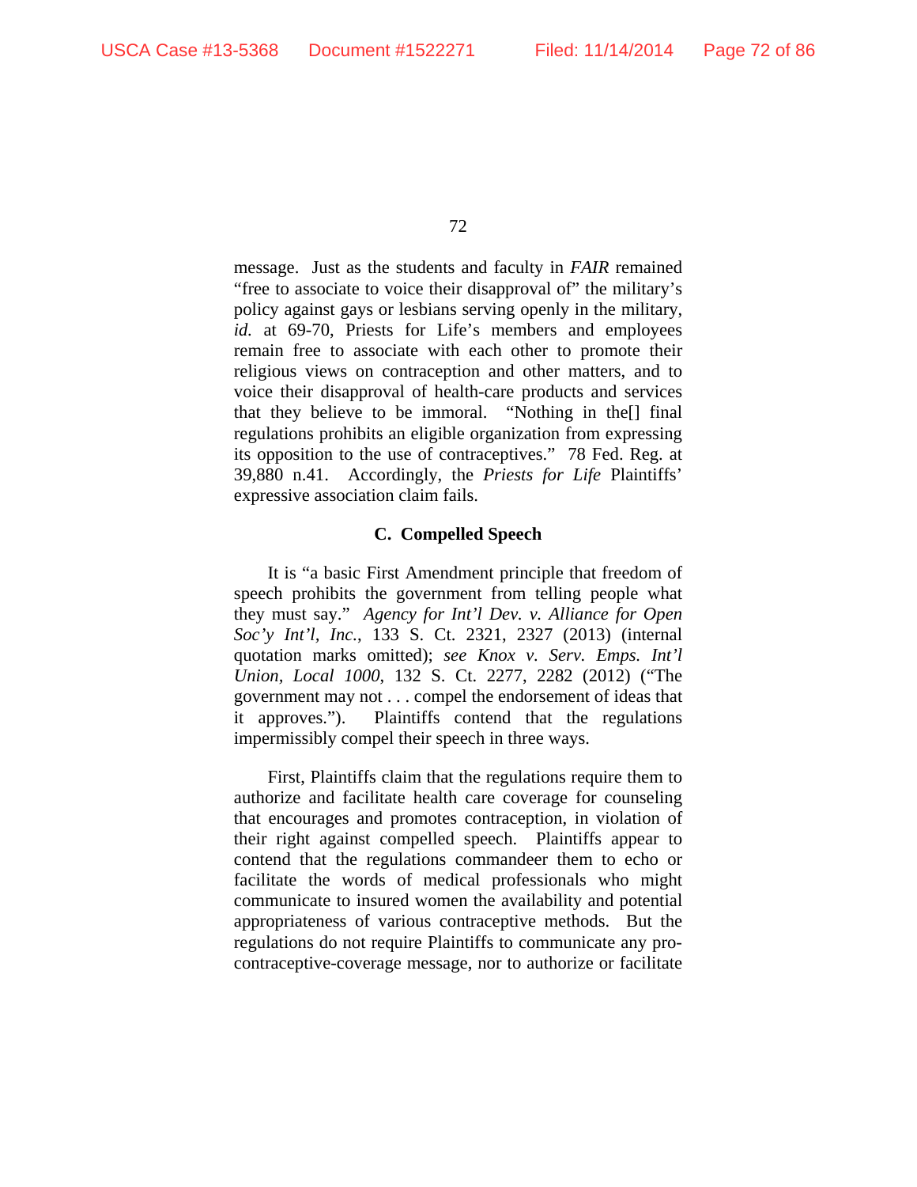message. Just as the students and faculty in *FAIR* remained "free to associate to voice their disapproval of" the military's policy against gays or lesbians serving openly in the military, *id.* at 69-70, Priests for Life's members and employees remain free to associate with each other to promote their religious views on contraception and other matters, and to voice their disapproval of health-care products and services that they believe to be immoral. "Nothing in the[] final regulations prohibits an eligible organization from expressing its opposition to the use of contraceptives." 78 Fed. Reg. at 39,880 n.41. Accordingly, the *Priests for Life* Plaintiffs' expressive association claim fails.

### C. Compelled Speech

It is "a basic First Amendment principle that freedom of speech prohibits the government from telling people what they must say." *Agency for Int'l Dev. v. Alliance for Open Soc'y Int'l, Inc.*, 133 S. Ct. 2321, 2327 (2013) (internal quotation marks omitted); *see Knox v. Serv. Emps. Int'l Union, Local 1000*, 132 S. Ct. 2277, 2282 (2012) ("The government may not . . . compel the endorsement of ideas that it approves."). Plaintiffs contend that the regulations impermissibly compel their speech in three ways.

First, Plaintiffs claim that the regulations require them to authorize and facilitate health care coverage for counseling that encourages and promotes contraception, in violation of their right against compelled speech. Plaintiffs appear to contend that the regulations commandeer them to echo or facilitate the words of medical professionals who might communicate to insured women the availability and potential appropriateness of various contraceptive methods. But the regulations do not require Plaintiffs to communicate any pro-contraceptive-coverage message, nor to authorize or facilitate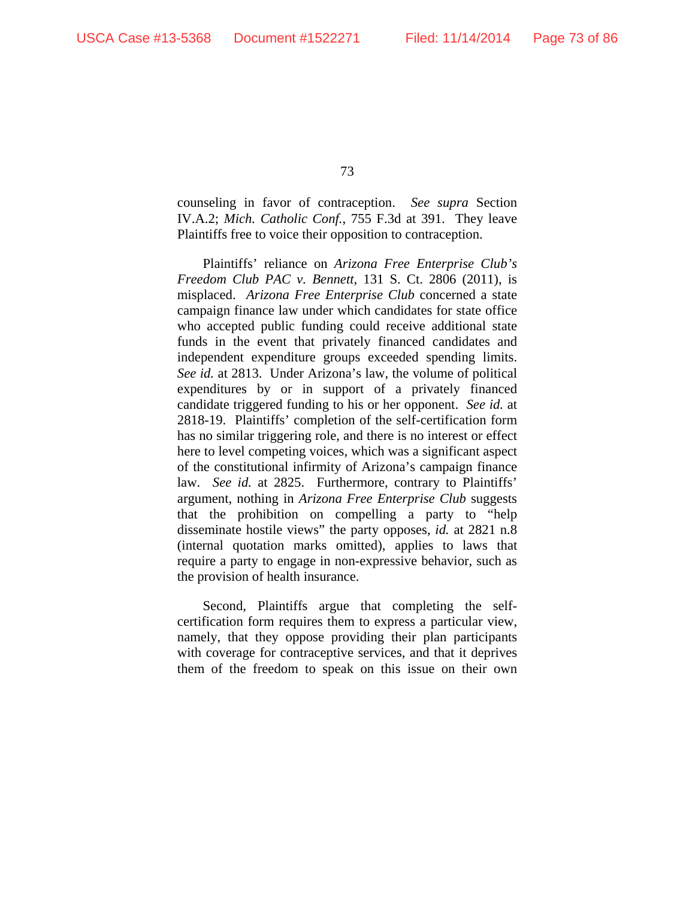counseling in favor of contraception. *See supra* Section IV.A.2; *Mich. Catholic Conf.*, 755 F.3d at 391. They leave Plaintiffs free to voice their opposition to contraception.

Plaintiffs' reliance on *Arizona Free Enterprise Club's Freedom Club PAC v. Bennett*, 131 S. Ct. 2806 (2011), is misplaced. *Arizona Free Enterprise Club* concerned a state campaign finance law under which candidates for state office who accepted public funding could receive additional state funds in the event that privately financed candidates and independent expenditure groups exceeded spending limits. *See id.* at 2813. Under Arizona's law, the volume of political expenditures by or in support of a privately financed candidate triggered funding to his or her opponent. *See id.* at 2818-19. Plaintiffs' completion of the self-certification form has no similar triggering role, and there is no interest or effect here to level competing voices, which was a significant aspect of the constitutional infirmity of Arizona's campaign finance law. *See id.* at 2825. Furthermore, contrary to Plaintiffs' argument, nothing in *Arizona Free Enterprise Club* suggests that the prohibition on compelling a party to "help disseminate hostile views" the party opposes, *id.* at 2821 n.8 (internal quotation marks omitted), applies to laws that require a party to engage in non-expressive behavior, such as the provision of health insurance.

Second, Plaintiffs argue that completing the self-certification form requires them to express a particular view, namely, that they oppose providing their plan participants with coverage for contraceptive services, and that it deprives them of the freedom to speak on this issue on their own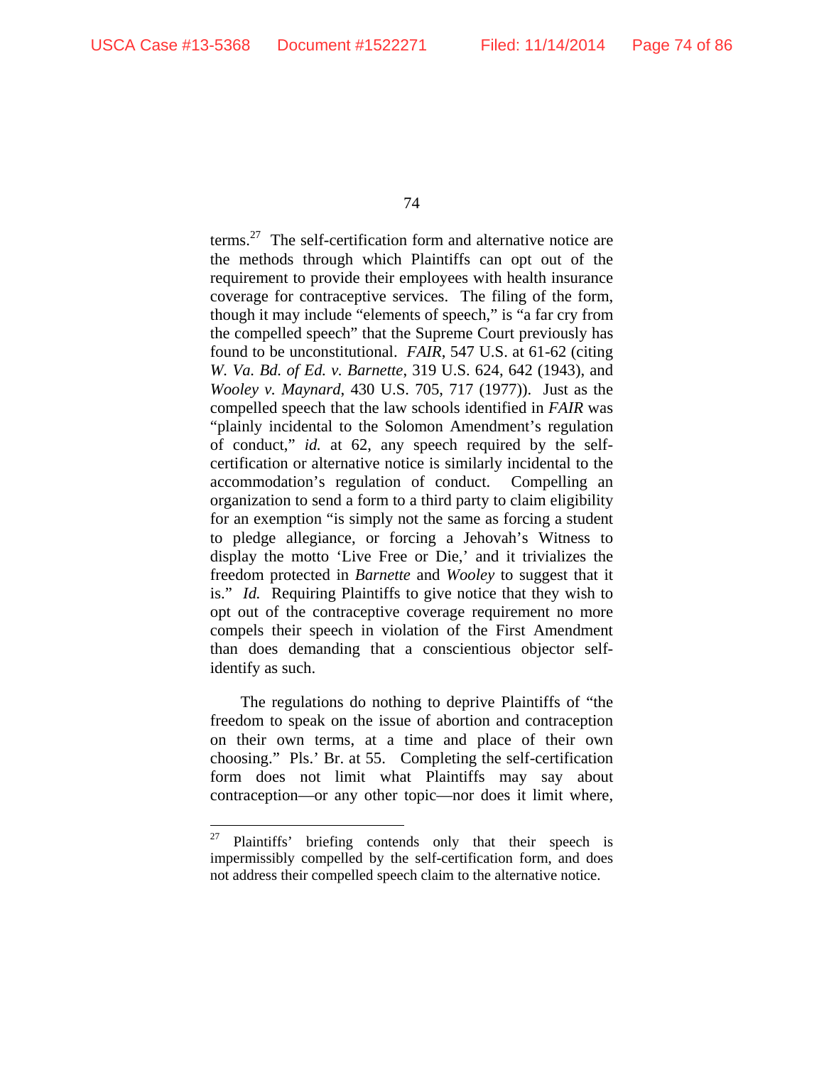terms.[27] The self-certification form and alternative notice are the methods through which Plaintiffs can opt out of the requirement to provide their employees with health insurance coverage for contraceptive services. The filing of the form, though it may include "elements of speech," is "a far cry from the compelled speech" that the Supreme Court previously has found to be unconstitutional. *FAIR*, 547 U.S. at 61-62 (citing *W. Va. Bd. of Ed. v. Barnette*, 319 U.S. 624, 642 (1943), and *Wooley v. Maynard*, 430 U.S. 705, 717 (1977)). Just as the compelled speech that the law schools identified in *FAIR* was "plainly incidental to the Solomon Amendment's regulation of conduct," *id.* at 62, any speech required by the self-certification or alternative notice is similarly incidental to the accommodation's regulation of conduct. Compelling an organization to send a form to a third party to claim eligibility for an exemption "is simply not the same as forcing a student to pledge allegiance, or forcing a Jehovah's Witness to display the motto 'Live Free or Die,' and it trivializes the freedom protected in *Barnette* and *Wooley* to suggest that it is." *Id.* Requiring Plaintiffs to give notice that they wish to opt out of the contraceptive coverage requirement no more compels their speech in violation of the First Amendment than does demanding that a conscientious objector self-identify as such.

The regulations do nothing to deprive Plaintiffs of "the freedom to speak on the issue of abortion and contraception on their own terms, at a time and place of their own choosing." Pls.' Br. at 55. Completing the self-certification form does not limit what Plaintiffs may say about contraception—or any other topic—nor does it limit where,

---

[27] Plaintiffs' briefing contends only that their speech is impermissibly compelled by the self-certification form, and does not address their compelled speech claim to the alternative notice.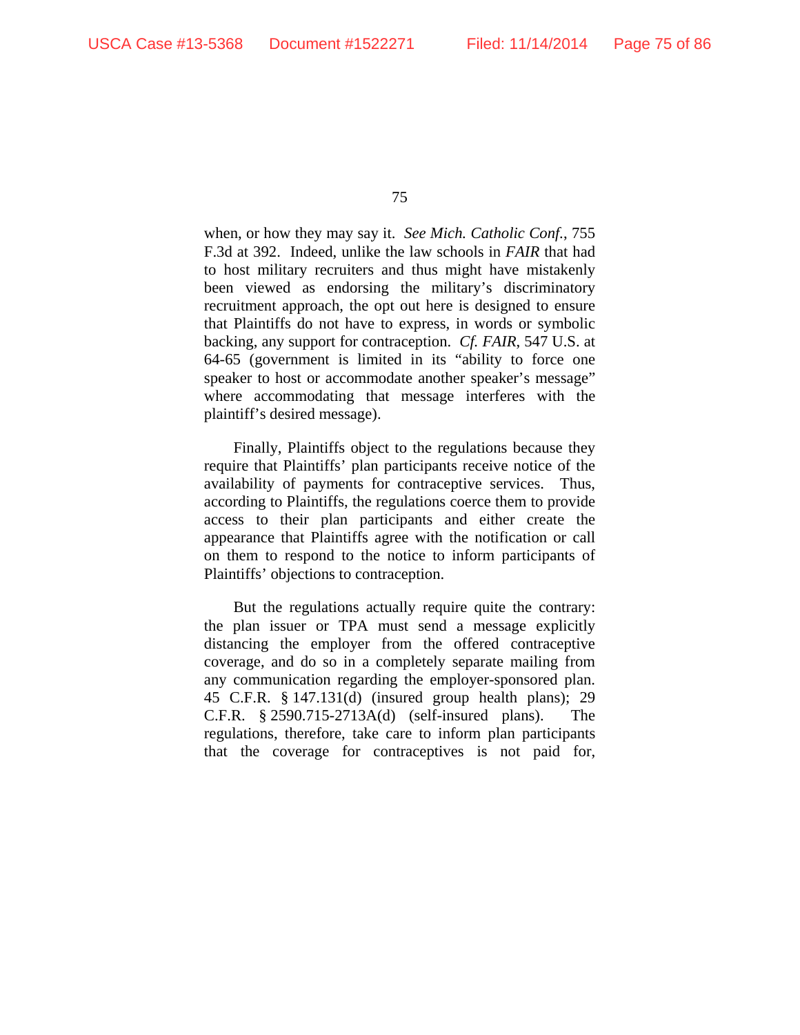when, or how they may say it. *See Mich. Catholic Conf.*, 755 F.3d at 392. Indeed, unlike the law schools in *FAIR* that had to host military recruiters and thus might have mistakenly been viewed as endorsing the military's discriminatory recruitment approach, the opt out here is designed to ensure that Plaintiffs do not have to express, in words or symbolic backing, any support for contraception. *Cf. FAIR*, 547 U.S. at 64-65 (government is limited in its "ability to force one speaker to host or accommodate another speaker's message" where accommodating that message interferes with the plaintiff's desired message).

Finally, Plaintiffs object to the regulations because they require that Plaintiffs' plan participants receive notice of the availability of payments for contraceptive services. Thus, according to Plaintiffs, the regulations coerce them to provide access to their plan participants and either create the appearance that Plaintiffs agree with the notification or call on them to respond to the notice to inform participants of Plaintiffs' objections to contraception.

But the regulations actually require quite the contrary: the plan issuer or TPA must send a message explicitly distancing the employer from the offered contraceptive coverage, and do so in a completely separate mailing from any communication regarding the employer-sponsored plan. 45 C.F.R. § 147.131(d) (insured group health plans); 29 C.F.R. § 2590.715-2713A(d) (self-insured plans). The regulations, therefore, take care to inform plan participants that the coverage for contraceptives is not paid for,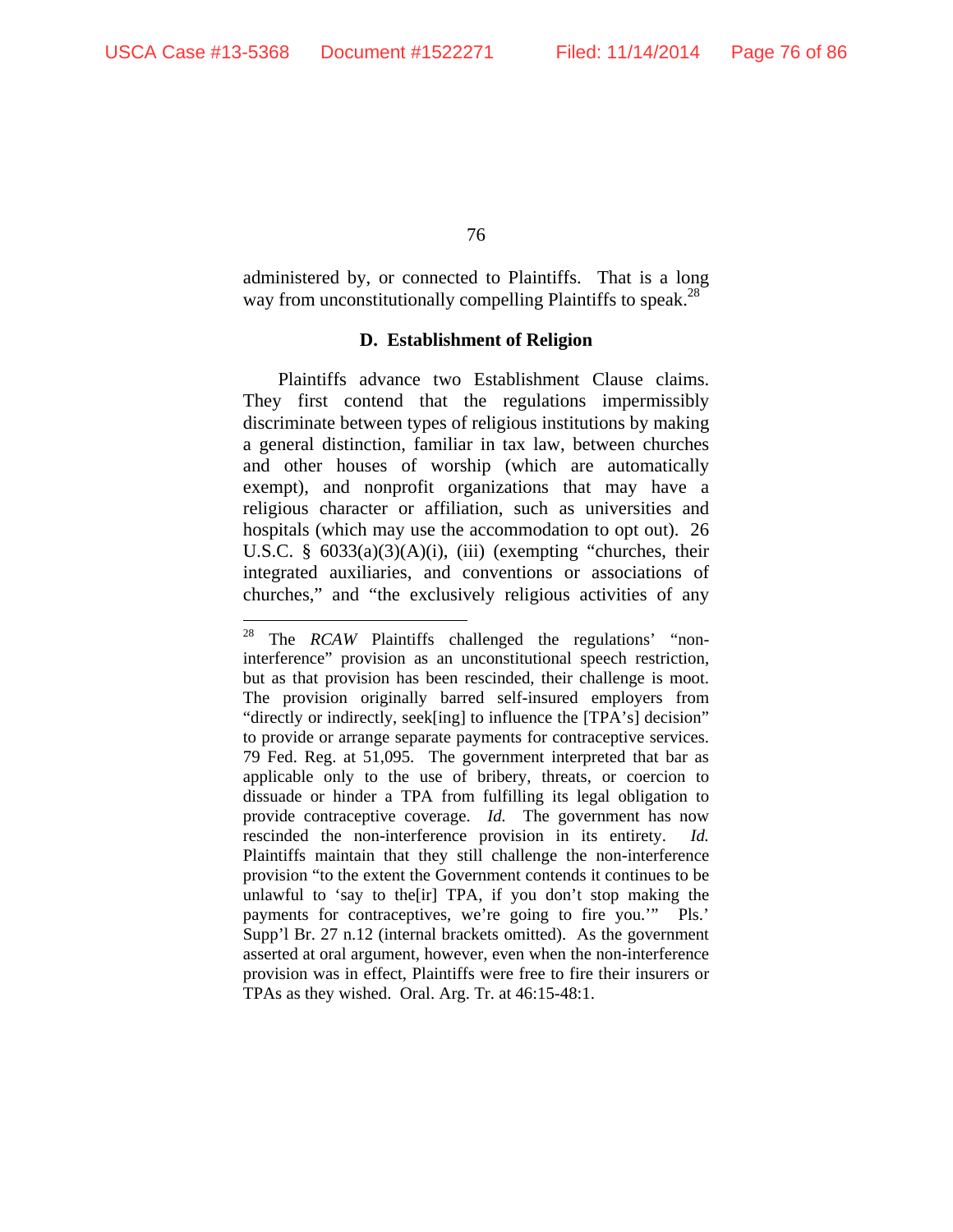administered by, or connected to Plaintiffs. That is a long way from unconstitutionally compelling Plaintiffs to speak.[28]

### D. Establishment of Religion

Plaintiffs advance two Establishment Clause claims. They first contend that the regulations impermissibly discriminate between types of religious institutions by making a general distinction, familiar in tax law, between churches and other houses of worship (which are automatically exempt), and nonprofit organizations that may have a religious character or affiliation, such as universities and hospitals (which may use the accommodation to opt out). 26 U.S.C. § 6033(a)(3)(A)(i), (iii) (exempting "churches, their integrated auxiliaries, and conventions or associations of churches," and "the exclusively religious activities of any

---

[28] The *RCAW* Plaintiffs challenged the regulations' "non-interference" provision as an unconstitutional speech restriction, but as that provision has been rescinded, their challenge is moot. The provision originally barred self-insured employers from "directly or indirectly, seek[ing] to influence the [TPA's] decision" to provide or arrange separate payments for contraceptive services. 79 Fed. Reg. at 51,095. The government interpreted that bar as applicable only to the use of bribery, threats, or coercion to dissuade or hinder a TPA from fulfilling its legal obligation to provide contraceptive coverage. *Id.* The government has now rescinded the non-interference provision in its entirety. *Id.* Plaintiffs maintain that they still challenge the non-interference provision "to the extent the Government contends it continues to be unlawful to 'say to the[ir] TPA, if you don't stop making the payments for contraceptives, we're going to fire you.'" Pls.' Supp'l Br. 27 n.12 (internal brackets omitted). As the government asserted at oral argument, however, even when the non-interference provision was in effect, Plaintiffs were free to fire their insurers or TPAs as they wished. Oral. Arg. Tr. at 46:15-48:1.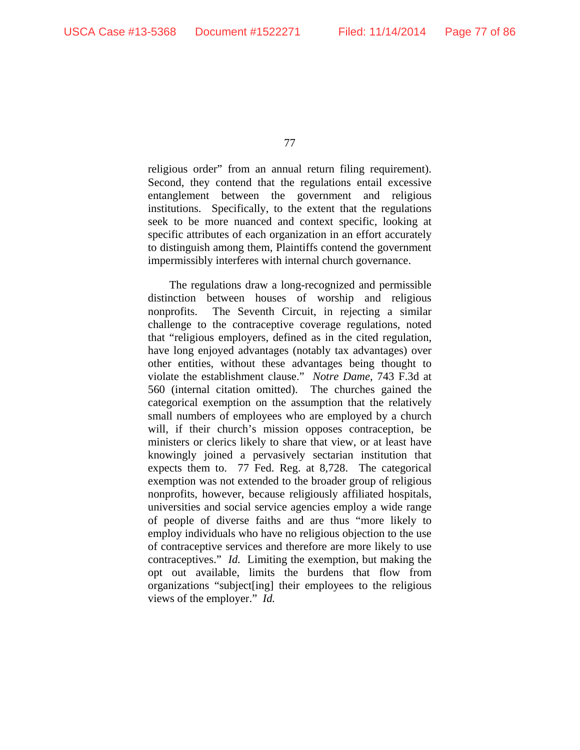religious order" from an annual return filing requirement). Second, they contend that the regulations entail excessive entanglement between the government and religious institutions. Specifically, to the extent that the regulations seek to be more nuanced and context specific, looking at specific attributes of each organization in an effort accurately to distinguish among them, Plaintiffs contend the government impermissibly interferes with internal church governance.

The regulations draw a long-recognized and permissible distinction between houses of worship and religious nonprofits. The Seventh Circuit, in rejecting a similar challenge to the contraceptive coverage regulations, noted that "religious employers, defined as in the cited regulation, have long enjoyed advantages (notably tax advantages) over other entities, without these advantages being thought to violate the establishment clause." *Notre Dame*, 743 F.3d at 560 (internal citation omitted). The churches gained the categorical exemption on the assumption that the relatively small numbers of employees who are employed by a church will, if their church's mission opposes contraception, be ministers or clerics likely to share that view, or at least have knowingly joined a pervasively sectarian institution that expects them to. 77 Fed. Reg. at 8,728. The categorical exemption was not extended to the broader group of religious nonprofits, however, because religiously affiliated hospitals, universities and social service agencies employ a wide range of people of diverse faiths and are thus "more likely to employ individuals who have no religious objection to the use of contraceptive services and therefore are more likely to use contraceptives." *Id.* Limiting the exemption, but making the opt out available, limits the burdens that flow from organizations "subject[ing] their employees to the religious views of the employer." *Id.*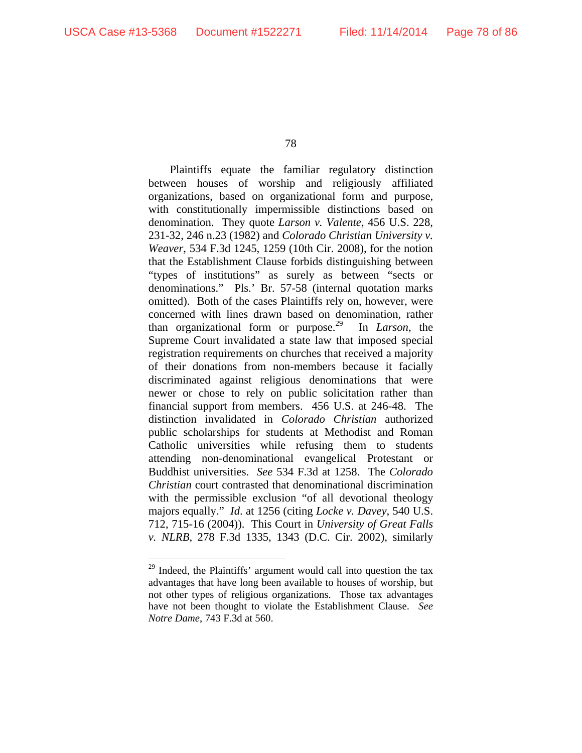Plaintiffs equate the familiar regulatory distinction between houses of worship and religiously affiliated organizations, based on organizational form and purpose, with constitutionally impermissible distinctions based on denomination. They quote *Larson v. Valente*, 456 U.S. 228, 231-32, 246 n.23 (1982) and *Colorado Christian University v. Weaver*, 534 F.3d 1245, 1259 (10th Cir. 2008), for the notion that the Establishment Clause forbids distinguishing between "types of institutions" as surely as between "sects or denominations." Pls.' Br. 57-58 (internal quotation marks omitted). Both of the cases Plaintiffs rely on, however, were concerned with lines drawn based on denomination, rather than organizational form or purpose.[29] In *Larson*, the Supreme Court invalidated a state law that imposed special registration requirements on churches that received a majority of their donations from non-members because it facially discriminated against religious denominations that were newer or chose to rely on public solicitation rather than financial support from members. 456 U.S. at 246-48. The distinction invalidated in *Colorado Christian* authorized public scholarships for students at Methodist and Roman Catholic universities while refusing them to students attending non-denominational evangelical Protestant or Buddhist universities. *See* 534 F.3d at 1258. The *Colorado Christian* court contrasted that denominational discrimination with the permissible exclusion "of all devotional theology majors equally." *Id.* at 1256 (citing *Locke v. Davey*, 540 U.S. 712, 715-16 (2004)). This Court in *University of Great Falls v. NLRB*, 278 F.3d 1335, 1343 (D.C. Cir. 2002), similarly

[29] Indeed, the Plaintiffs' argument would call into question the tax advantages that have long been available to houses of worship, but not other types of religious organizations. Those tax advantages have not been thought to violate the Establishment Clause. *See Notre Dame*, 743 F.3d at 560.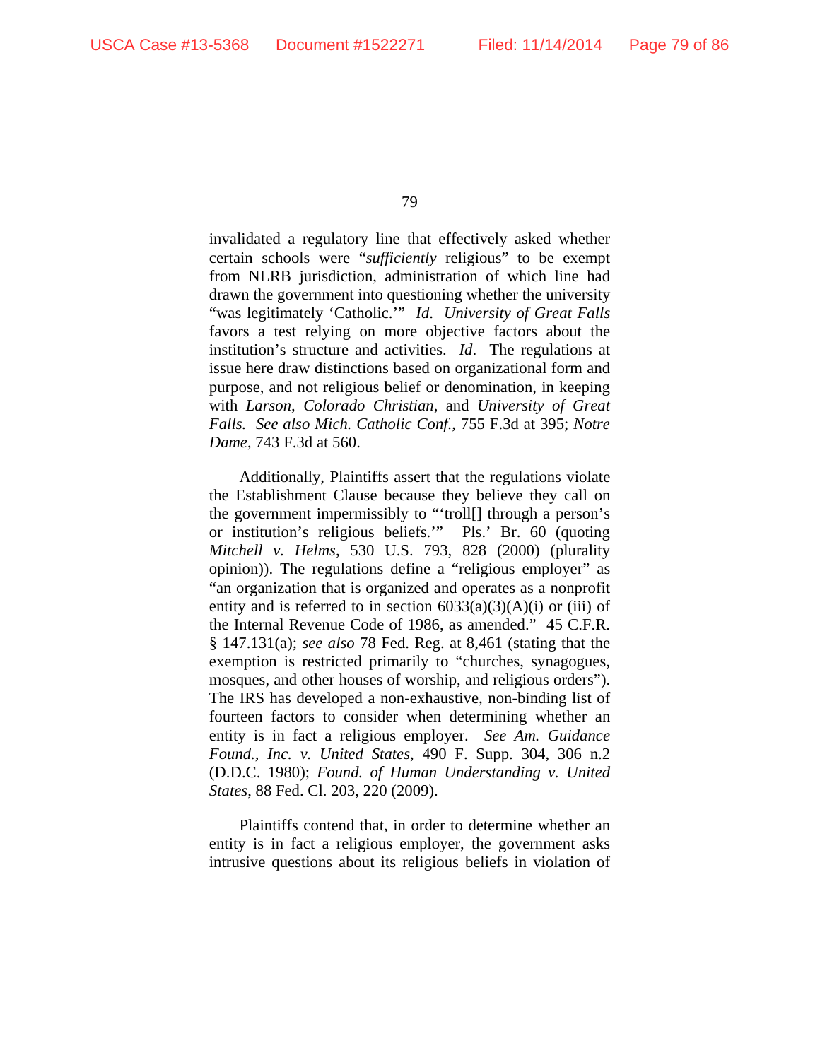invalidated a regulatory line that effectively asked whether certain schools were "*sufficiently* religious" to be exempt from NLRB jurisdiction, administration of which line had drawn the government into questioning whether the university "was legitimately 'Catholic.'" *Id*. *University of Great Falls* favors a test relying on more objective factors about the institution's structure and activities. *Id*. The regulations at issue here draw distinctions based on organizational form and purpose, and not religious belief or denomination, in keeping with *Larson*, *Colorado Christian*, and *University of Great Falls. See also Mich. Catholic Conf.*, 755 F.3d at 395; *Notre Dame*, 743 F.3d at 560.

Additionally, Plaintiffs assert that the regulations violate the Establishment Clause because they believe they call on the government impermissibly to "'troll[] through a person's or institution's religious beliefs.'" Pls.' Br. 60 (quoting *Mitchell v. Helms*, 530 U.S. 793, 828 (2000) (plurality opinion)). The regulations define a "religious employer" as "an organization that is organized and operates as a nonprofit entity and is referred to in section 6033(a)(3)(A)(i) or (iii) of the Internal Revenue Code of 1986, as amended." 45 C.F.R. § 147.131(a); *see also* 78 Fed. Reg. at 8,461 (stating that the exemption is restricted primarily to "churches, synagogues, mosques, and other houses of worship, and religious orders"). The IRS has developed a non-exhaustive, non-binding list of fourteen factors to consider when determining whether an entity is in fact a religious employer. *See Am. Guidance Found., Inc. v. United States*, 490 F. Supp. 304, 306 n.2 (D.D.C. 1980); *Found. of Human Understanding v. United States*, 88 Fed. Cl. 203, 220 (2009).

Plaintiffs contend that, in order to determine whether an entity is in fact a religious employer, the government asks intrusive questions about its religious beliefs in violation of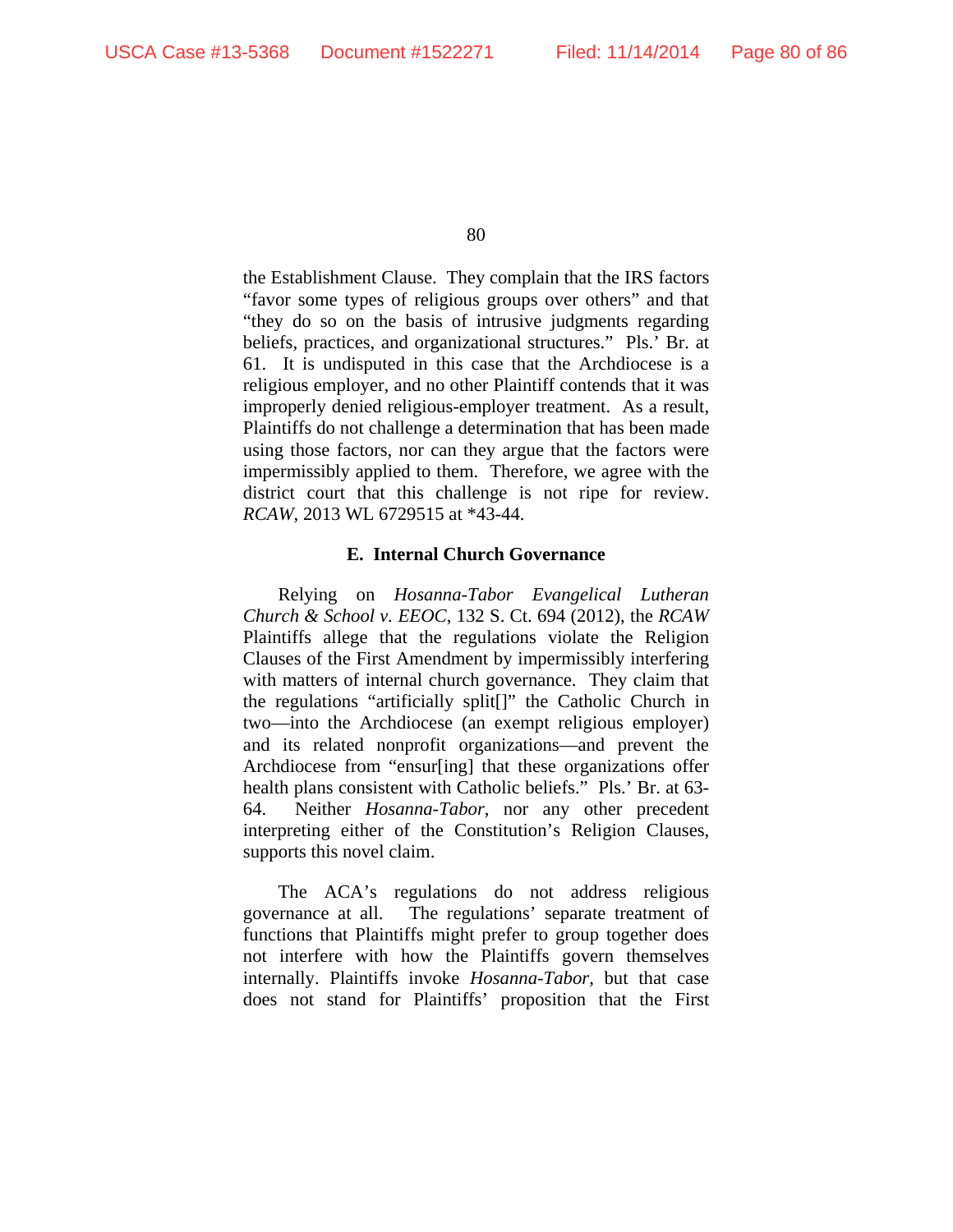the Establishment Clause. They complain that the IRS factors "favor some types of religious groups over others" and that "they do so on the basis of intrusive judgments regarding beliefs, practices, and organizational structures." Pls.' Br. at 61. It is undisputed in this case that the Archdiocese is a religious employer, and no other Plaintiff contends that it was improperly denied religious-employer treatment. As a result, Plaintiffs do not challenge a determination that has been made using those factors, nor can they argue that the factors were impermissibly applied to them. Therefore, we agree with the district court that this challenge is not ripe for review. *RCAW*, 2013 WL 6729515 at *43-44.

### E. Internal Church Governance

Relying on *Hosanna-Tabor Evangelical Lutheran Church & School v. EEOC*, 132 S. Ct. 694 (2012), the *RCAW* Plaintiffs allege that the regulations violate the Religion Clauses of the First Amendment by impermissibly interfering with matters of internal church governance. They claim that the regulations "artificially split[]" the Catholic Church in two—into the Archdiocese (an exempt religious employer) and its related nonprofit organizations—and prevent the Archdiocese from "ensur[ing] that these organizations offer health plans consistent with Catholic beliefs." Pls.' Br. at 63-64. Neither *Hosanna-Tabor*, nor any other precedent interpreting either of the Constitution's Religion Clauses, supports this novel claim.

The ACA's regulations do not address religious governance at all. The regulations' separate treatment of functions that Plaintiffs might prefer to group together does not interfere with how the Plaintiffs govern themselves internally. Plaintiffs invoke *Hosanna-Tabor*, but that case does not stand for Plaintiffs' proposition that the First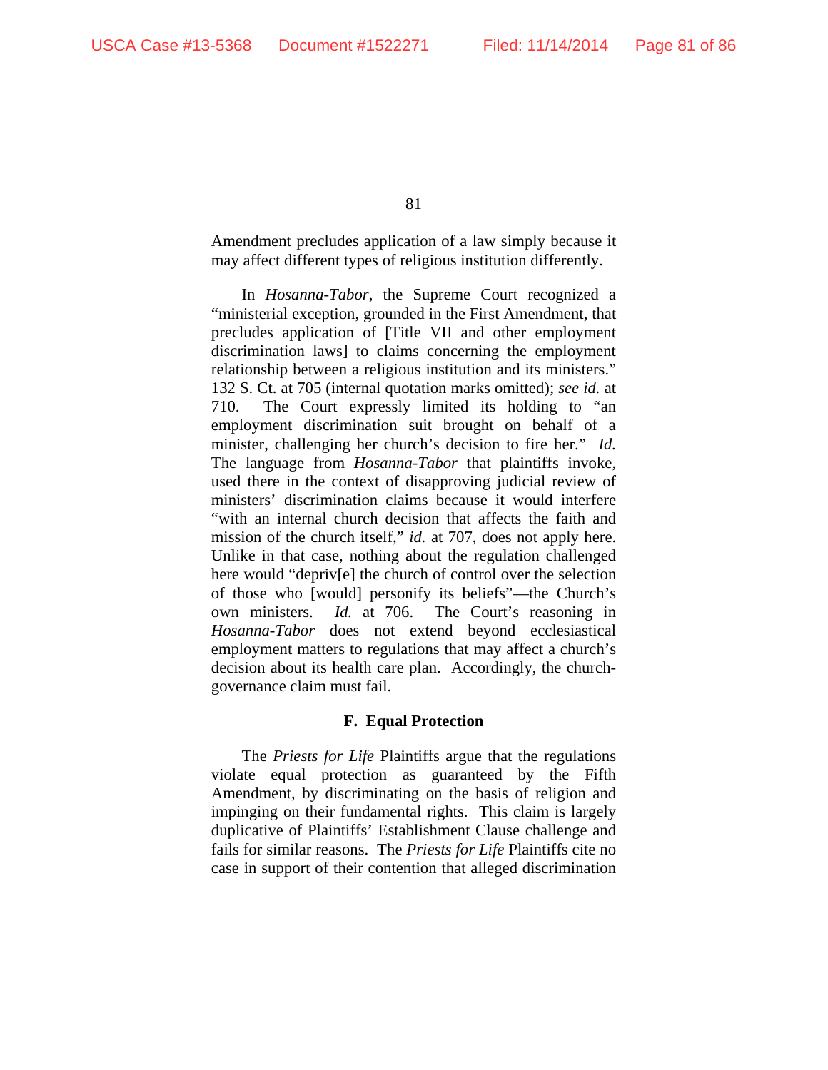Amendment precludes application of a law simply because it may affect different types of religious institution differently.

In *Hosanna-Tabor*, the Supreme Court recognized a "ministerial exception, grounded in the First Amendment, that precludes application of [Title VII and other employment discrimination laws] to claims concerning the employment relationship between a religious institution and its ministers." 132 S. Ct. at 705 (internal quotation marks omitted); *see id.* at 710. The Court expressly limited its holding to "an employment discrimination suit brought on behalf of a minister, challenging her church's decision to fire her." *Id.* The language from *Hosanna-Tabor* that plaintiffs invoke, used there in the context of disapproving judicial review of ministers' discrimination claims because it would interfere "with an internal church decision that affects the faith and mission of the church itself," *id.* at 707, does not apply here. Unlike in that case, nothing about the regulation challenged here would "depriv[e] the church of control over the selection of those who [would] personify its beliefs"—the Church's own ministers. *Id.* at 706. The Court's reasoning in *Hosanna-Tabor* does not extend beyond ecclesiastical employment matters to regulations that may affect a church's decision about its health care plan. Accordingly, the church-governance claim must fail.

### F. Equal Protection

The *Priests for Life* Plaintiffs argue that the regulations violate equal protection as guaranteed by the Fifth Amendment, by discriminating on the basis of religion and impinging on their fundamental rights. This claim is largely duplicative of Plaintiffs' Establishment Clause challenge and fails for similar reasons. The *Priests for Life* Plaintiffs cite no case in support of their contention that alleged discrimination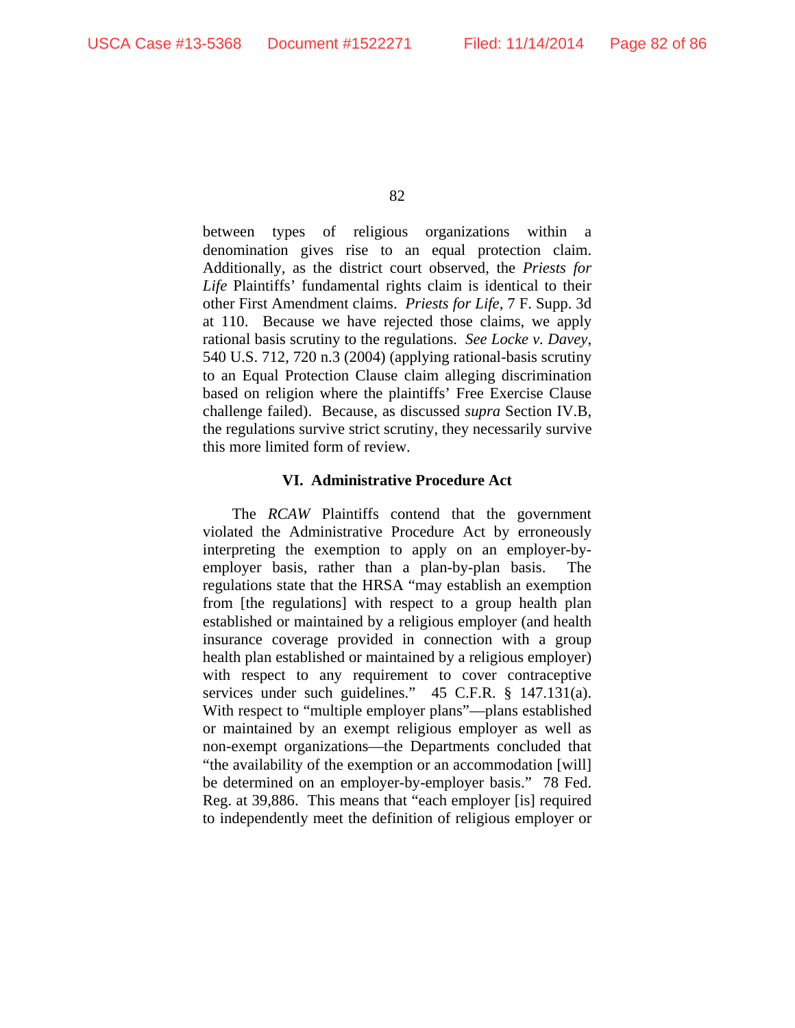between types of religious organizations within a denomination gives rise to an equal protection claim. Additionally, as the district court observed, the *Priests for Life* Plaintiffs' fundamental rights claim is identical to their other First Amendment claims. *Priests for Life*, 7 F. Supp. 3d at 110. Because we have rejected those claims, we apply rational basis scrutiny to the regulations. *See Locke v. Davey*, 540 U.S. 712, 720 n.3 (2004) (applying rational-basis scrutiny to an Equal Protection Clause claim alleging discrimination based on religion where the plaintiffs' Free Exercise Clause challenge failed). Because, as discussed *supra* Section IV.B, the regulations survive strict scrutiny, they necessarily survive this more limited form of review.

### VI. Administrative Procedure Act

The *RCAW* Plaintiffs contend that the government violated the Administrative Procedure Act by erroneously interpreting the exemption to apply on an employer-by-employer basis, rather than a plan-by-plan basis. The regulations state that the HRSA "may establish an exemption from [the regulations] with respect to a group health plan established or maintained by a religious employer (and health insurance coverage provided in connection with a group health plan established or maintained by a religious employer) with respect to any requirement to cover contraceptive services under such guidelines." 45 C.F.R. § 147.131(a). With respect to "multiple employer plans"—plans established or maintained by an exempt religious employer as well as non-exempt organizations—the Departments concluded that "the availability of the exemption or an accommodation [will] be determined on an employer-by-employer basis." 78 Fed. Reg. at 39,886. This means that "each employer [is] required to independently meet the definition of religious employer or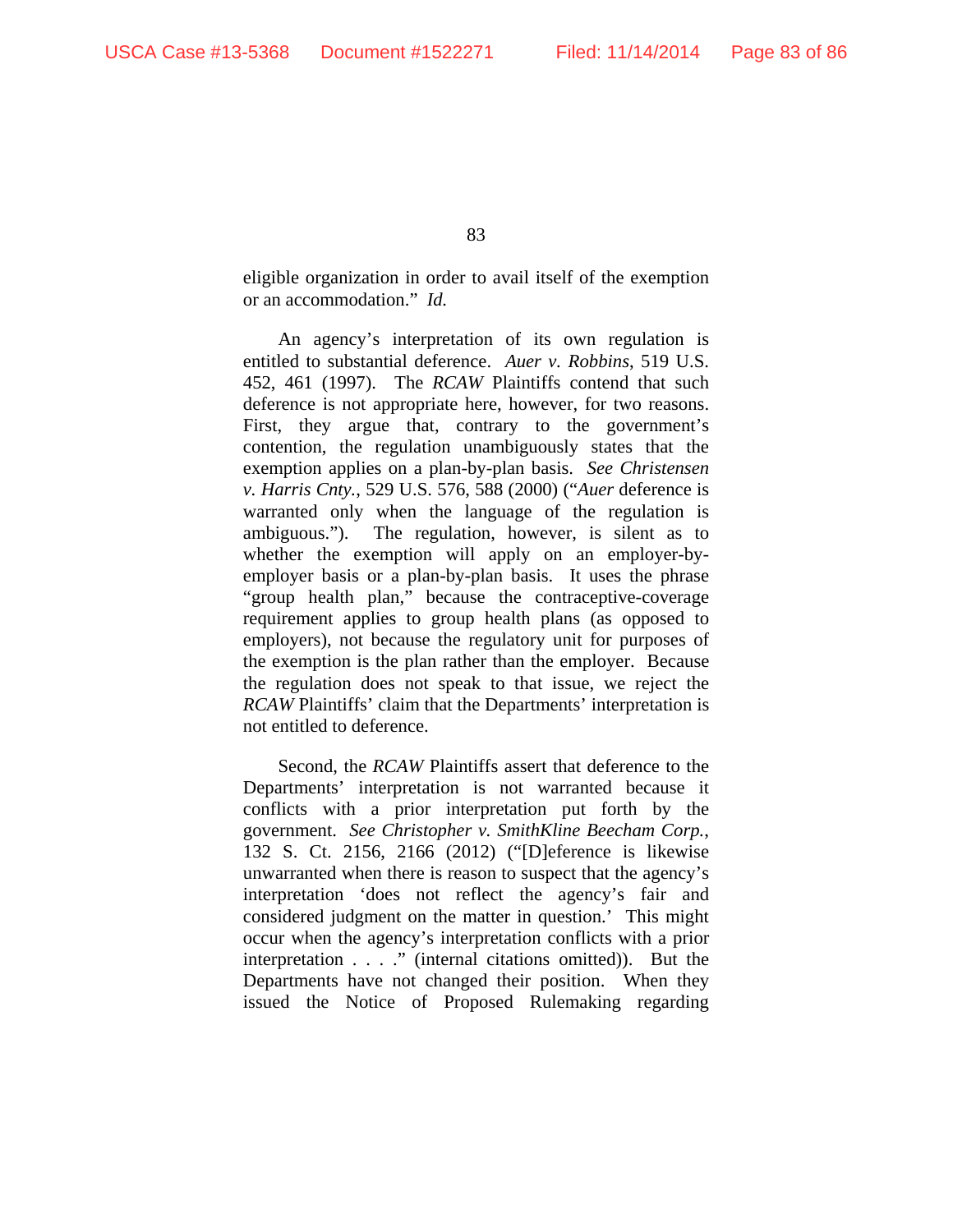eligible organization in order to avail itself of the exemption or an accommodation." *Id.*

An agency's interpretation of its own regulation is entitled to substantial deference. *Auer v. Robbins*, 519 U.S. 452, 461 (1997). The *RCAW* Plaintiffs contend that such deference is not appropriate here, however, for two reasons. First, they argue that, contrary to the government's contention, the regulation unambiguously states that the exemption applies on a plan-by-plan basis. *See Christensen v. Harris Cnty.*, 529 U.S. 576, 588 (2000) ("*Auer* deference is warranted only when the language of the regulation is ambiguous."). The regulation, however, is silent as to whether the exemption will apply on an employer-by-employer basis or a plan-by-plan basis. It uses the phrase "group health plan," because the contraceptive-coverage requirement applies to group health plans (as opposed to employers), not because the regulatory unit for purposes of the exemption is the plan rather than the employer. Because the regulation does not speak to that issue, we reject the *RCAW* Plaintiffs' claim that the Departments' interpretation is not entitled to deference.

Second, the *RCAW* Plaintiffs assert that deference to the Departments' interpretation is not warranted because it conflicts with a prior interpretation put forth by the government. *See Christopher v. SmithKline Beecham Corp.*, 132 S. Ct. 2156, 2166 (2012) ("[D]eference is likewise unwarranted when there is reason to suspect that the agency's interpretation 'does not reflect the agency's fair and considered judgment on the matter in question.' This might occur when the agency's interpretation conflicts with a prior interpretation . . . ." (internal citations omitted)). But the Departments have not changed their position. When they issued the Notice of Proposed Rulemaking regarding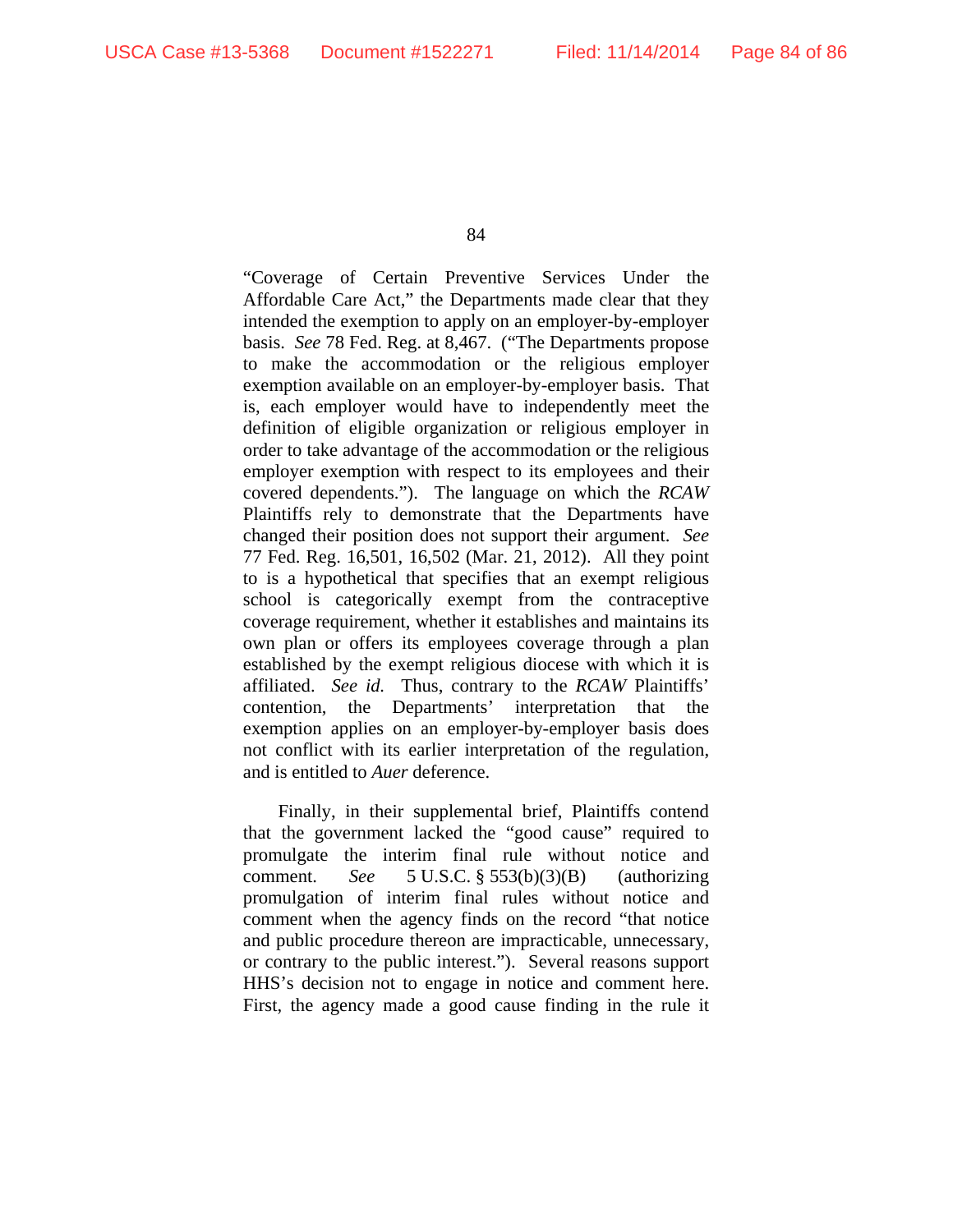"Coverage of Certain Preventive Services Under the Affordable Care Act," the Departments made clear that they intended the exemption to apply on an employer-by-employer basis. *See* 78 Fed. Reg. at 8,467. ("The Departments propose to make the accommodation or the religious employer exemption available on an employer-by-employer basis. That is, each employer would have to independently meet the definition of eligible organization or religious employer in order to take advantage of the accommodation or the religious employer exemption with respect to its employees and their covered dependents."). The language on which the *RCAW* Plaintiffs rely to demonstrate that the Departments have changed their position does not support their argument. *See* 77 Fed. Reg. 16,501, 16,502 (Mar. 21, 2012). All they point to is a hypothetical that specifies that an exempt religious school is categorically exempt from the contraceptive coverage requirement, whether it establishes and maintains its own plan or offers its employees coverage through a plan established by the exempt religious diocese with which it is affiliated. *See id.* Thus, contrary to the *RCAW* Plaintiffs' contention, the Departments' interpretation that the exemption applies on an employer-by-employer basis does not conflict with its earlier interpretation of the regulation, and is entitled to *Auer* deference.

Finally, in their supplemental brief, Plaintiffs contend that the government lacked the "good cause" required to promulgate the interim final rule without notice and comment. *See* 5 U.S.C. § 553(b)(3)(B) (authorizing promulgation of interim final rules without notice and comment when the agency finds on the record "that notice and public procedure thereon are impracticable, unnecessary, or contrary to the public interest."). Several reasons support HHS's decision not to engage in notice and comment here. First, the agency made a good cause finding in the rule it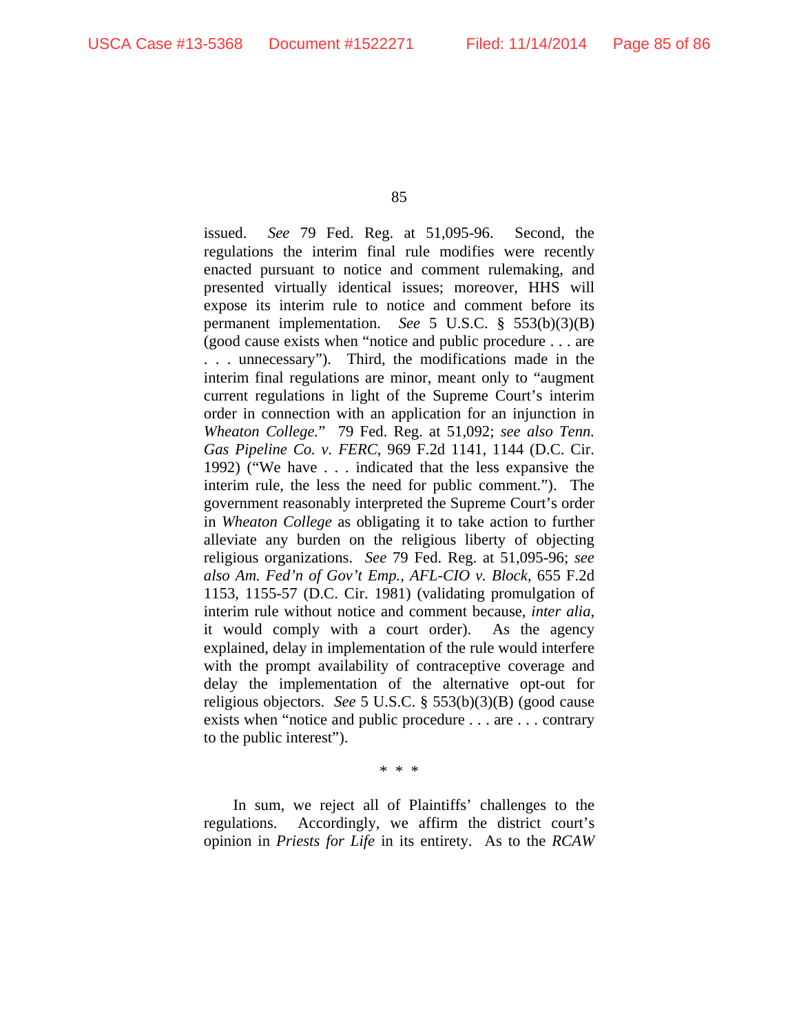issued. *See* 79 Fed. Reg. at 51,095-96. Second, the regulations the interim final rule modifies were recently enacted pursuant to notice and comment rulemaking, and presented virtually identical issues; moreover, HHS will expose its interim rule to notice and comment before its permanent implementation. *See* 5 U.S.C. § 553(b)(3)(B) (good cause exists when "notice and public procedure . . . are . . . unnecessary"). Third, the modifications made in the interim final regulations are minor, meant only to "augment current regulations in light of the Supreme Court's interim order in connection with an application for an injunction in *Wheaton College*." 79 Fed. Reg. at 51,092; *see also Tenn. Gas Pipeline Co. v. FERC*, 969 F.2d 1141, 1144 (D.C. Cir. 1992) ("We have . . . indicated that the less expansive the interim rule, the less the need for public comment."). The government reasonably interpreted the Supreme Court's order in *Wheaton College* as obligating it to take action to further alleviate any burden on the religious liberty of objecting religious organizations. *See* 79 Fed. Reg. at 51,095-96; *see also Am. Fed'n of Gov't Emp., AFL-CIO v. Block*, 655 F.2d 1153, 1155-57 (D.C. Cir. 1981) (validating promulgation of interim rule without notice and comment because, *inter alia*, it would comply with a court order). As the agency explained, delay in implementation of the rule would interfere with the prompt availability of contraceptive coverage and delay the implementation of the alternative opt-out for religious objectors. *See* 5 U.S.C. § 553(b)(3)(B) (good cause exists when "notice and public procedure . . . are . . . contrary to the public interest").

\* \* \*

In sum, we reject all of Plaintiffs' challenges to the regulations. Accordingly, we affirm the district court's opinion in *Priests for Life* in its entirety. As to the *RCAW*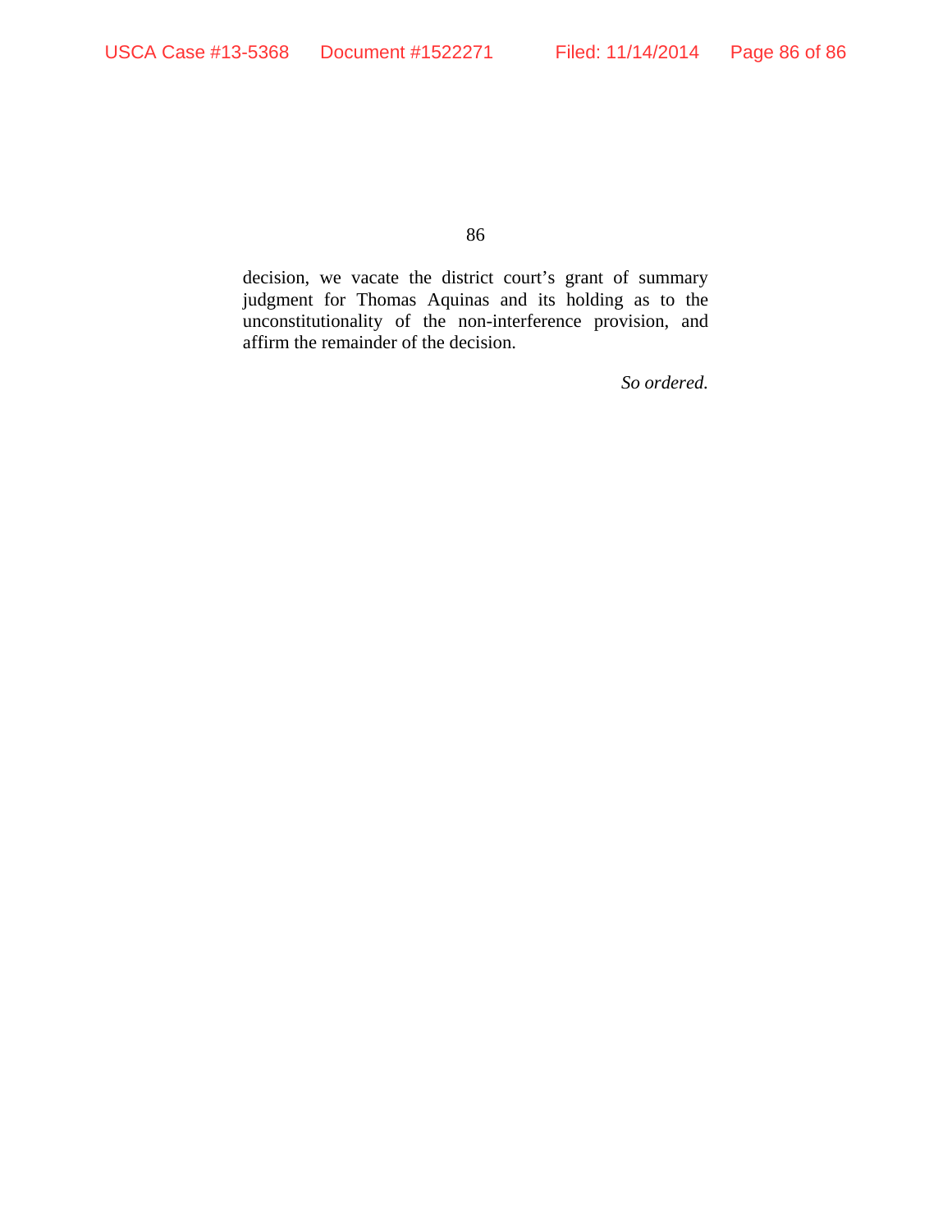decision, we vacate the district court's grant of summary judgment for Thomas Aquinas and its holding as to the unconstitutionality of the non-interference provision, and affirm the remainder of the decision.

*So ordered.*